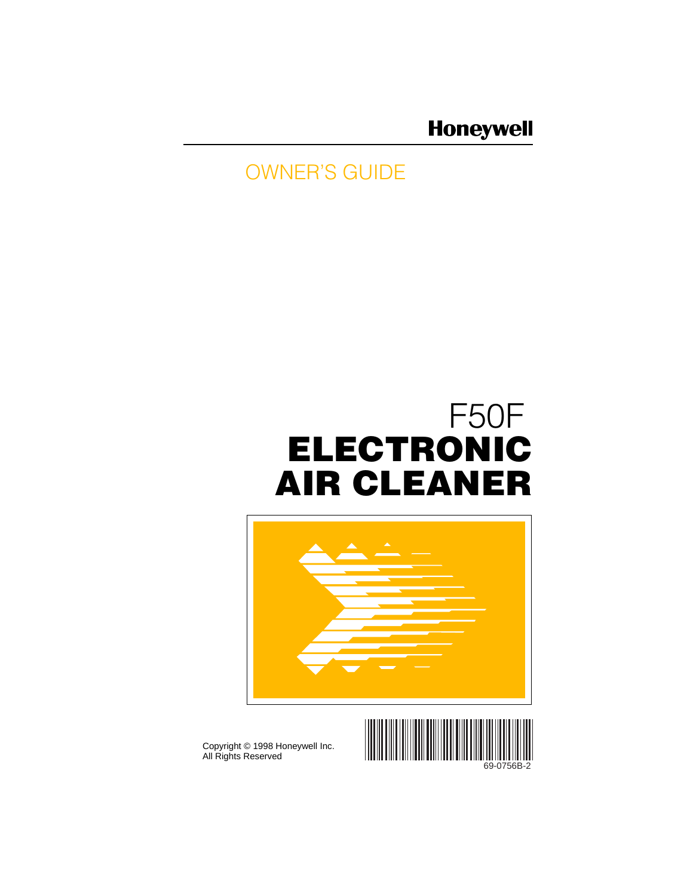Honeywell

OWNER'S GUIDE

# F50F

# ELECTRONIC AIR CLEANER

Copyright © 1998 Honeywell Inc.
All Rights Reserved

69-0756B-2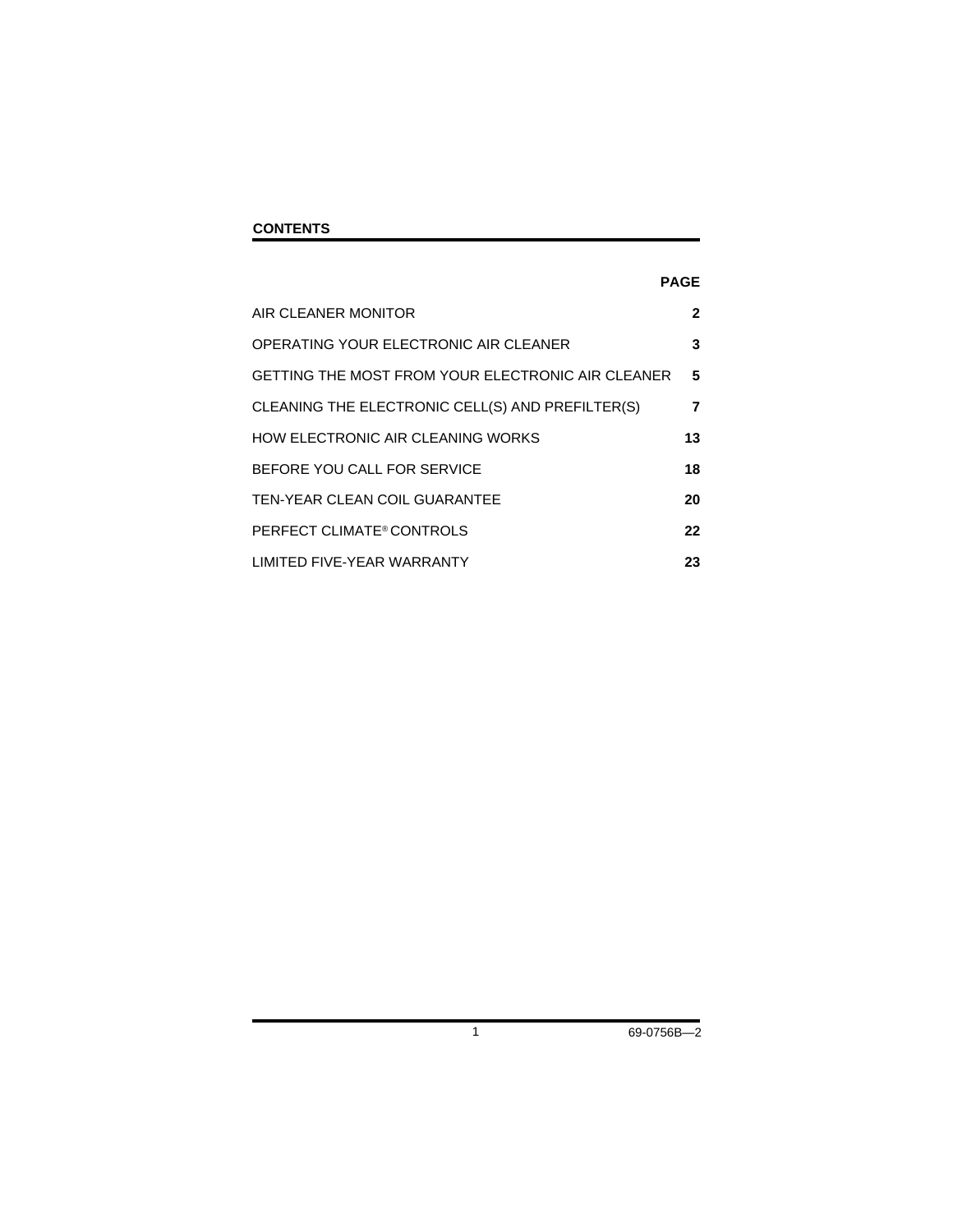## CONTENTS

| | PAGE |
|---|---|
| AIR CLEANER MONITOR | 2 |
| OPERATING YOUR ELECTRONIC AIR CLEANER | 3 |
| GETTING THE MOST FROM YOUR ELECTRONIC AIR CLEANER | 5 |
| CLEANING THE ELECTRONIC CELL(S) AND PREFILTER(S) | 7 |
| HOW ELECTRONIC AIR CLEANING WORKS | 13 |
| BEFORE YOU CALL FOR SERVICE | 18 |
| TEN-YEAR CLEAN COIL GUARANTEE | 20 |
| PERFECT CLIMATE® CONTROLS | 22 |
| LIMITED FIVE-YEAR WARRANTY | 23 |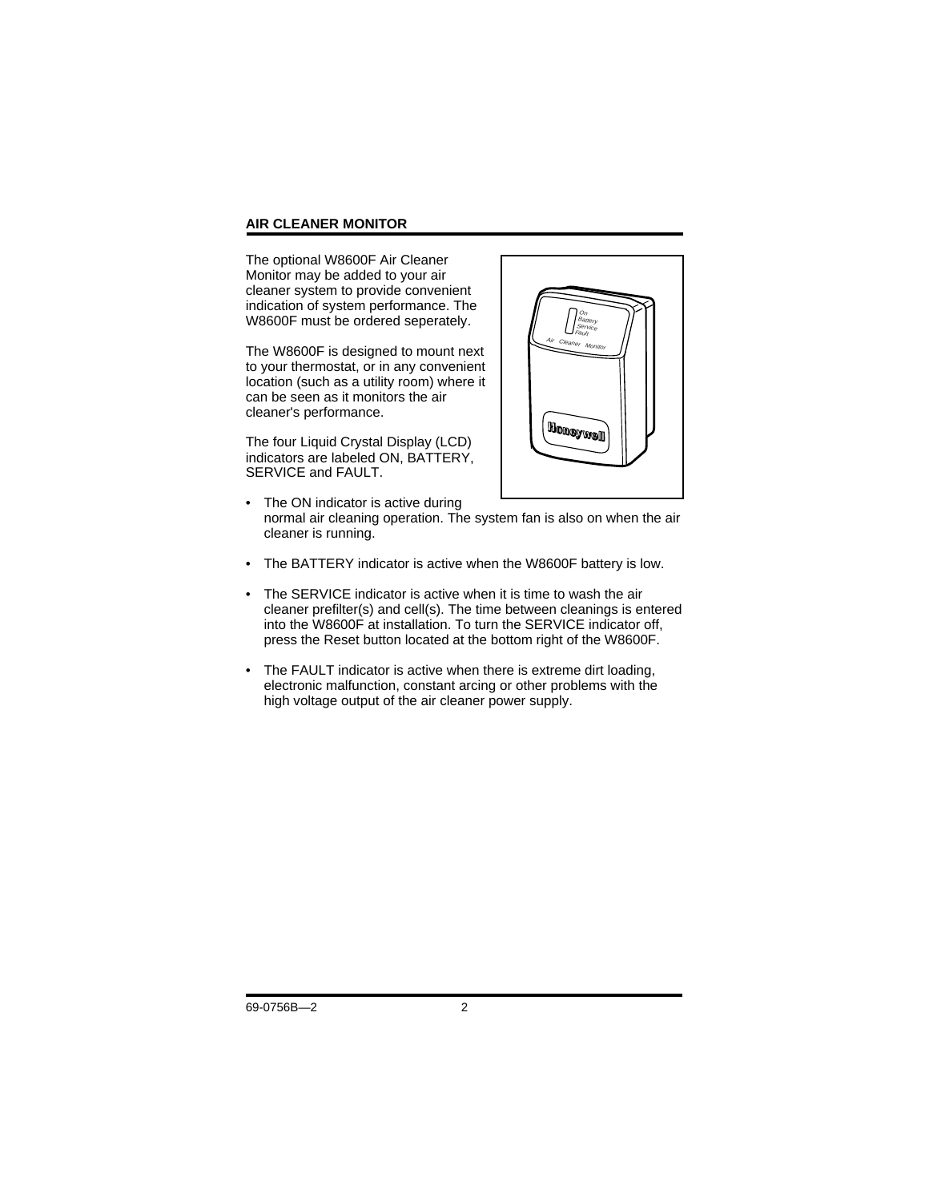## AIR CLEANER MONITOR

The optional W8600F Air Cleaner Monitor may be added to your air cleaner system to provide convenient indication of system performance. The W8600F must be ordered seperately.

The W8600F is designed to mount next to your thermostat, or in any convenient location (such as a utility room) where it can be seen as it monitors the air cleaner's performance.

The four Liquid Crystal Display (LCD) indicators are labeled ON, BATTERY, SERVICE and FAULT.

- The ON indicator is active during normal air cleaning operation. The system fan is also on when the air cleaner is running.
- The BATTERY indicator is active when the W8600F battery is low.
- The SERVICE indicator is active when it is time to wash the air cleaner prefilter(s) and cell(s). The time between cleanings is entered into the W8600F at installation. To turn the SERVICE indicator off, press the Reset button located at the bottom right of the W8600F.
- The FAULT indicator is active when there is extreme dirt loading, electronic malfunction, constant arcing or other problems with the high voltage output of the air cleaner power supply.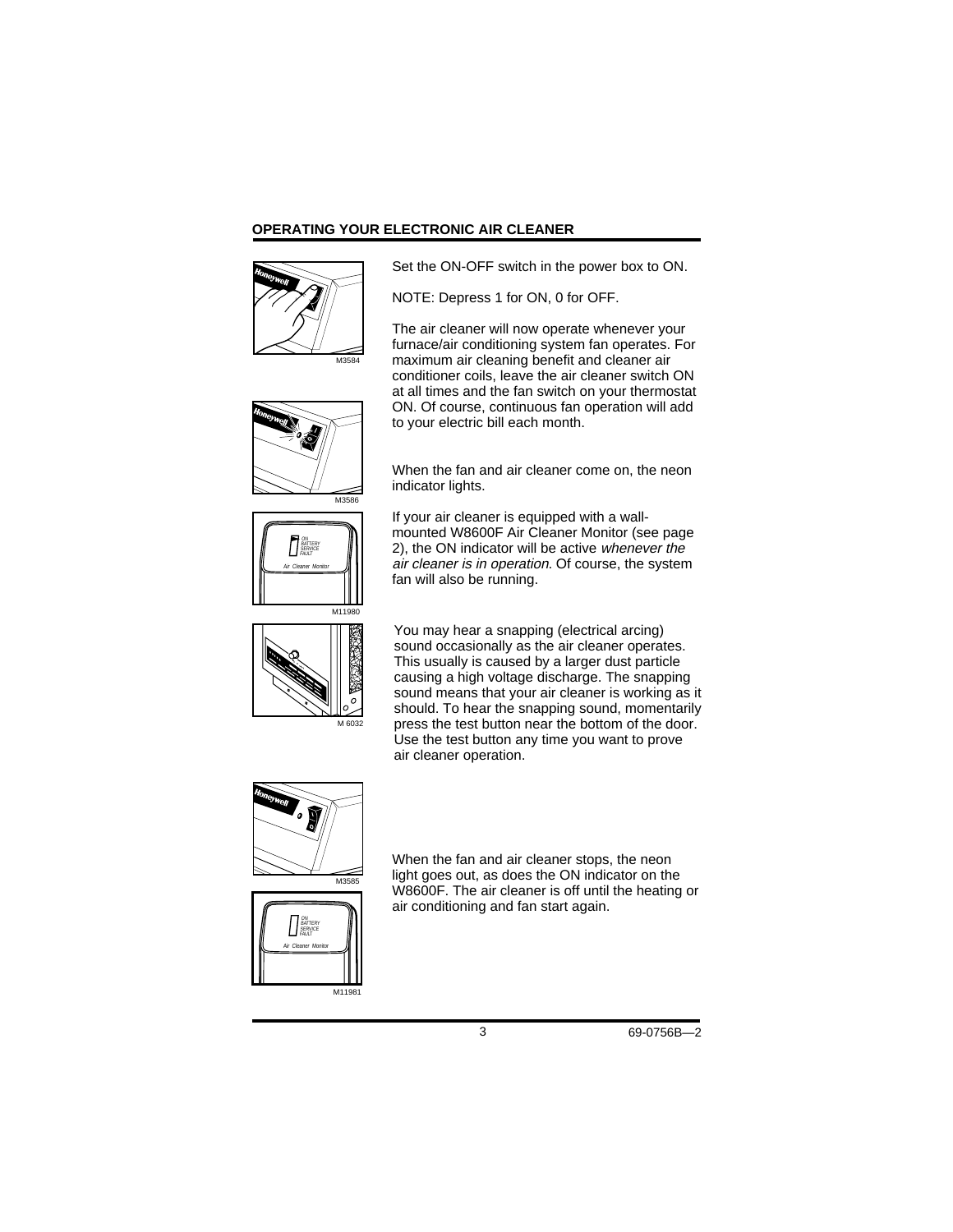## OPERATING YOUR ELECTRONIC AIR CLEANER

M3584

Set the ON-OFF switch in the power box to ON.

NOTE: Depress 1 for ON, 0 for OFF.

The air cleaner will now operate whenever your furnace/air conditioning system fan operates. For maximum air cleaning benefit and cleaner air conditioner coils, leave the air cleaner switch ON at all times and the fan switch on your thermostat ON. Of course, continuous fan operation will add to your electric bill each month.

M3586

When the fan and air cleaner come on, the neon indicator lights.

M11980

If your air cleaner is equipped with a wall-mounted W8600F Air Cleaner Monitor (see page 2), the ON indicator will be active *whenever the air cleaner is in operation*. Of course, the system fan will also be running.

M 6032

You may hear a snapping (electrical arcing) sound occasionally as the air cleaner operates. This usually is caused by a larger dust particle causing a high voltage discharge. The snapping sound means that your air cleaner is working as it should. To hear the snapping sound, momentarily press the test button near the bottom of the door. Use the test button any time you want to prove air cleaner operation.

M3585

M11981

When the fan and air cleaner stops, the neon light goes out, as does the ON indicator on the W8600F. The air cleaner is off until the heating or air conditioning and fan start again.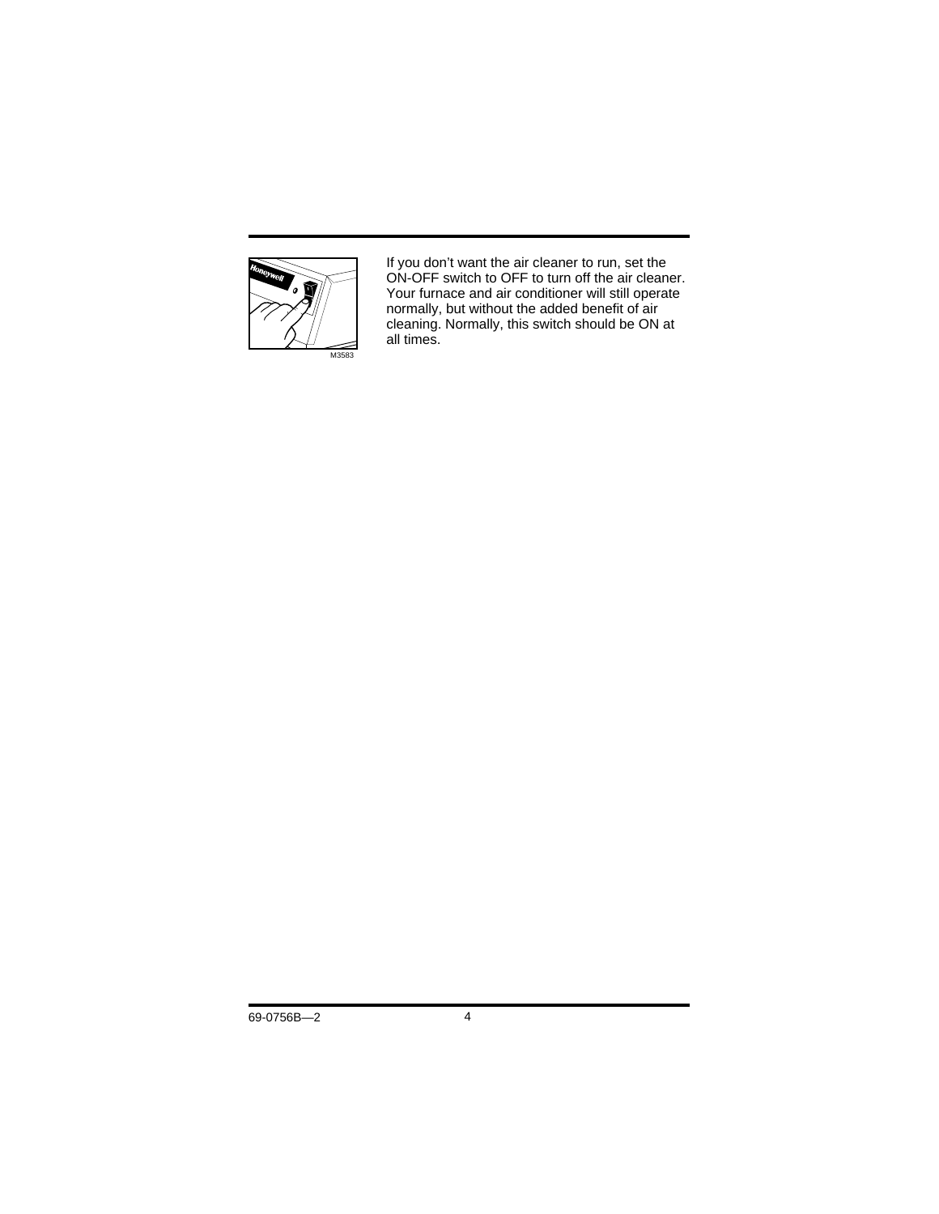If you don’t want the air cleaner to run, set the ON-OFF switch to OFF to turn off the air cleaner. Your furnace and air conditioner will still operate normally, but without the added benefit of air cleaning. Normally, this switch should be ON at all times.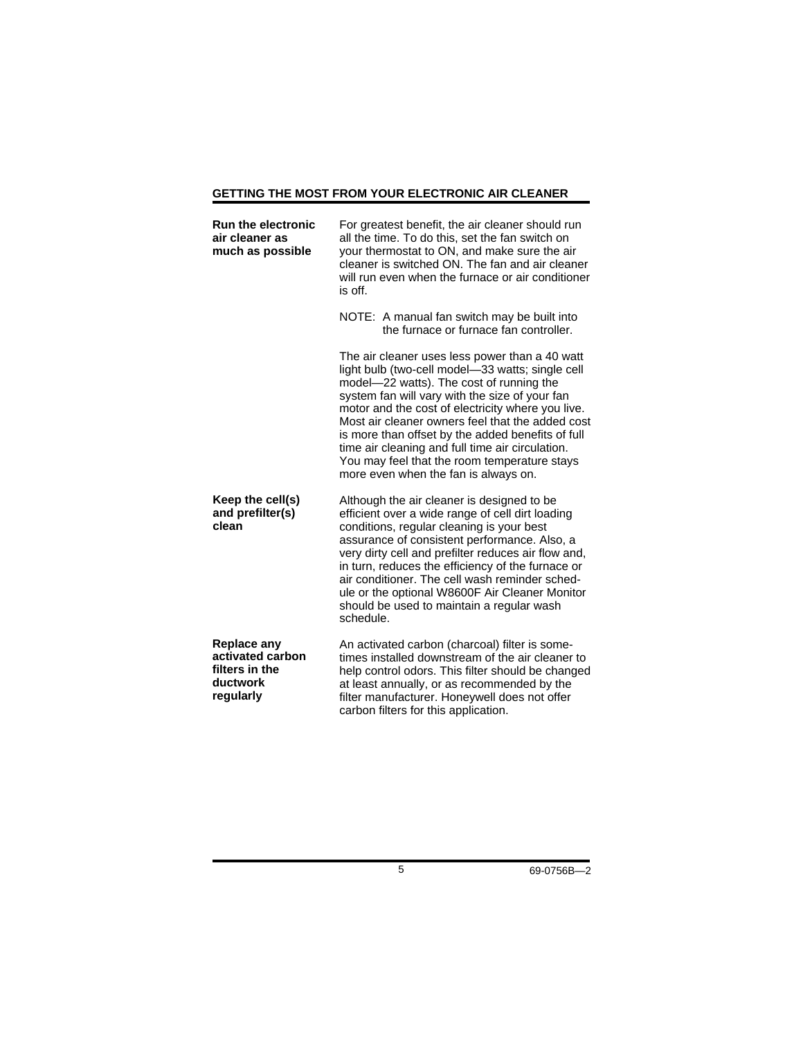## GETTING THE MOST FROM YOUR ELECTRONIC AIR CLEANER

**Run the electronic air cleaner as much as possible**

For greatest benefit, the air cleaner should run all the time. To do this, set the fan switch on your thermostat to ON, and make sure the air cleaner is switched ON. The fan and air cleaner will run even when the furnace or air conditioner is off.

NOTE: A manual fan switch may be built into the furnace or furnace fan controller.

The air cleaner uses less power than a 40 watt light bulb (two-cell model—33 watts; single cell model—22 watts). The cost of running the system fan will vary with the size of your fan motor and the cost of electricity where you live. Most air cleaner owners feel that the added cost is more than offset by the added benefits of full time air cleaning and full time air circulation. You may feel that the room temperature stays more even when the fan is always on.

**Keep the cell(s) and prefilter(s) clean**

Although the air cleaner is designed to be efficient over a wide range of cell dirt loading conditions, regular cleaning is your best assurance of consistent performance. Also, a very dirty cell and prefilter reduces air flow and, in turn, reduces the efficiency of the furnace or air conditioner. The cell wash reminder schedule or the optional W8600F Air Cleaner Monitor should be used to maintain a regular wash schedule.

**Replace any activated carbon filters in the ductwork regularly**

An activated carbon (charcoal) filter is sometimes installed downstream of the air cleaner to help control odors. This filter should be changed at least annually, or as recommended by the filter manufacturer. Honeywell does not offer carbon filters for this application.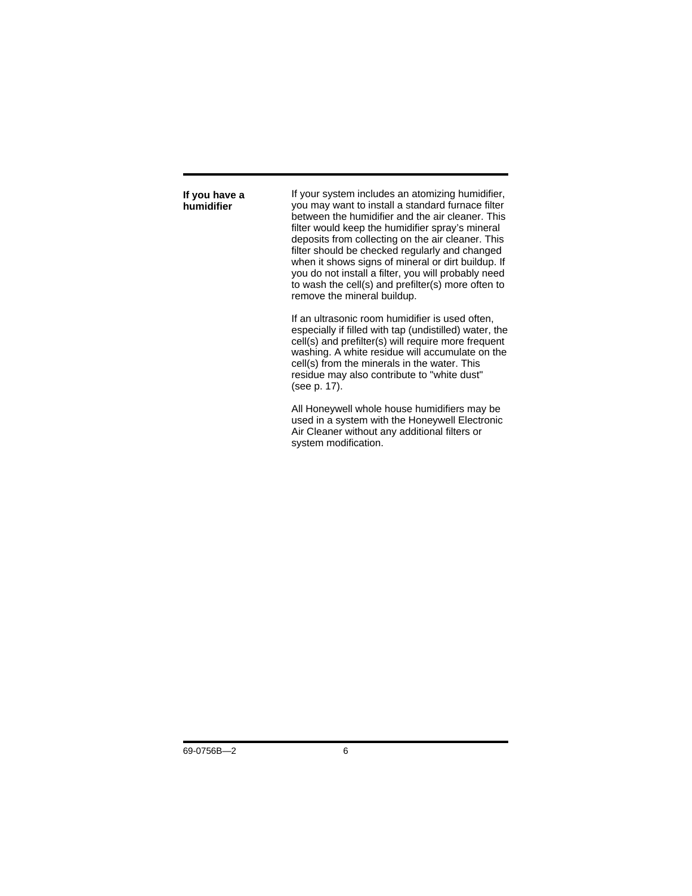## If you have a humidifier

If your system includes an atomizing humidifier, you may want to install a standard furnace filter between the humidifier and the air cleaner. This filter would keep the humidifier spray's mineral deposits from collecting on the air cleaner. This filter should be checked regularly and changed when it shows signs of mineral or dirt buildup. If you do not install a filter, you will probably need to wash the cell(s) and prefilter(s) more often to remove the mineral buildup.

If an ultrasonic room humidifier is used often, especially if filled with tap (undistilled) water, the cell(s) and prefilter(s) will require more frequent washing. A white residue will accumulate on the cell(s) from the minerals in the water. This residue may also contribute to "white dust" (see p. 17).

All Honeywell whole house humidifiers may be used in a system with the Honeywell Electronic Air Cleaner without any additional filters or system modification.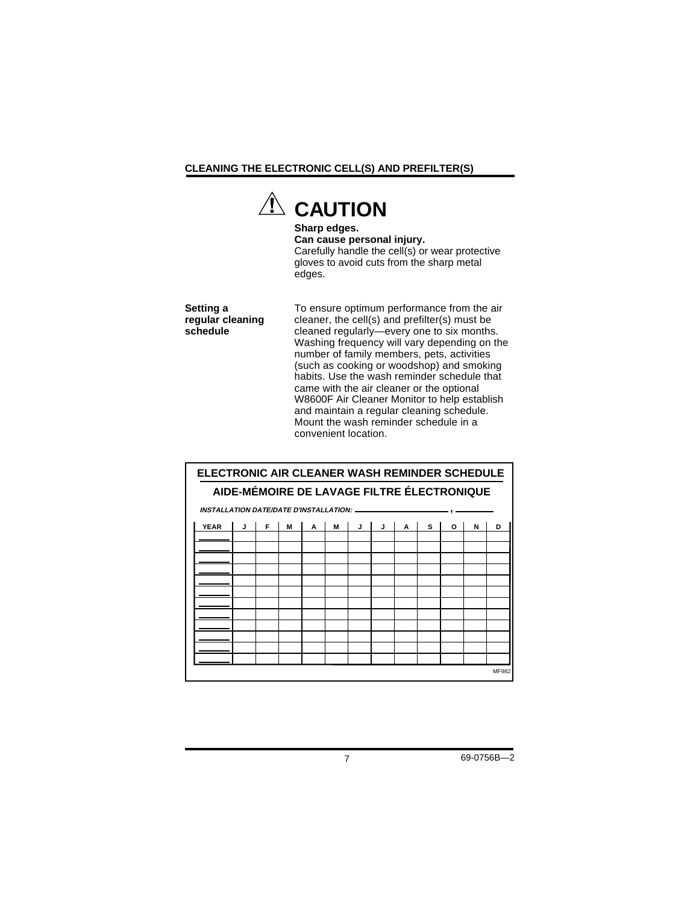## CLEANING THE ELECTRONIC CELL(S) AND PREFILTER(S)

### ⚠ CAUTION

**Sharp edges.**
**Can cause personal injury.**
Carefully handle the cell(s) or wear protective gloves to avoid cuts from the sharp metal edges.

**Setting a regular cleaning schedule**

To ensure optimum performance from the air cleaner, the cell(s) and prefilter(s) must be cleaned regularly—every one to six months. Washing frequency will vary depending on the number of family members, pets, activities (such as cooking or woodshop) and smoking habits. Use the wash reminder schedule that came with the air cleaner or the optional W8600F Air Cleaner Monitor to help establish and maintain a regular cleaning schedule. Mount the wash reminder schedule in a convenient location.

**ELECTRONIC AIR CLEANER WASH REMINDER SCHEDULE**

**AIDE-MÉMOIRE DE LAVAGE FILTRE ÉLECTRONIQUE**

***INSTALLATION DATE/DATE D'INSTALLATION:*** ______________ , ________

| YEAR | J | F | M | A | M | J | J | A | S | O | N | D |
|---|---|---|---|---|---|---|---|---|---|---|---|---|
| ______ | | | | | | | | | | | | |
| ______ | | | | | | | | | | | | |
| ______ | | | | | | | | | | | | |
| ______ | | | | | | | | | | | | |
| ______ | | | | | | | | | | | | |
| ______ | | | | | | | | | | | | |
| ______ | | | | | | | | | | | | |
| ______ | | | | | | | | | | | | |
| ______ | | | | | | | | | | | | |
| ______ | | | | | | | | | | | | |
| ______ | | | | | | | | | | | | |
| ______ | | | | | | | | | | | | |

MF982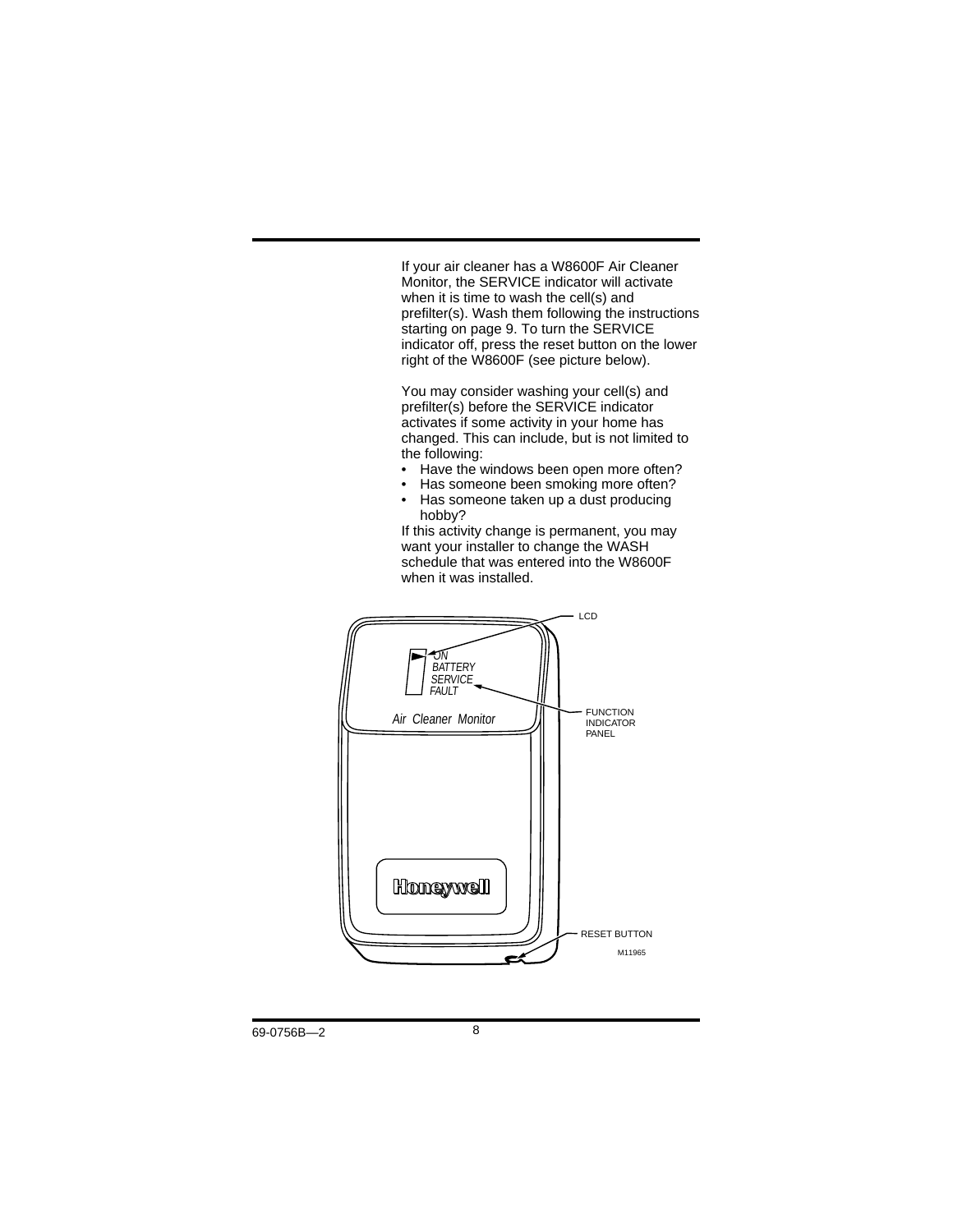If your air cleaner has a W8600F Air Cleaner Monitor, the SERVICE indicator will activate when it is time to wash the cell(s) and prefilter(s). Wash them following the instructions starting on page 9. To turn the SERVICE indicator off, press the reset button on the lower right of the W8600F (see picture below).

You may consider washing your cell(s) and prefilter(s) before the SERVICE indicator activates if some activity in your home has changed. This can include, but is not limited to the following:

- Have the windows been open more often?
- Has someone been smoking more often?
- Has someone taken up a dust producing hobby?

If this activity change is permanent, you may want your installer to change the WASH schedule that was entered into the W8600F when it was installed.

ON
BATTERY
SERVICE
FAULT

Air Cleaner Monitor

Honeywell

LCD

FUNCTION INDICATOR PANEL

RESET BUTTON

M11965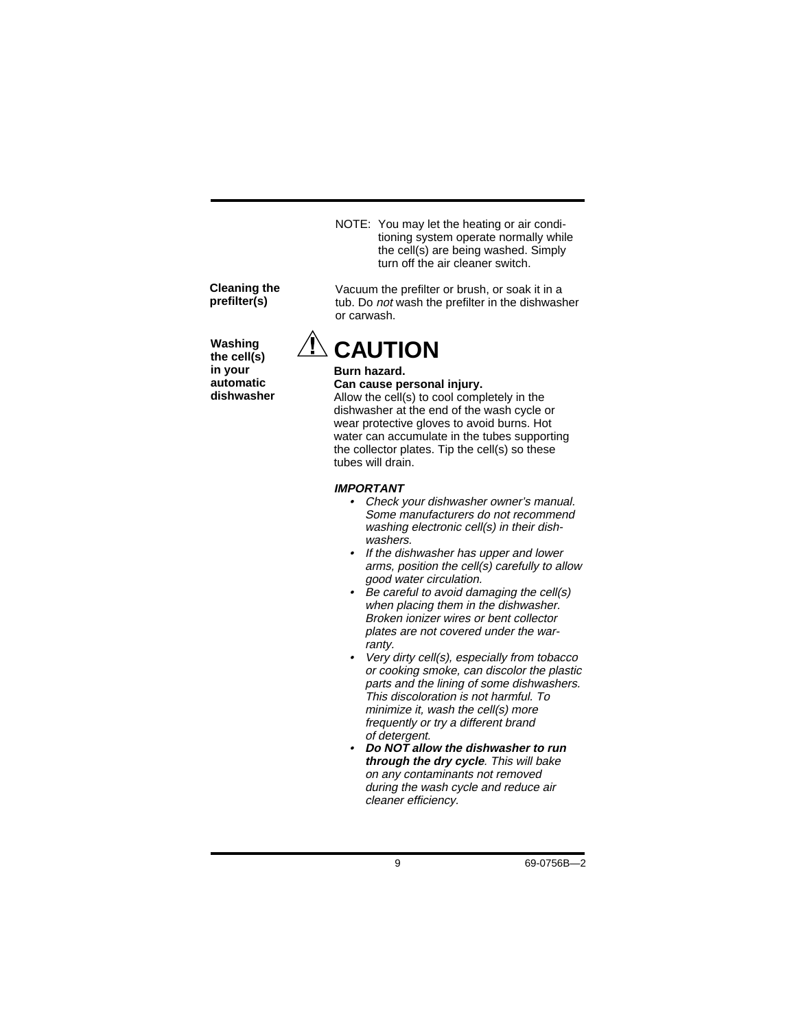NOTE: You may let the heating or air conditioning system operate normally while the cell(s) are being washed. Simply turn off the air cleaner switch.

**Cleaning the prefilter(s)**

Vacuum the prefilter or brush, or soak it in a tub. Do *not* wash the prefilter in the dishwasher or carwash.

**Washing the cell(s) in your automatic dishwasher**

## ⚠ CAUTION

**Burn hazard.**
**Can cause personal injury.**
Allow the cell(s) to cool completely in the dishwasher at the end of the wash cycle or wear protective gloves to avoid burns. Hot water can accumulate in the tubes supporting the collector plates. Tip the cell(s) so these tubes will drain.

***IMPORTANT***

- *Check your dishwasher owner's manual. Some manufacturers do not recommend washing electronic cell(s) in their dishwashers.*
- *If the dishwasher has upper and lower arms, position the cell(s) carefully to allow good water circulation.*
- *Be careful to avoid damaging the cell(s) when placing them in the dishwasher. Broken ionizer wires or bent collector plates are not covered under the warranty.*
- *Very dirty cell(s), especially from tobacco or cooking smoke, can discolor the plastic parts and the lining of some dishwashers. This discoloration is not harmful. To minimize it, wash the cell(s) more frequently or try a different brand of detergent.*
- ***Do NOT allow the dishwasher to run through the dry cycle**. This will bake on any contaminants not removed during the wash cycle and reduce air cleaner efficiency.*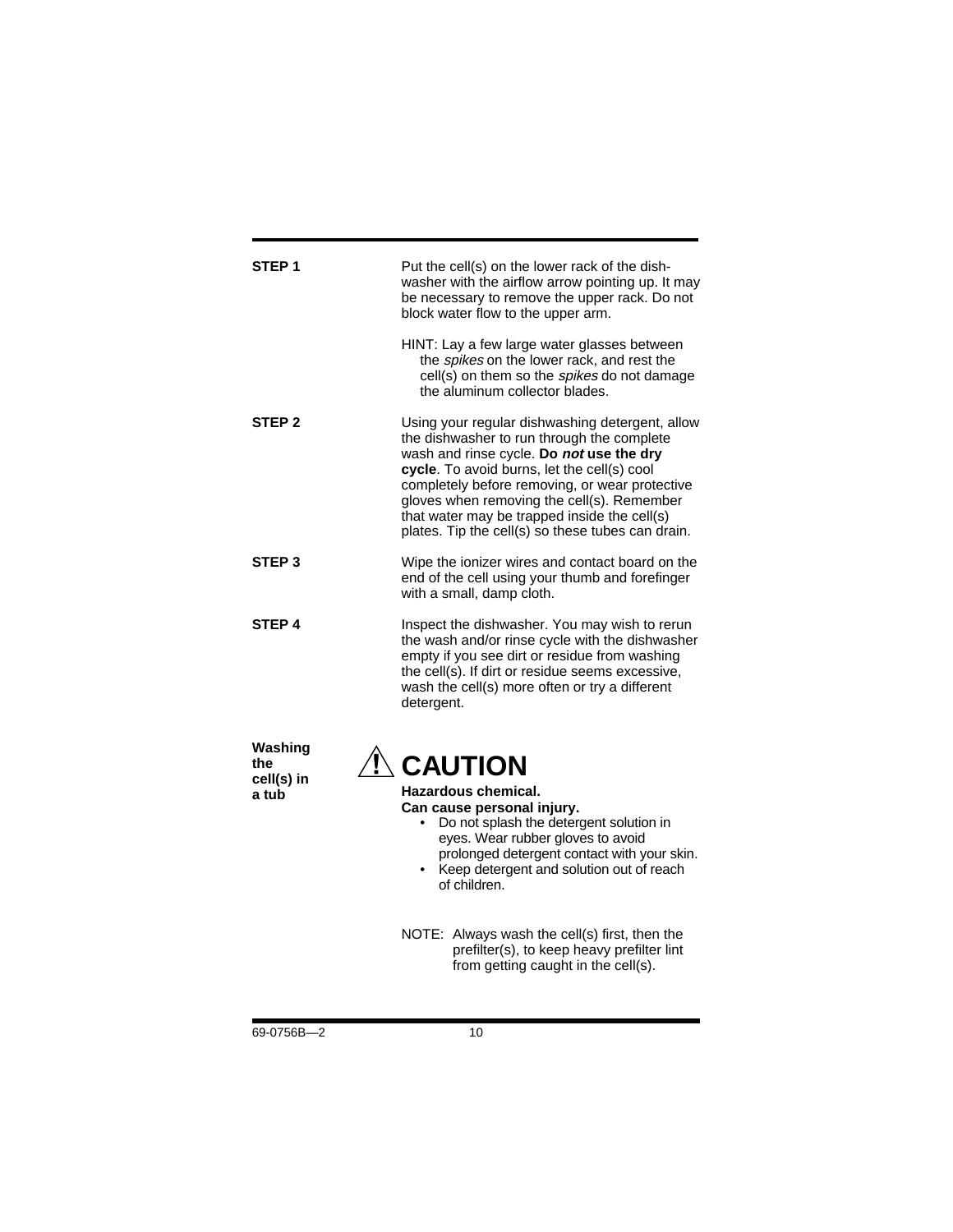**STEP 1**

Put the cell(s) on the lower rack of the dish-washer with the airflow arrow pointing up. It may be necessary to remove the upper rack. Do not block water flow to the upper arm.

HINT: Lay a few large water glasses between the *spikes* on the lower rack, and rest the cell(s) on them so the *spikes* do not damage the aluminum collector blades.

**STEP 2**

Using your regular dishwashing detergent, allow the dishwasher to run through the complete wash and rinse cycle. **Do *not* use the dry cycle**. To avoid burns, let the cell(s) cool completely before removing, or wear protective gloves when removing the cell(s). Remember that water may be trapped inside the cell(s) plates. Tip the cell(s) so these tubes can drain.

**STEP 3**

Wipe the ionizer wires and contact board on the end of the cell using your thumb and forefinger with a small, damp cloth.

**STEP 4**

Inspect the dishwasher. You may wish to rerun the wash and/or rinse cycle with the dishwasher empty if you see dirt or residue from washing the cell(s). If dirt or residue seems excessive, wash the cell(s) more often or try a different detergent.

**Washing the cell(s) in a tub**

## ⚠ CAUTION

**Hazardous chemical.**
**Can cause personal injury.**

- Do not splash the detergent solution in eyes. Wear rubber gloves to avoid prolonged detergent contact with your skin.
- Keep detergent and solution out of reach of children.

NOTE: Always wash the cell(s) first, then the prefilter(s), to keep heavy prefilter lint from getting caught in the cell(s).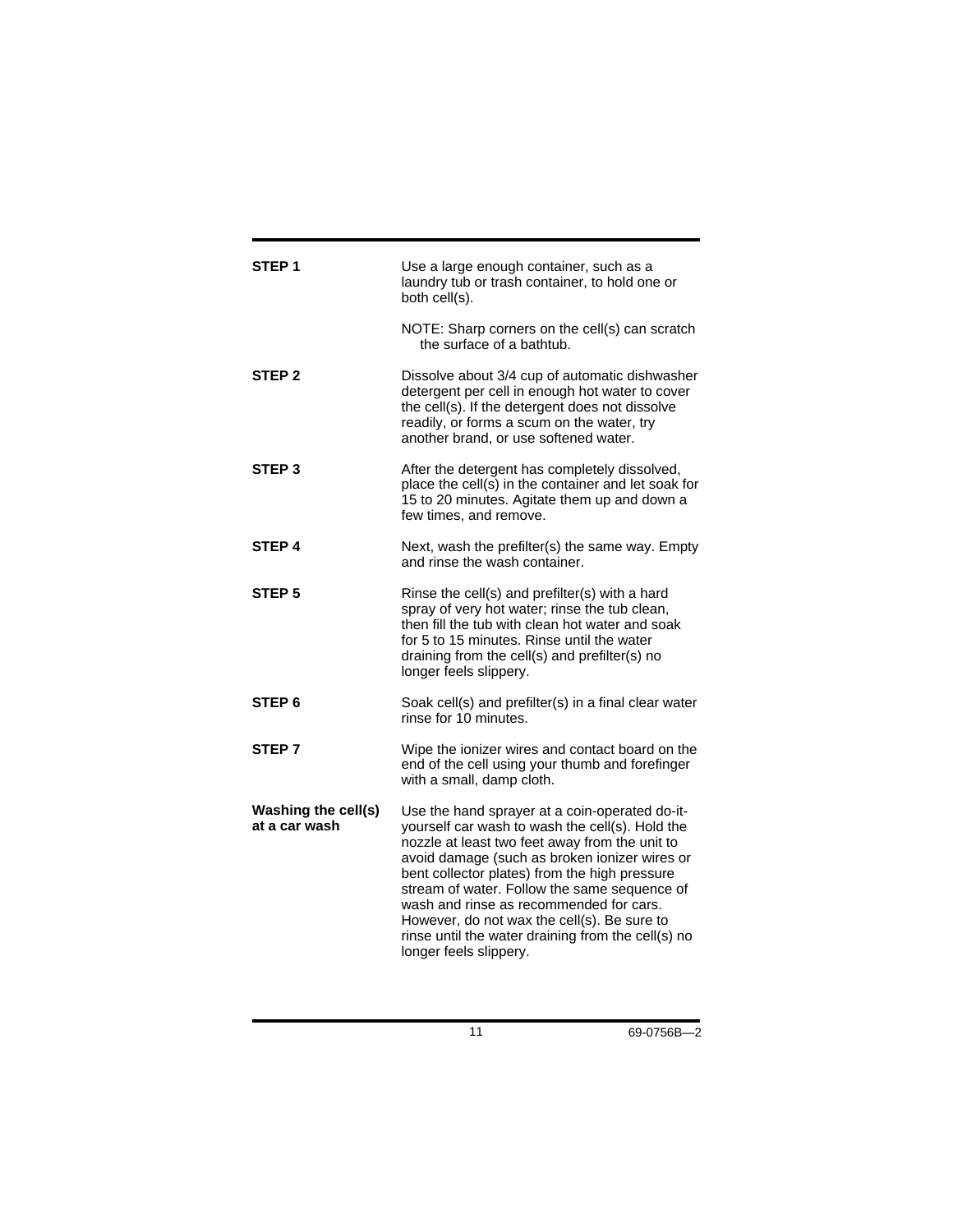**STEP 1**

Use a large enough container, such as a laundry tub or trash container, to hold one or both cell(s).

NOTE: Sharp corners on the cell(s) can scratch the surface of a bathtub.

**STEP 2**

Dissolve about 3/4 cup of automatic dishwasher detergent per cell in enough hot water to cover the cell(s). If the detergent does not dissolve readily, or forms a scum on the water, try another brand, or use softened water.

**STEP 3**

After the detergent has completely dissolved, place the cell(s) in the container and let soak for 15 to 20 minutes. Agitate them up and down a few times, and remove.

**STEP 4**

Next, wash the prefilter(s) the same way. Empty and rinse the wash container.

**STEP 5**

Rinse the cell(s) and prefilter(s) with a hard spray of very hot water; rinse the tub clean, then fill the tub with clean hot water and soak for 5 to 15 minutes. Rinse until the water draining from the cell(s) and prefilter(s) no longer feels slippery.

**STEP 6**

Soak cell(s) and prefilter(s) in a final clear water rinse for 10 minutes.

**STEP 7**

Wipe the ionizer wires and contact board on the end of the cell using your thumb and forefinger with a small, damp cloth.

**Washing the cell(s) at a car wash**

Use the hand sprayer at a coin-operated do-it-yourself car wash to wash the cell(s). Hold the nozzle at least two feet away from the unit to avoid damage (such as broken ionizer wires or bent collector plates) from the high pressure stream of water. Follow the same sequence of wash and rinse as recommended for cars. However, do not wax the cell(s). Be sure to rinse until the water draining from the cell(s) no longer feels slippery.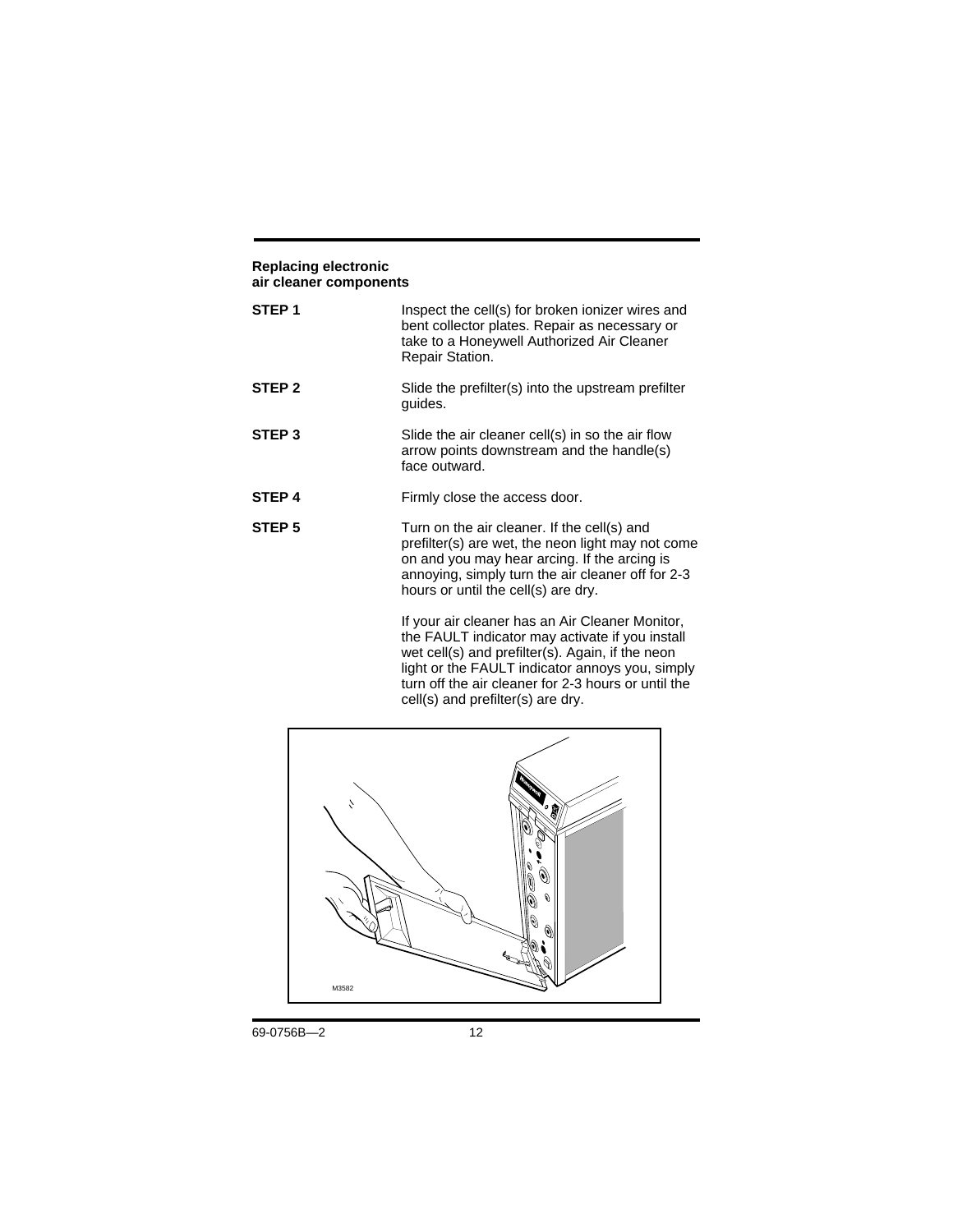## Replacing electronic air cleaner components

**STEP 1** Inspect the cell(s) for broken ionizer wires and bent collector plates. Repair as necessary or take to a Honeywell Authorized Air Cleaner Repair Station.

**STEP 2** Slide the prefilter(s) into the upstream prefilter guides.

**STEP 3** Slide the air cleaner cell(s) in so the air flow arrow points downstream and the handle(s) face outward.

**STEP 4** Firmly close the access door.

**STEP 5** Turn on the air cleaner. If the cell(s) and prefilter(s) are wet, the neon light may not come on and you may hear arcing. If the arcing is annoying, simply turn the air cleaner off for 2-3 hours or until the cell(s) are dry.

If your air cleaner has an Air Cleaner Monitor, the FAULT indicator may activate if you install wet cell(s) and prefilter(s). Again, if the neon light or the FAULT indicator annoys you, simply turn off the air cleaner for 2-3 hours or until the cell(s) and prefilter(s) are dry.

M3582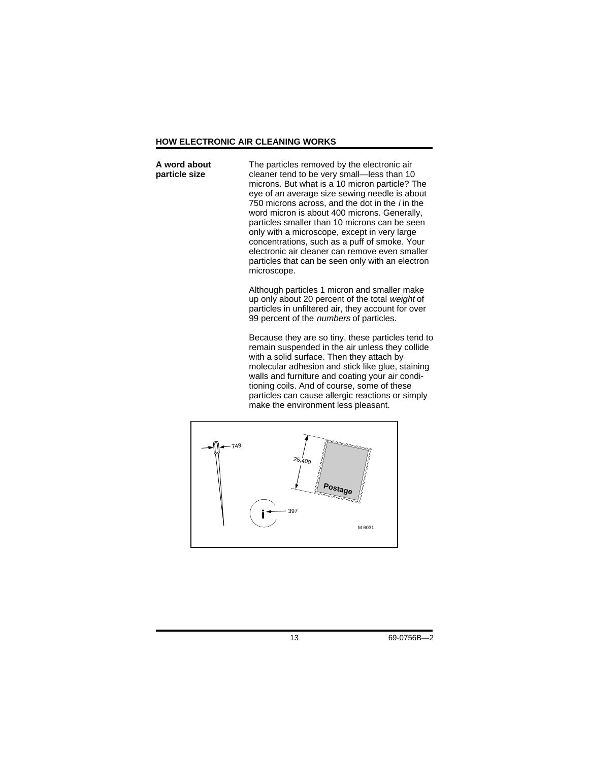## HOW ELECTRONIC AIR CLEANING WORKS

**A word about particle size**

The particles removed by the electronic air cleaner tend to be very small—less than 10 microns. But what is a 10 micron particle? The eye of an average size sewing needle is about 750 microns across, and the dot in the *i* in the word micron is about 400 microns. Generally, particles smaller than 10 microns can be seen only with a microscope, except in very large concentrations, such as a puff of smoke. Your electronic air cleaner can remove even smaller particles that can be seen only with an electron microscope.

Although particles 1 micron and smaller make up only about 20 percent of the total *weight* of particles in unfiltered air, they account for over 99 percent of the *numbers* of particles.

Because they are so tiny, these particles tend to remain suspended in the air unless they collide with a solid surface. Then they attach by molecular adhesion and stick like glue, staining walls and furniture and coating your air conditioning coils. And of course, some of these particles can cause allergic reactions or simply make the environment less pleasant.

749

25,400

Postage

397

M 6031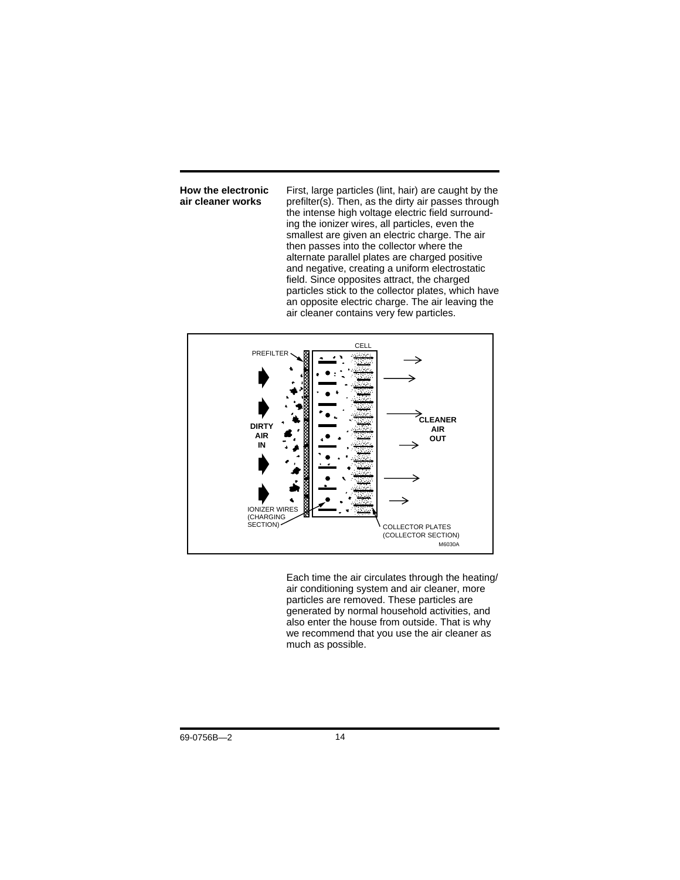## How the electronic air cleaner works

First, large particles (lint, hair) are caught by the prefilter(s). Then, as the dirty air passes through the intense high voltage electric field surrounding the ionizer wires, all particles, even the smallest are given an electric charge. The air then passes into the collector where the alternate parallel plates are charged positive and negative, creating a uniform electrostatic field. Since opposites attract, the charged particles stick to the collector plates, which have an opposite electric charge. The air leaving the air cleaner contains very few particles.

PREFILTER

CELL

DIRTY AIR IN

CLEANER AIR OUT

IONIZER WIRES (CHARGING SECTION)

COLLECTOR PLATES (COLLECTOR SECTION)

M6030A

Each time the air circulates through the heating/air conditioning system and air cleaner, more particles are removed. These particles are generated by normal household activities, and also enter the house from outside. That is why we recommend that you use the air cleaner as much as possible.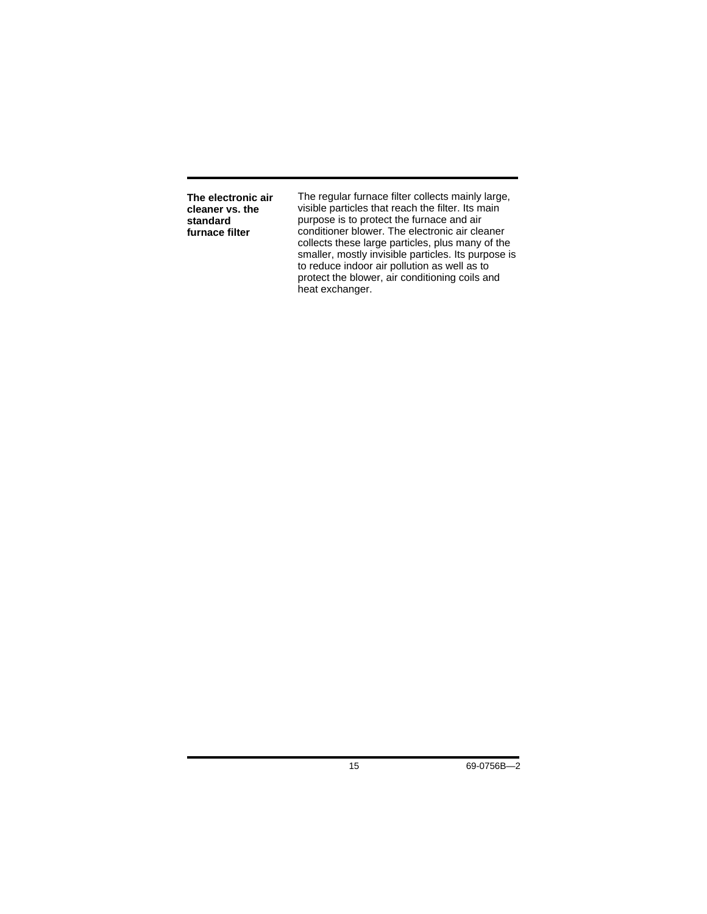**The electronic air cleaner vs. the standard furnace filter**

The regular furnace filter collects mainly large, visible particles that reach the filter. Its main purpose is to protect the furnace and air conditioner blower. The electronic air cleaner collects these large particles, plus many of the smaller, mostly invisible particles. Its purpose is to reduce indoor air pollution as well as to protect the blower, air conditioning coils and heat exchanger.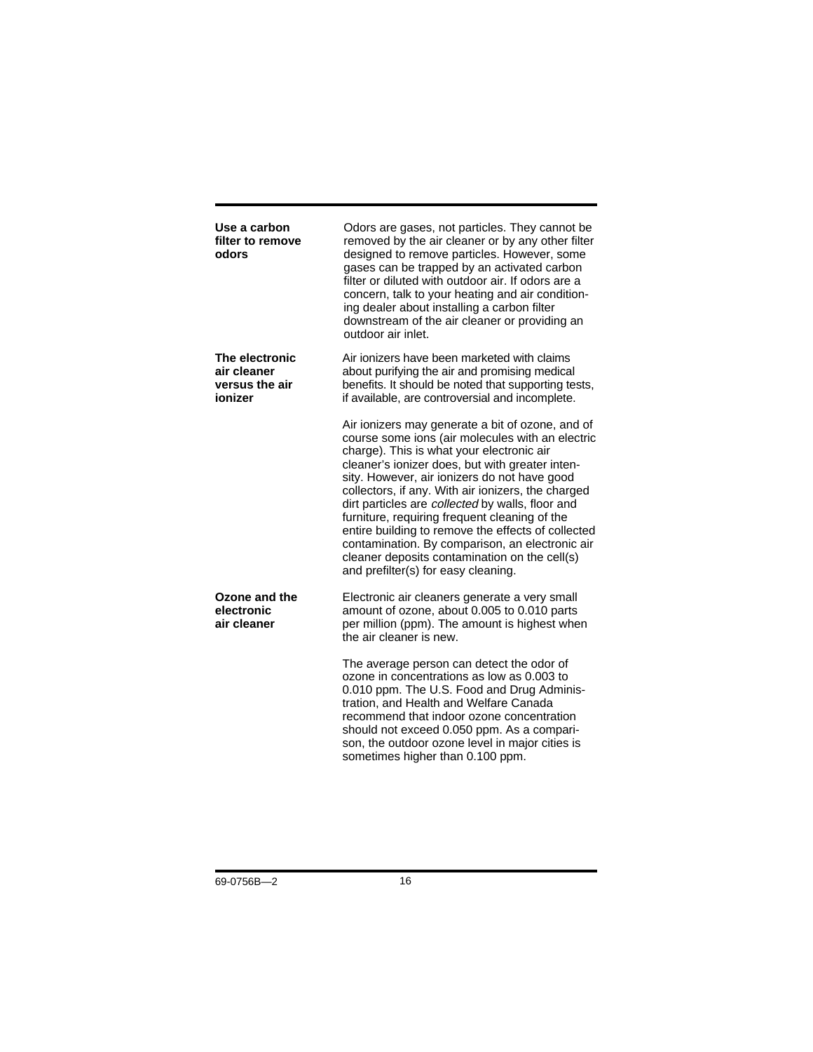### Use a carbon filter to remove odors

Odors are gases, not particles. They cannot be removed by the air cleaner or by any other filter designed to remove particles. However, some gases can be trapped by an activated carbon filter or diluted with outdoor air. If odors are a concern, talk to your heating and air conditioning dealer about installing a carbon filter downstream of the air cleaner or providing an outdoor air inlet.

### The electronic air cleaner versus the air ionizer

Air ionizers have been marketed with claims about purifying the air and promising medical benefits. It should be noted that supporting tests, if available, are controversial and incomplete.

Air ionizers may generate a bit of ozone, and of course some ions (air molecules with an electric charge). This is what your electronic air cleaner's ionizer does, but with greater intensity. However, air ionizers do not have good collectors, if any. With air ionizers, the charged dirt particles are *collected* by walls, floor and furniture, requiring frequent cleaning of the entire building to remove the effects of collected contamination. By comparison, an electronic air cleaner deposits contamination on the cell(s) and prefilter(s) for easy cleaning.

### Ozone and the electronic air cleaner

Electronic air cleaners generate a very small amount of ozone, about 0.005 to 0.010 parts per million (ppm). The amount is highest when the air cleaner is new.

The average person can detect the odor of ozone in concentrations as low as 0.003 to 0.010 ppm. The U.S. Food and Drug Administration, and Health and Welfare Canada recommend that indoor ozone concentration should not exceed 0.050 ppm. As a comparison, the outdoor ozone level in major cities is sometimes higher than 0.100 ppm.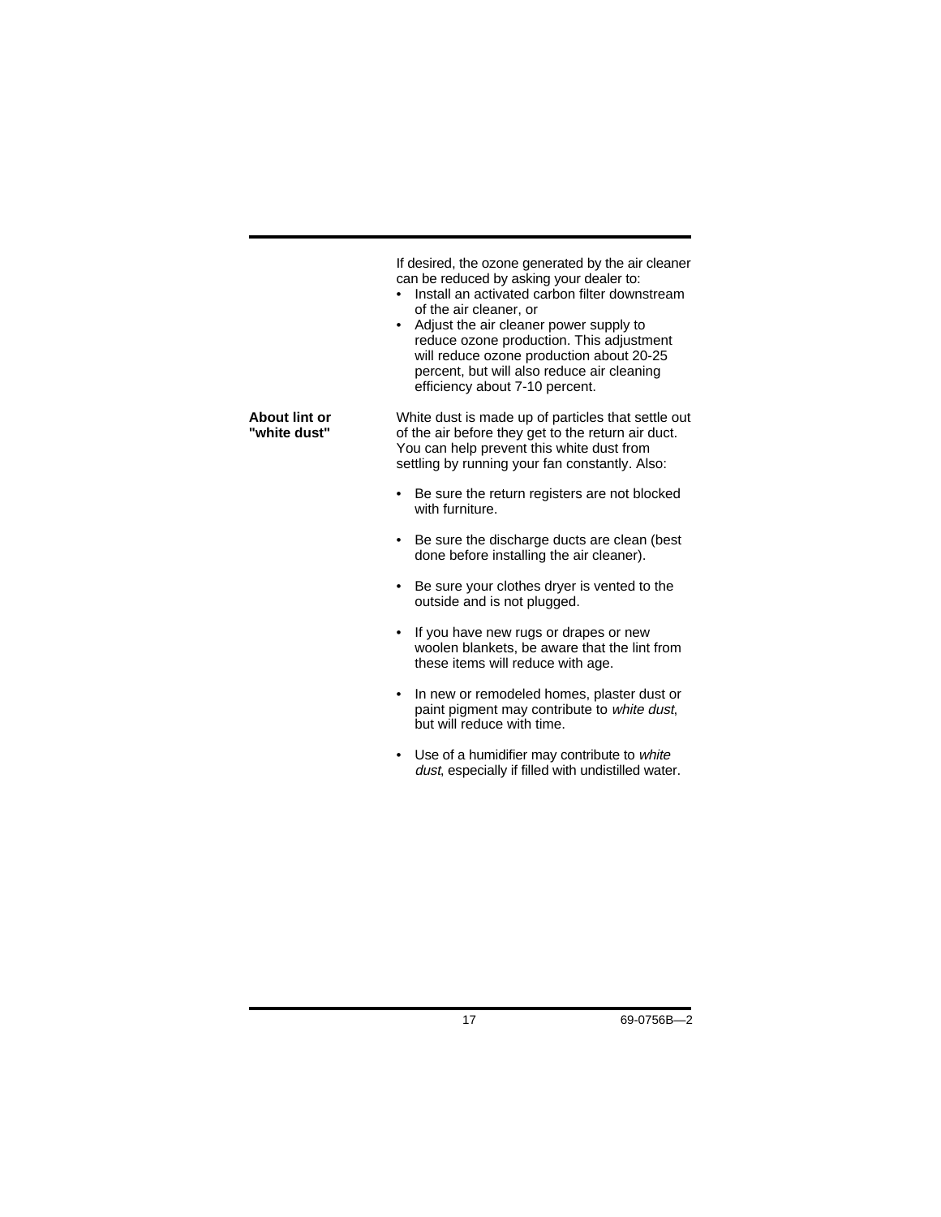If desired, the ozone generated by the air cleaner can be reduced by asking your dealer to:

- Install an activated carbon filter downstream of the air cleaner, or
- Adjust the air cleaner power supply to reduce ozone production. This adjustment will reduce ozone production about 20-25 percent, but will also reduce air cleaning efficiency about 7-10 percent.

**About lint or "white dust"**

White dust is made up of particles that settle out of the air before they get to the return air duct. You can help prevent this white dust from settling by running your fan constantly. Also:

- Be sure the return registers are not blocked with furniture.
- Be sure the discharge ducts are clean (best done before installing the air cleaner).
- Be sure your clothes dryer is vented to the outside and is not plugged.
- If you have new rugs or drapes or new woolen blankets, be aware that the lint from these items will reduce with age.
- In new or remodeled homes, plaster dust or paint pigment may contribute to *white dust*, but will reduce with time.
- Use of a humidifier may contribute to *white dust*, especially if filled with undistilled water.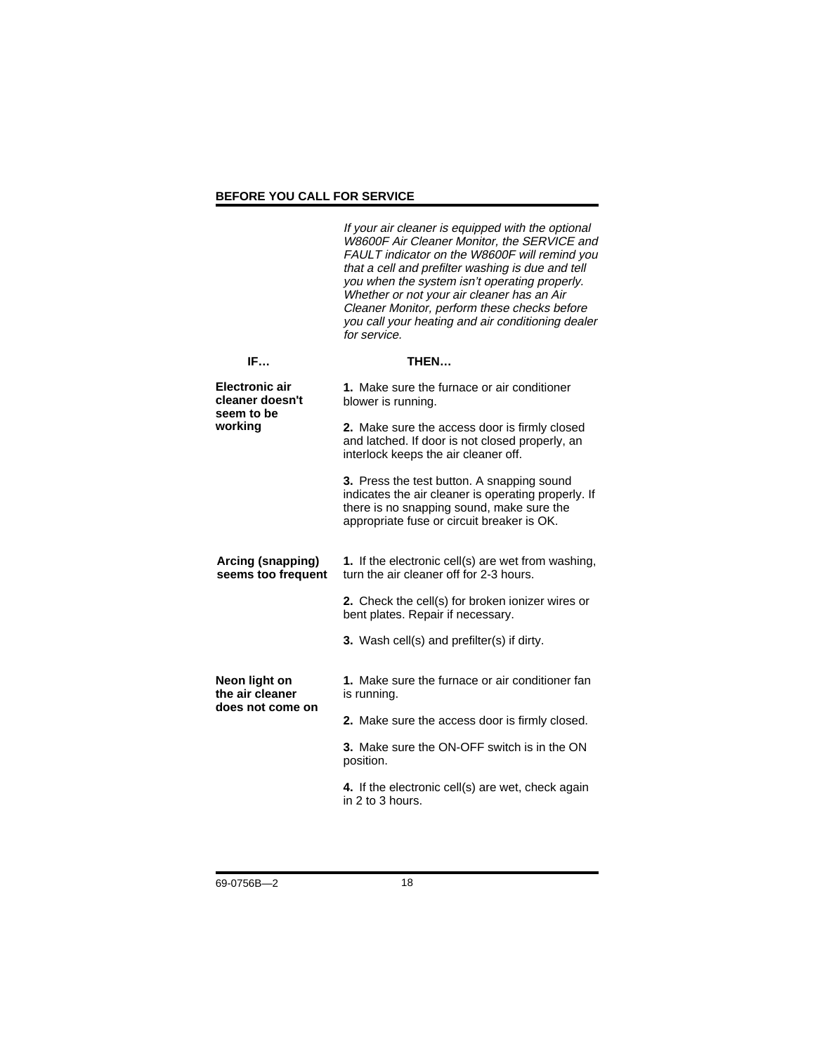## BEFORE YOU CALL FOR SERVICE

*If your air cleaner is equipped with the optional W8600F Air Cleaner Monitor, the SERVICE and FAULT indicator on the W8600F will remind you that a cell and prefilter washing is due and tell you when the system isn't operating properly. Whether or not your air cleaner has an Air Cleaner Monitor, perform these checks before you call your heating and air conditioning dealer for service.*

| IF… | THEN… |
|---|---|
| **Electronic air cleaner doesn't seem to be working** | **1.** Make sure the furnace or air conditioner blower is running.<br><br>**2.** Make sure the access door is firmly closed and latched. If door is not closed properly, an interlock keeps the air cleaner off.<br><br>**3.** Press the test button. A snapping sound indicates the air cleaner is operating properly. If there is no snapping sound, make sure the appropriate fuse or circuit breaker is OK. |
| **Arcing (snapping) seems too frequent** | **1.** If the electronic cell(s) are wet from washing, turn the air cleaner off for 2-3 hours.<br><br>**2.** Check the cell(s) for broken ionizer wires or bent plates. Repair if necessary.<br><br>**3.** Wash cell(s) and prefilter(s) if dirty. |
| **Neon light on the air cleaner does not come on** | **1.** Make sure the furnace or air conditioner fan is running.<br><br>**2.** Make sure the access door is firmly closed.<br><br>**3.** Make sure the ON-OFF switch is in the ON position.<br><br>**4.** If the electronic cell(s) are wet, check again in 2 to 3 hours. |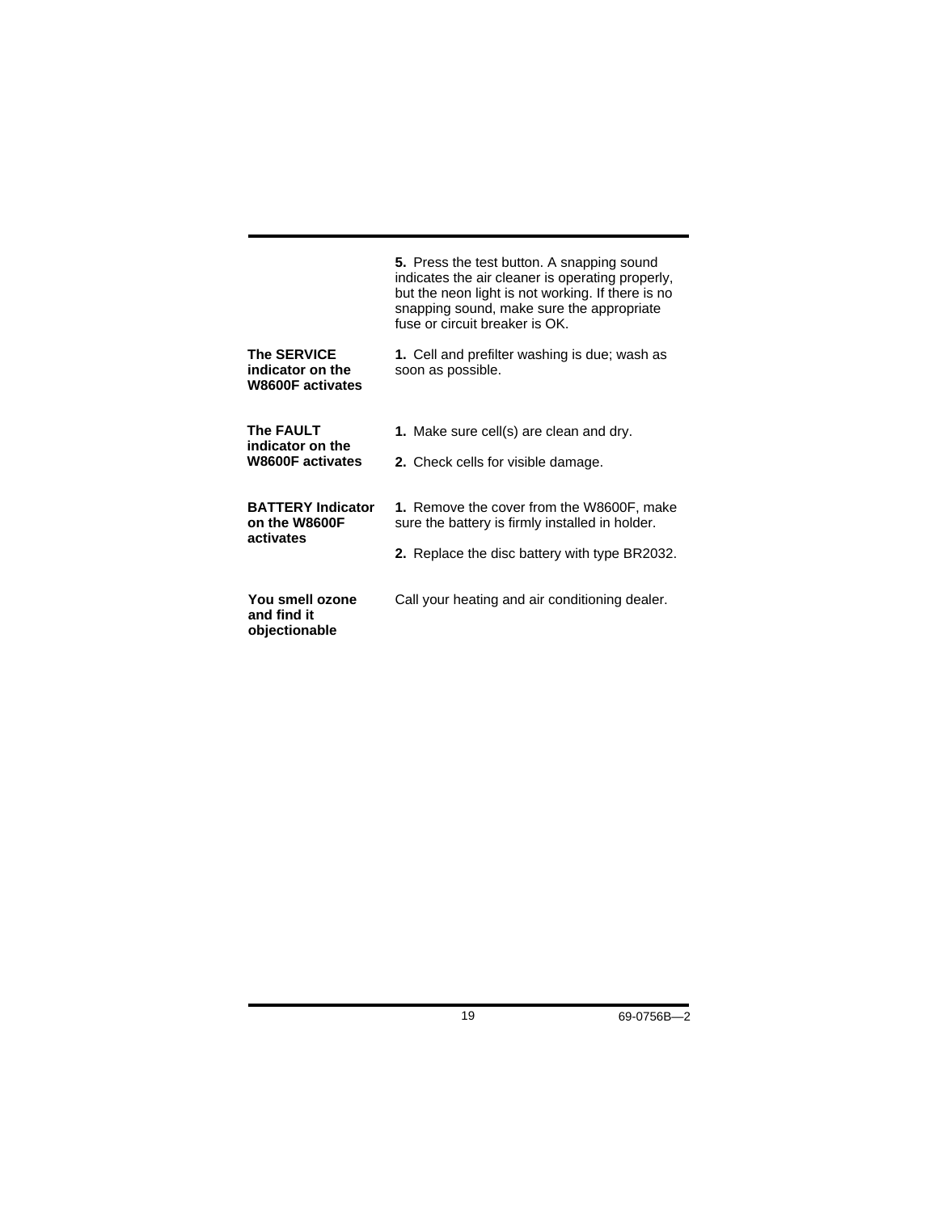| | |
|---|---|
| | **5.** Press the test button. A snapping sound indicates the air cleaner is operating properly, but the neon light is not working. If there is no snapping sound, make sure the appropriate fuse or circuit breaker is OK. |
| **The SERVICE indicator on the W8600F activates** | **1.** Cell and prefilter washing is due; wash as soon as possible. |
| **The FAULT indicator on the W8600F activates** | **1.** Make sure cell(s) are clean and dry.<br>**2.** Check cells for visible damage. |
| **BATTERY Indicator on the W8600F activates** | **1.** Remove the cover from the W8600F, make sure the battery is firmly installed in holder.<br>**2.** Replace the disc battery with type BR2032. |
| **You smell ozone and find it objectionable** | Call your heating and air conditioning dealer. |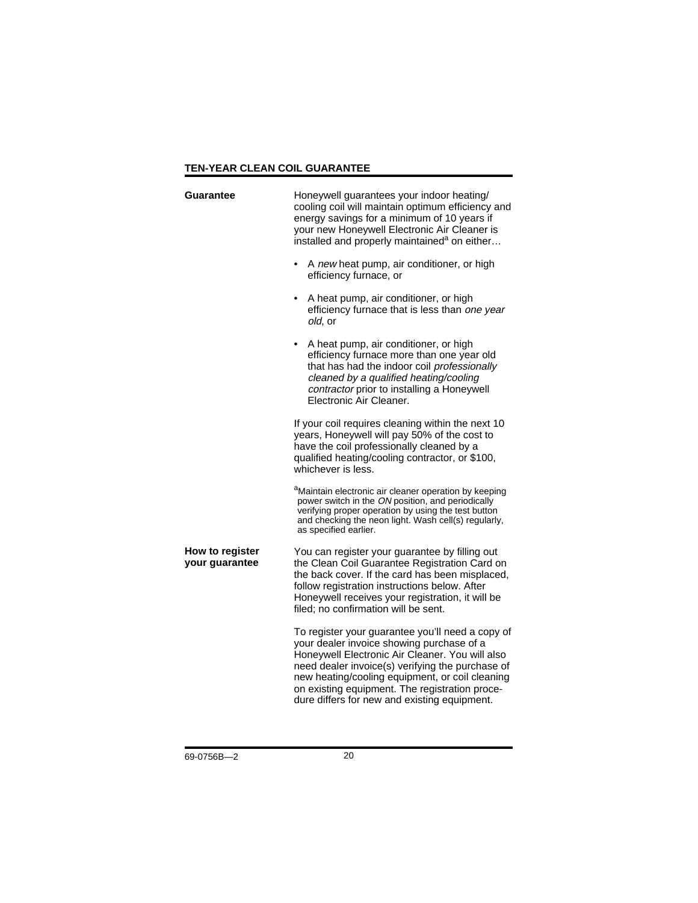## TEN-YEAR CLEAN COIL GUARANTEE

**Guarantee**

Honeywell guarantees your indoor heating/cooling coil will maintain optimum efficiency and energy savings for a minimum of 10 years if your new Honeywell Electronic Air Cleaner is installed and properly maintained[a] on either…

- A *new* heat pump, air conditioner, or high efficiency furnace, or
- A heat pump, air conditioner, or high efficiency furnace that is less than *one year old*, or
- A heat pump, air conditioner, or high efficiency furnace more than one year old that has had the indoor coil *professionally cleaned by a qualified heating/cooling contractor* prior to installing a Honeywell Electronic Air Cleaner.

If your coil requires cleaning within the next 10 years, Honeywell will pay 50% of the cost to have the coil professionally cleaned by a qualified heating/cooling contractor, or $100, whichever is less.

[a]Maintain electronic air cleaner operation by keeping power switch in the *ON* position, and periodically verifying proper operation by using the test button and checking the neon light. Wash cell(s) regularly, as specified earlier.

**How to register your guarantee**

You can register your guarantee by filling out the Clean Coil Guarantee Registration Card on the back cover. If the card has been misplaced, follow registration instructions below. After Honeywell receives your registration, it will be filed; no confirmation will be sent.

To register your guarantee you'll need a copy of your dealer invoice showing purchase of a Honeywell Electronic Air Cleaner. You will also need dealer invoice(s) verifying the purchase of new heating/cooling equipment, or coil cleaning on existing equipment. The registration procedure differs for new and existing equipment.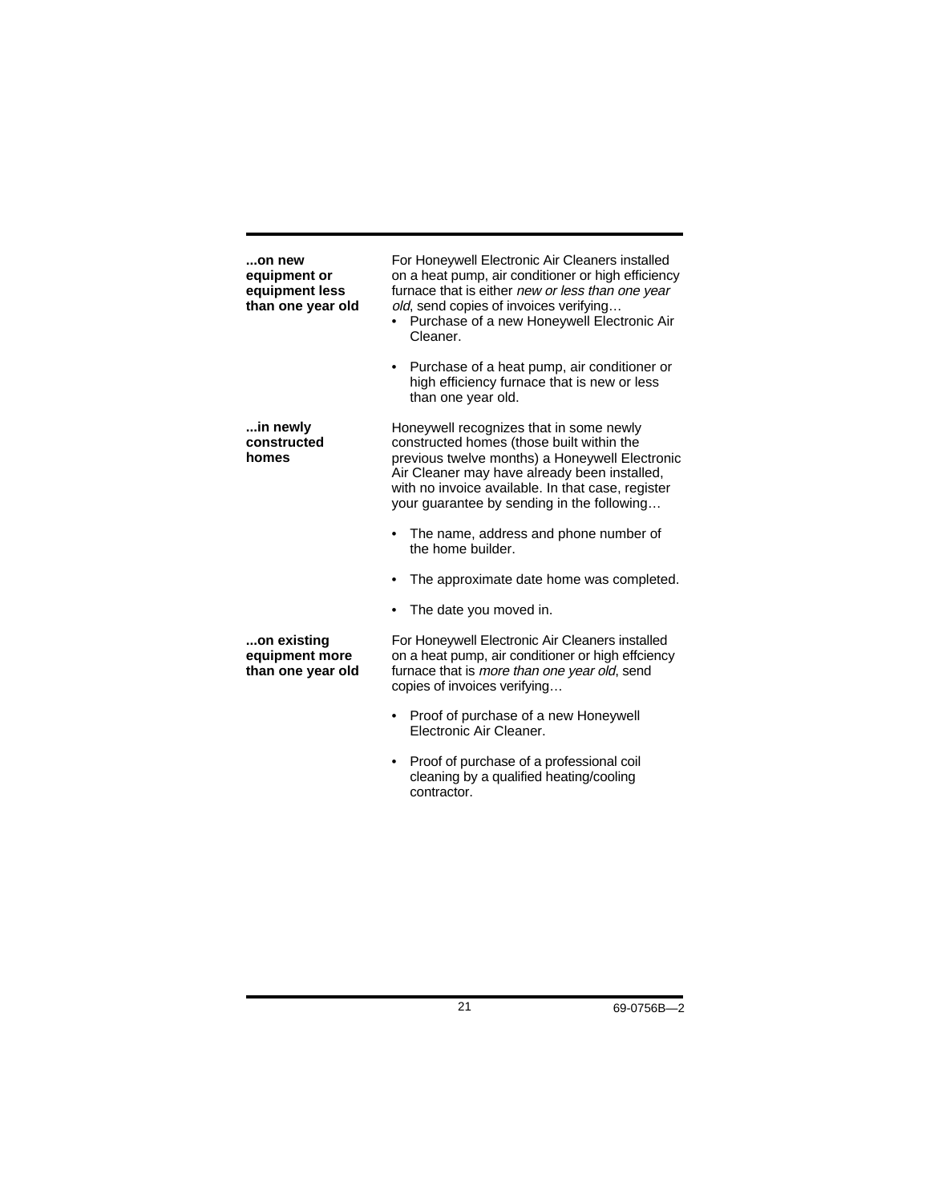**...on new equipment or equipment less than one year old**

For Honeywell Electronic Air Cleaners installed on a heat pump, air conditioner or high efficiency furnace that is either *new or less than one year old*, send copies of invoices verifying…

- Purchase of a new Honeywell Electronic Air Cleaner.
- Purchase of a heat pump, air conditioner or high efficiency furnace that is new or less than one year old.

**...in newly constructed homes**

Honeywell recognizes that in some newly constructed homes (those built within the previous twelve months) a Honeywell Electronic Air Cleaner may have already been installed, with no invoice available. In that case, register your guarantee by sending in the following…

- The name, address and phone number of the home builder.
- The approximate date home was completed.
- The date you moved in.

**...on existing equipment more than one year old**

For Honeywell Electronic Air Cleaners installed on a heat pump, air conditioner or high effciency furnace that is *more than one year old*, send copies of invoices verifying…

- Proof of purchase of a new Honeywell Electronic Air Cleaner.
- Proof of purchase of a professional coil cleaning by a qualified heating/cooling contractor.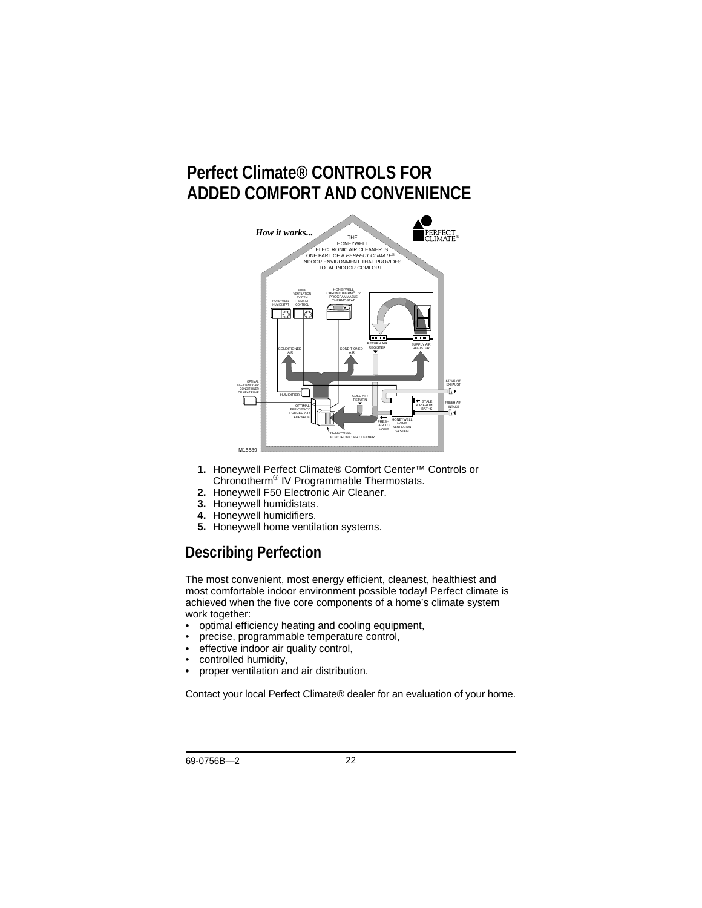# Perfect Climate® CONTROLS FOR ADDED COMFORT AND CONVENIENCE

1. **1.** Honeywell Perfect Climate® Comfort Center™ Controls or Chronotherm® IV Programmable Thermostats.
2. **2.** Honeywell F50 Electronic Air Cleaner.
3. **3.** Honeywell humidistats.
4. **4.** Honeywell humidifiers.
5. **5.** Honeywell home ventilation systems.

## Describing Perfection

The most convenient, most energy efficient, cleanest, healthiest and most comfortable indoor environment possible today! Perfect climate is achieved when the five core components of a home's climate system work together:

- optimal efficiency heating and cooling equipment,
- precise, programmable temperature control,
- effective indoor air quality control,
- controlled humidity,
- proper ventilation and air distribution.

Contact your local Perfect Climate® dealer for an evaluation of your home.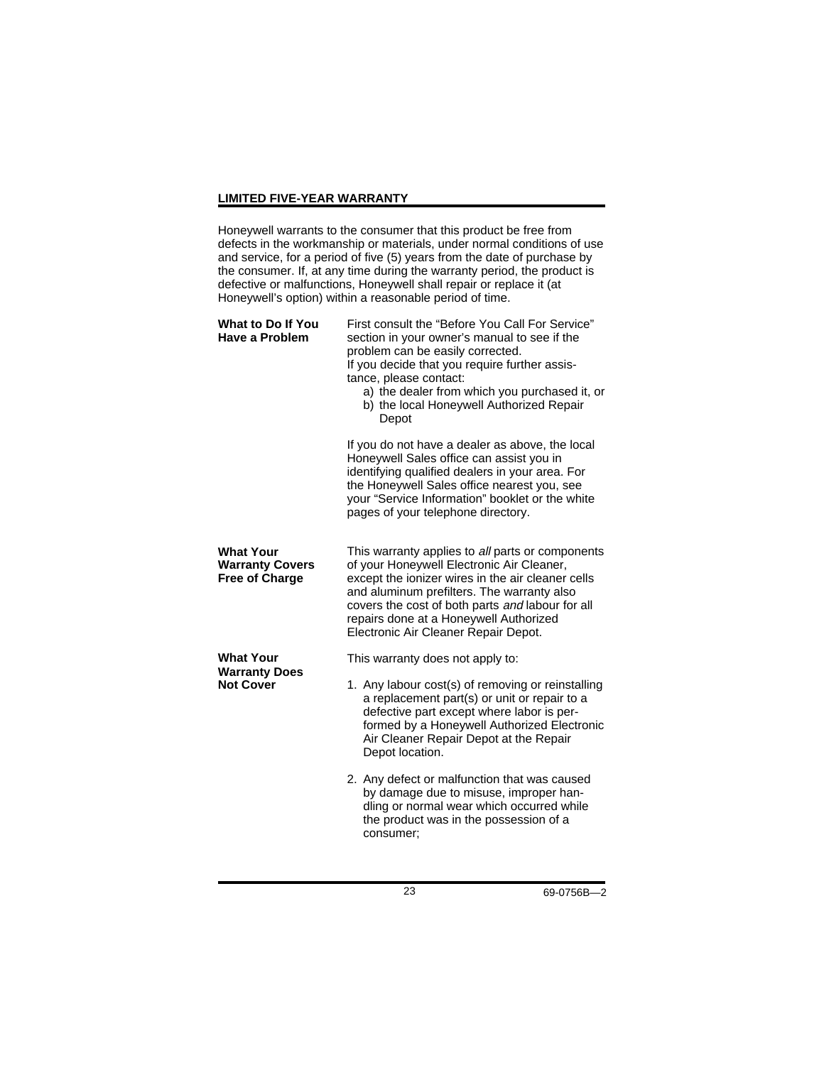## LIMITED FIVE-YEAR WARRANTY

Honeywell warrants to the consumer that this product be free from defects in the workmanship or materials, under normal conditions of use and service, for a period of five (5) years from the date of purchase by the consumer. If, at any time during the warranty period, the product is defective or malfunctions, Honeywell shall repair or replace it (at Honeywell's option) within a reasonable period of time.

**What to Do If You Have a Problem**

First consult the "Before You Call For Service" section in your owner's manual to see if the problem can be easily corrected.
If you decide that you require further assistance, please contact:

a) the dealer from which you purchased it, or
b) the local Honeywell Authorized Repair Depot

If you do not have a dealer as above, the local Honeywell Sales office can assist you in identifying qualified dealers in your area. For the Honeywell Sales office nearest you, see your "Service Information" booklet or the white pages of your telephone directory.

**What Your Warranty Covers Free of Charge**

This warranty applies to *all* parts or components of your Honeywell Electronic Air Cleaner, except the ionizer wires in the air cleaner cells and aluminum prefilters. The warranty also covers the cost of both parts *and* labour for all repairs done at a Honeywell Authorized Electronic Air Cleaner Repair Depot.

**What Your Warranty Does Not Cover**

This warranty does not apply to:

1. Any labour cost(s) of removing or reinstalling a replacement part(s) or unit or repair to a defective part except where labor is performed by a Honeywell Authorized Electronic Air Cleaner Repair Depot at the Repair Depot location.

2. Any defect or malfunction that was caused by damage due to misuse, improper handling or normal wear which occurred while the product was in the possession of a consumer;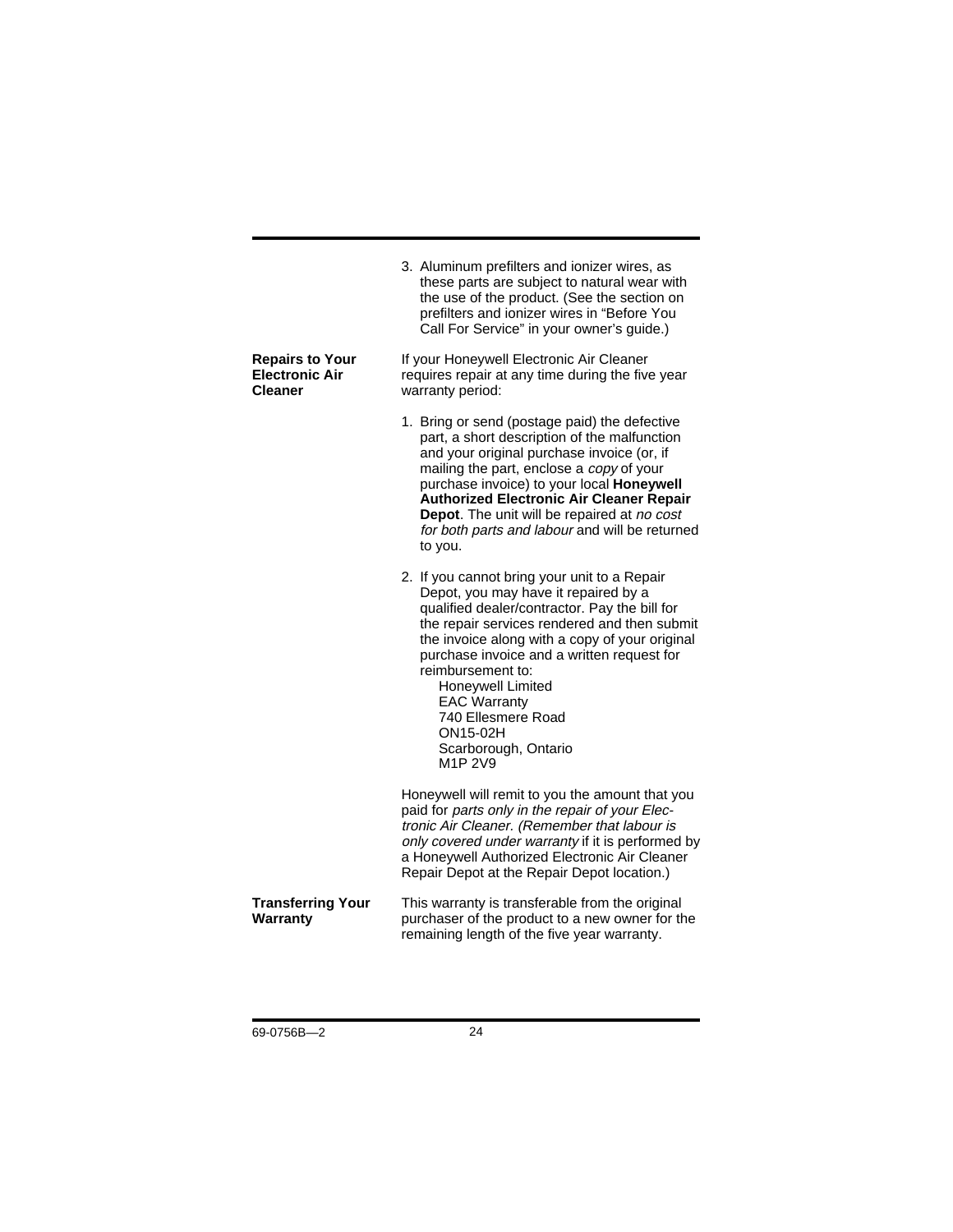3. Aluminum prefilters and ionizer wires, as these parts are subject to natural wear with the use of the product. (See the section on prefilters and ionizer wires in "Before You Call For Service" in your owner's guide.)

**Repairs to Your Electronic Air Cleaner**

If your Honeywell Electronic Air Cleaner requires repair at any time during the five year warranty period:

1. Bring or send (postage paid) the defective part, a short description of the malfunction and your original purchase invoice (or, if mailing the part, enclose a *copy* of your purchase invoice) to your local **Honeywell Authorized Electronic Air Cleaner Repair Depot**. The unit will be repaired at *no cost for both parts and labour* and will be returned to you.

2. If you cannot bring your unit to a Repair Depot, you may have it repaired by a qualified dealer/contractor. Pay the bill for the repair services rendered and then submit the invoice along with a copy of your original purchase invoice and a written request for reimbursement to:

   Honeywell Limited
   EAC Warranty
   740 Ellesmere Road
   ON15-02H
   Scarborough, Ontario
   M1P 2V9

Honeywell will remit to you the amount that you paid for *parts only in the repair of your Electronic Air Cleaner. (Remember that labour is only covered under warranty* if it is performed by a Honeywell Authorized Electronic Air Cleaner Repair Depot at the Repair Depot location.)

**Transferring Your Warranty**

This warranty is transferable from the original purchaser of the product to a new owner for the remaining length of the five year warranty.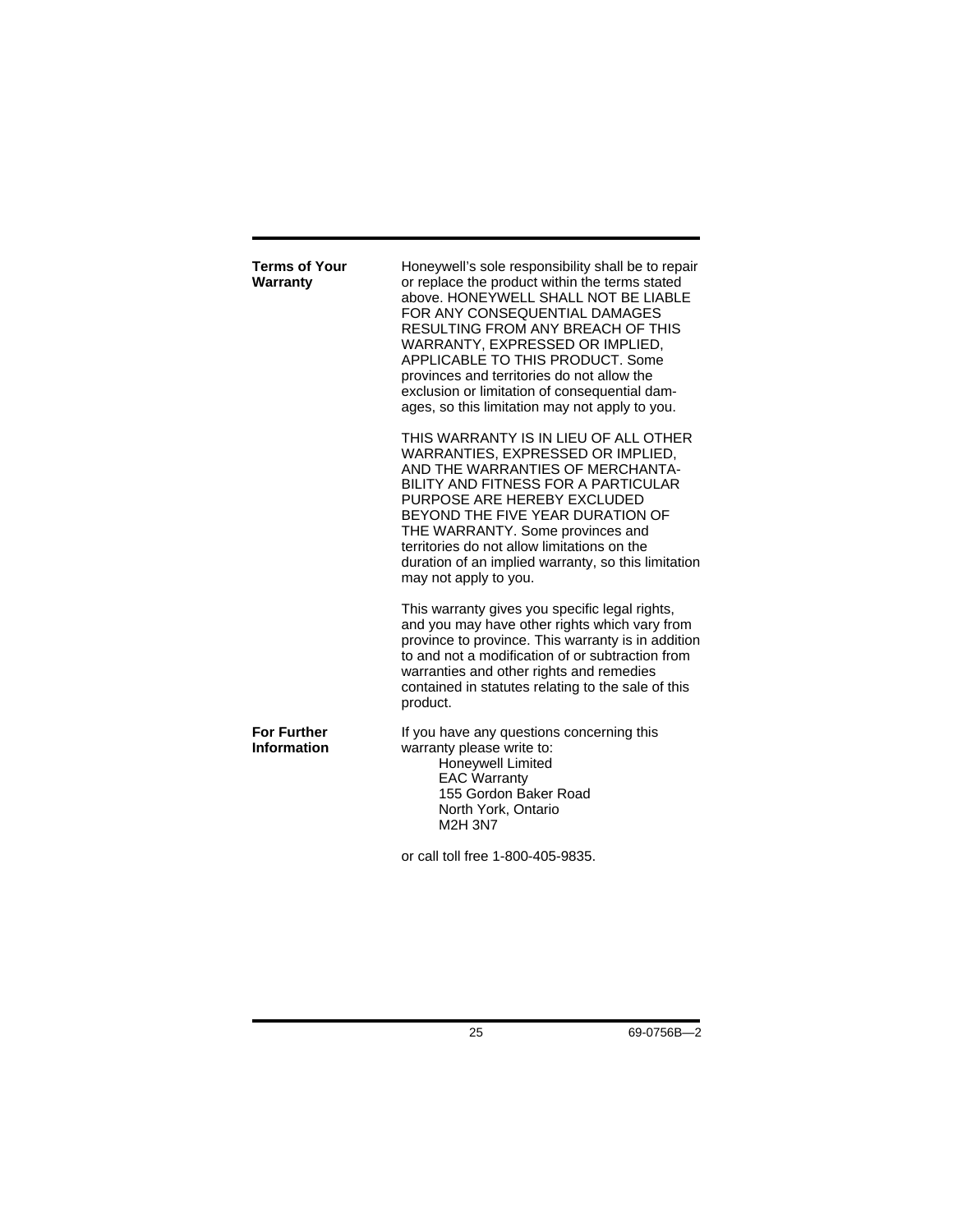**Terms of Your Warranty**

Honeywell's sole responsibility shall be to repair or replace the product within the terms stated above. HONEYWELL SHALL NOT BE LIABLE FOR ANY CONSEQUENTIAL DAMAGES RESULTING FROM ANY BREACH OF THIS WARRANTY, EXPRESSED OR IMPLIED, APPLICABLE TO THIS PRODUCT. Some provinces and territories do not allow the exclusion or limitation of consequential damages, so this limitation may not apply to you.

THIS WARRANTY IS IN LIEU OF ALL OTHER WARRANTIES, EXPRESSED OR IMPLIED, AND THE WARRANTIES OF MERCHANTABILITY AND FITNESS FOR A PARTICULAR PURPOSE ARE HEREBY EXCLUDED BEYOND THE FIVE YEAR DURATION OF THE WARRANTY. Some provinces and territories do not allow limitations on the duration of an implied warranty, so this limitation may not apply to you.

This warranty gives you specific legal rights, and you may have other rights which vary from province to province. This warranty is in addition to and not a modification of or subtraction from warranties and other rights and remedies contained in statutes relating to the sale of this product.

**For Further Information**

If you have any questions concerning this warranty please write to:

Honeywell Limited
EAC Warranty
155 Gordon Baker Road
North York, Ontario
M2H 3N7

or call toll free 1-800-405-9835.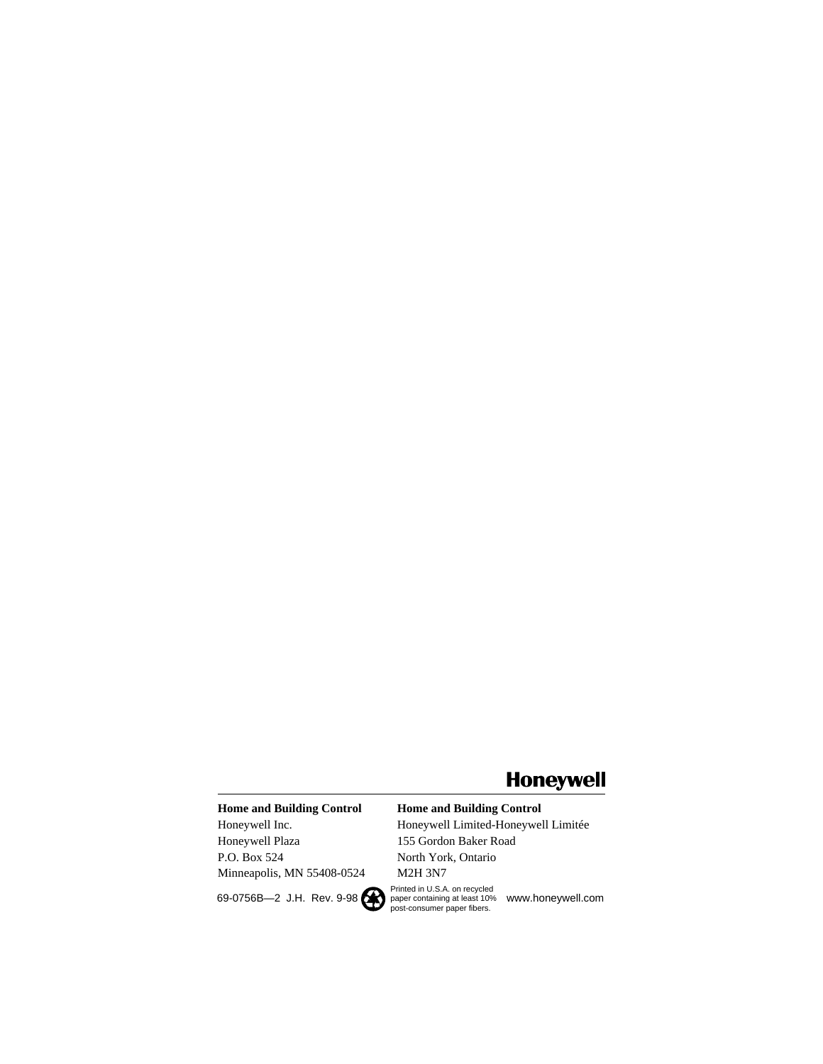**Honeywell**

**Home and Building Control**
Honeywell Inc.
Honeywell Plaza
P.O. Box 524
Minneapolis, MN 55408-0524

**Home and Building Control**
Honeywell Limited-Honeywell Limitée
155 Gordon Baker Road
North York, Ontario
M2H 3N7

69-0756B—2 J.H. Rev. 9-98

Printed in U.S.A. on recycled paper containing at least 10% post-consumer paper fibers.

www.honeywell.com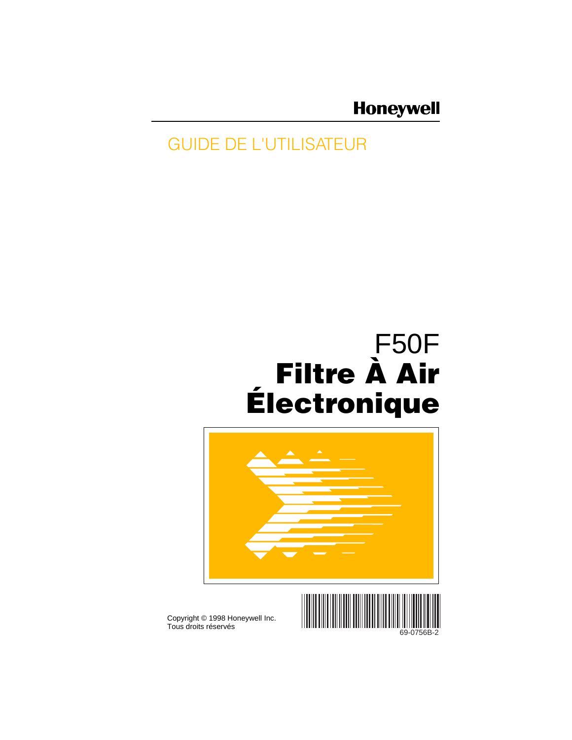Honeywell

GUIDE DE L'UTILISATEUR

# F50F
# Filtre À Air Électronique

Copyright © 1998 Honeywell Inc.
Tous droits réservés

69-0756B-2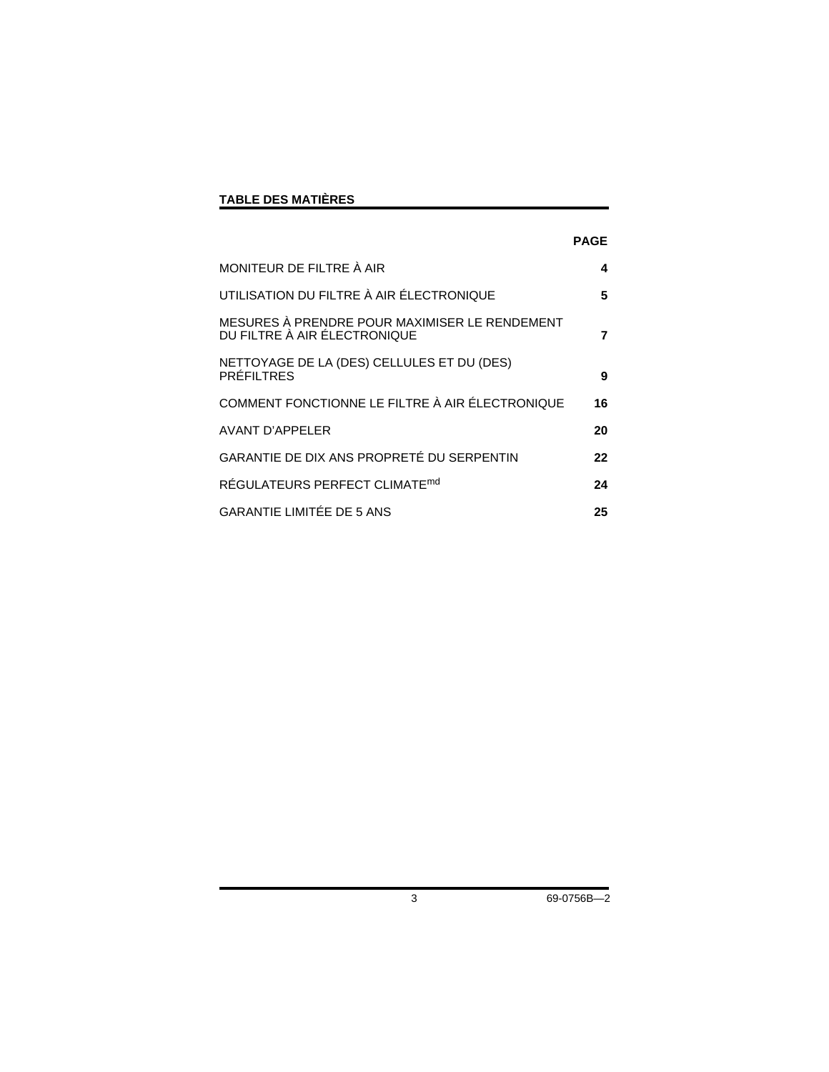## TABLE DES MATIÈRES

| | PAGE |
|---|---|
| MONITEUR DE FILTRE À AIR | **4** |
| UTILISATION DU FILTRE À AIR ÉLECTRONIQUE | **5** |
| MESURES À PRENDRE POUR MAXIMISER LE RENDEMENT DU FILTRE À AIR ÉLECTRONIQUE | **7** |
| NETTOYAGE DE LA (DES) CELLULES ET DU (DES) PRÉFILTRES | **9** |
| COMMENT FONCTIONNE LE FILTRE À AIR ÉLECTRONIQUE | **16** |
| AVANT D'APPELER | **20** |
| GARANTIE DE DIX ANS PROPRETÉ DU SERPENTIN | **22** |
| RÉGULATEURS PERFECT CLIMATE[md] | **24** |
| GARANTIE LIMITÉE DE 5 ANS | **25** |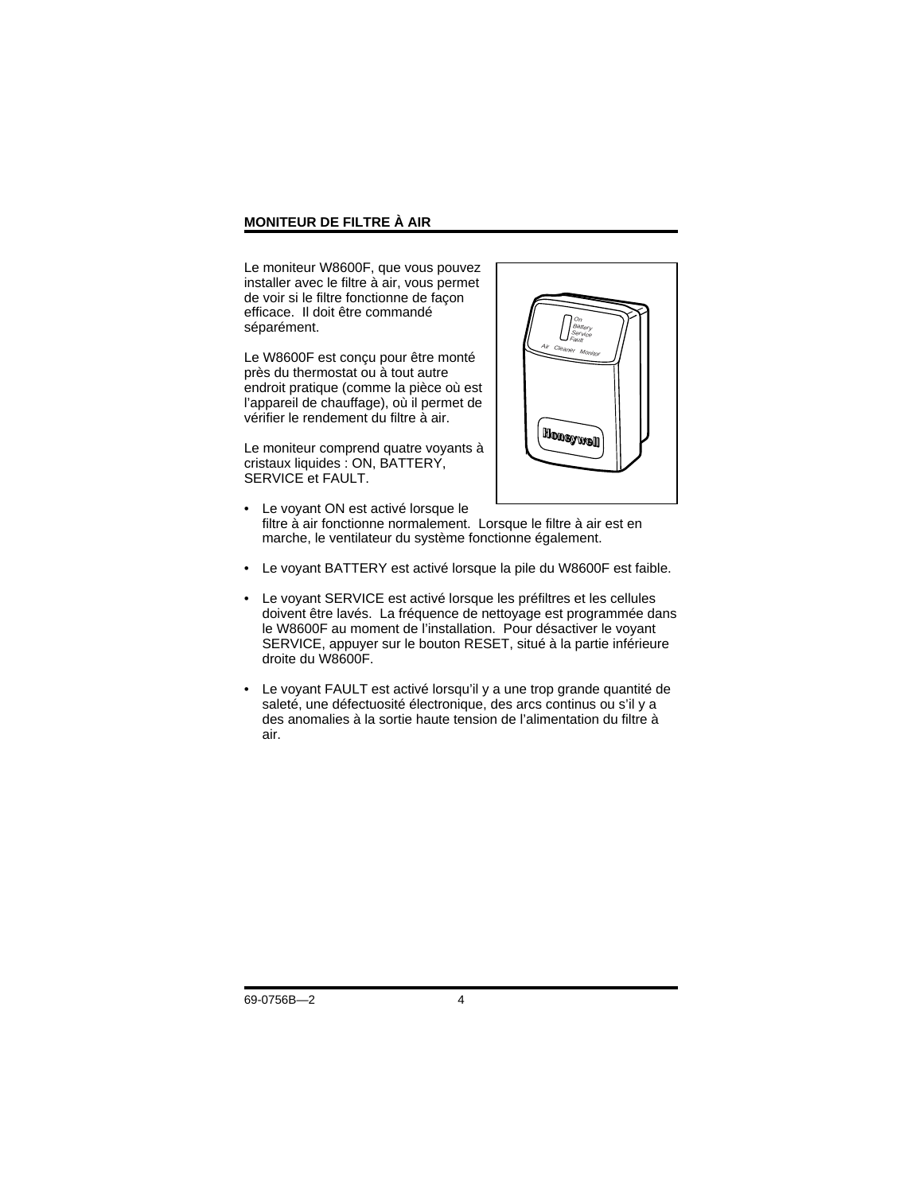## MONITEUR DE FILTRE À AIR

Le moniteur W8600F, que vous pouvez installer avec le filtre à air, vous permet de voir si le filtre fonctionne de façon efficace. Il doit être commandé séparément.

Le W8600F est conçu pour être monté près du thermostat ou à tout autre endroit pratique (comme la pièce où est l'appareil de chauffage), où il permet de vérifier le rendement du filtre à air.

Le moniteur comprend quatre voyants à cristaux liquides : ON, BATTERY, SERVICE et FAULT.

- Le voyant ON est activé lorsque le filtre à air fonctionne normalement. Lorsque le filtre à air est en marche, le ventilateur du système fonctionne également.
- Le voyant BATTERY est activé lorsque la pile du W8600F est faible.
- Le voyant SERVICE est activé lorsque les préfiltres et les cellules doivent être lavés. La fréquence de nettoyage est programmée dans le W8600F au moment de l'installation. Pour désactiver le voyant SERVICE, appuyer sur le bouton RESET, situé à la partie inférieure droite du W8600F.
- Le voyant FAULT est activé lorsqu'il y a une trop grande quantité de saleté, une défectuosité électronique, des arcs continus ou s'il y a des anomalies à la sortie haute tension de l'alimentation du filtre à air.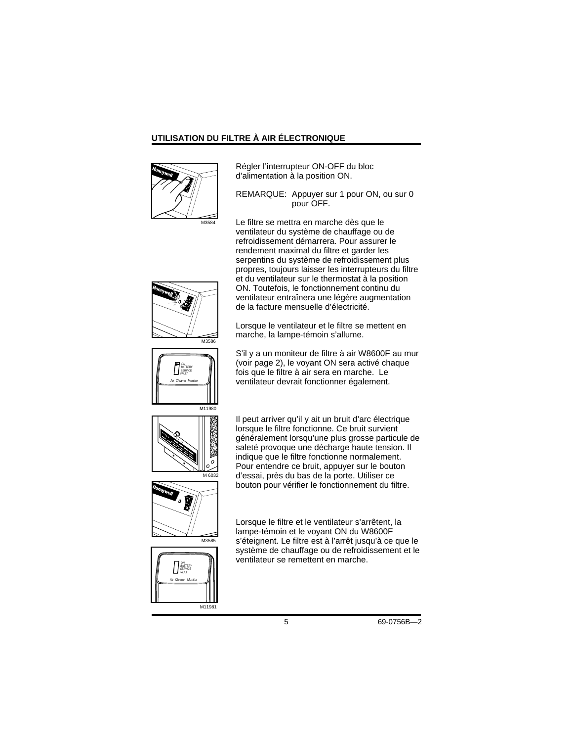## UTILISATION DU FILTRE À AIR ÉLECTRONIQUE

Régler l'interrupteur ON-OFF du bloc d'alimentation à la position ON.

REMARQUE: Appuyer sur 1 pour ON, ou sur 0 pour OFF.

Le filtre se mettra en marche dès que le ventilateur du système de chauffage ou de refroidissement démarrera. Pour assurer le rendement maximal du filtre et garder les serpentins du système de refroidissement plus propres, toujours laisser les interrupteurs du filtre et du ventilateur sur le thermostat à la position ON. Toutefois, le fonctionnement continu du ventilateur entraînera une légère augmentation de la facture mensuelle d'électricité.

Lorsque le ventilateur et le filtre se mettent en marche, la lampe-témoin s'allume.

S'il y a un moniteur de filtre à air W8600F au mur (voir page 2), le voyant ON sera activé chaque fois que le filtre à air sera en marche. Le ventilateur devrait fonctionner également.

Il peut arriver qu'il y ait un bruit d'arc électrique lorsque le filtre fonctionne. Ce bruit survient généralement lorsqu'une plus grosse particule de saleté provoque une décharge haute tension. Il indique que le filtre fonctionne normalement. Pour entendre ce bruit, appuyer sur le bouton d'essai, près du bas de la porte. Utiliser ce bouton pour vérifier le fonctionnement du filtre.

Lorsque le filtre et le ventilateur s'arrêtent, la lampe-témoin et le voyant ON du W8600F s'éteignent. Le filtre est à l'arrêt jusqu'à ce que le système de chauffage ou de refroidissement et le ventilateur se remettent en marche.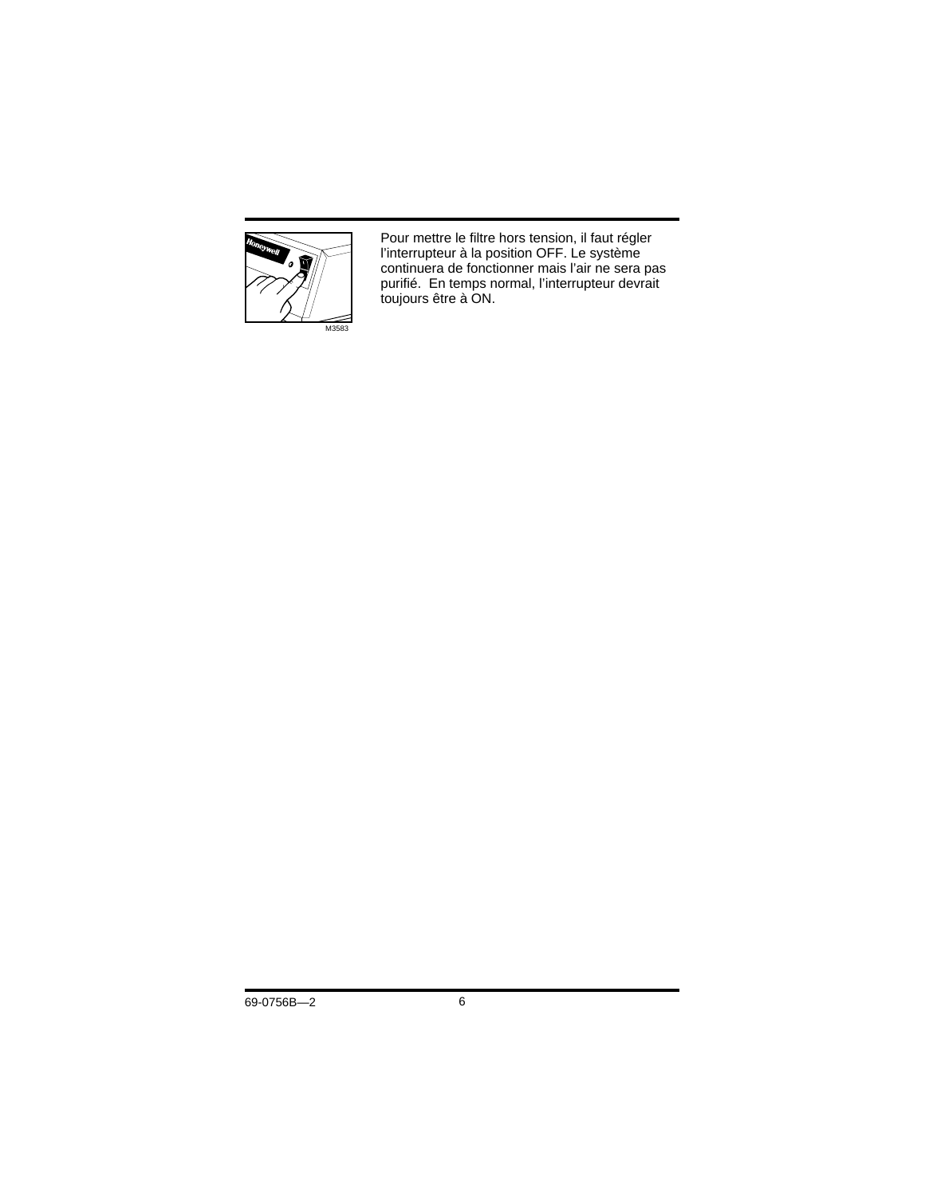Pour mettre le filtre hors tension, il faut régler l’interrupteur à la position OFF. Le système continuera de fonctionner mais l’air ne sera pas purifié.  En temps normal, l’interrupteur devrait toujours être à ON.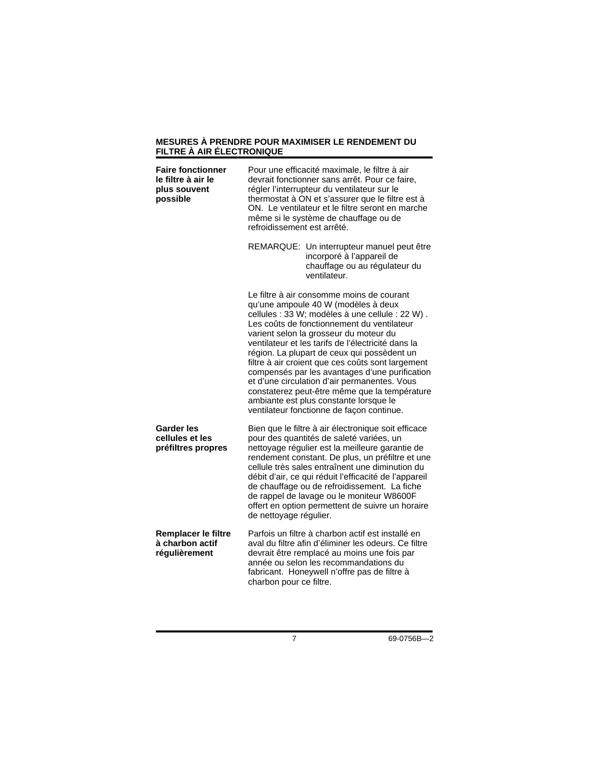## MESURES À PRENDRE POUR MAXIMISER LE RENDEMENT DU FILTRE À AIR ÉLECTRONIQUE

**Faire fonctionner le filtre à air le plus souvent possible**

Pour une efficacité maximale, le filtre à air devrait fonctionner sans arrêt. Pour ce faire, régler l'interrupteur du ventilateur sur le thermostat à ON et s'assurer que le filtre est à ON. Le ventilateur et le filtre seront en marche même si le système de chauffage ou de refroidissement est arrêté.

REMARQUE: Un interrupteur manuel peut être incorporé à l'appareil de chauffage ou au régulateur du ventilateur.

Le filtre à air consomme moins de courant qu'une ampoule 40 W (modèles à deux cellules : 33 W; modèles à une cellule : 22 W) . Les coûts de fonctionnement du ventilateur varient selon la grosseur du moteur du ventilateur et les tarifs de l'électricité dans la région. La plupart de ceux qui possèdent un filtre à air croient que ces coûts sont largement compensés par les avantages d'une purification et d'une circulation d'air permanentes. Vous constaterez peut-être même que la température ambiante est plus constante lorsque le ventilateur fonctionne de façon continue.

**Garder les cellules et les préfiltres propres**

Bien que le filtre à air électronique soit efficace pour des quantités de saleté variées, un nettoyage régulier est la meilleure garantie de rendement constant. De plus, un préfiltre et une cellule très sales entraînent une diminution du débit d'air, ce qui réduit l'efficacité de l'appareil de chauffage ou de refroidissement. La fiche de rappel de lavage ou le moniteur W8600F offert en option permettent de suivre un horaire de nettoyage régulier.

**Remplacer le filtre à charbon actif régulièrement**

Parfois un filtre à charbon actif est installé en aval du filtre afin d'éliminer les odeurs. Ce filtre devrait être remplacé au moins une fois par année ou selon les recommandations du fabricant. Honeywell n'offre pas de filtre à charbon pour ce filtre.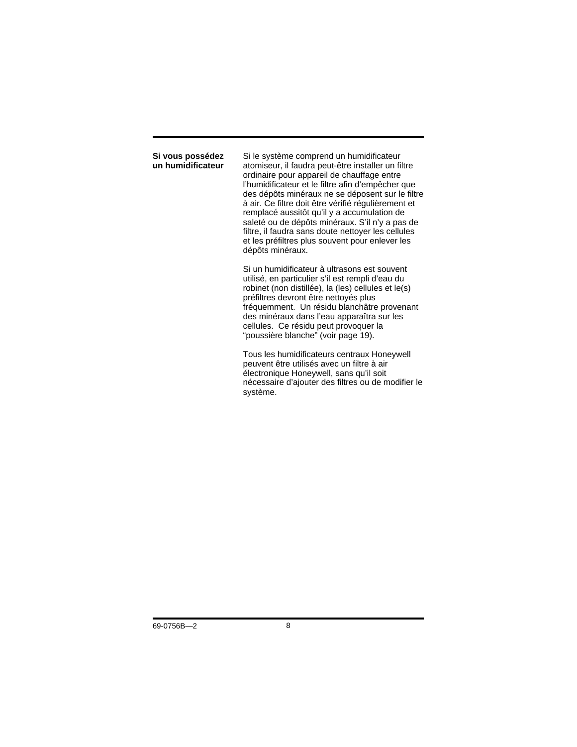## Si vous possédez un humidificateur

Si le système comprend un humidificateur atomiseur, il faudra peut-être installer un filtre ordinaire pour appareil de chauffage entre l'humidificateur et le filtre afin d'empêcher que des dépôts minéraux ne se déposent sur le filtre à air. Ce filtre doit être vérifié régulièrement et remplacé aussitôt qu'il y a accumulation de saleté ou de dépôts minéraux. S'il n'y a pas de filtre, il faudra sans doute nettoyer les cellules et les préfiltres plus souvent pour enlever les dépôts minéraux.

Si un humidificateur à ultrasons est souvent utilisé, en particulier s'il est rempli d'eau du robinet (non distillée), la (les) cellules et le(s) préfiltres devront être nettoyés plus fréquemment. Un résidu blanchâtre provenant des minéraux dans l'eau apparaîtra sur les cellules. Ce résidu peut provoquer la "poussière blanche" (voir page 19).

Tous les humidificateurs centraux Honeywell peuvent être utilisés avec un filtre à air électronique Honeywell, sans qu'il soit nécessaire d'ajouter des filtres ou de modifier le système.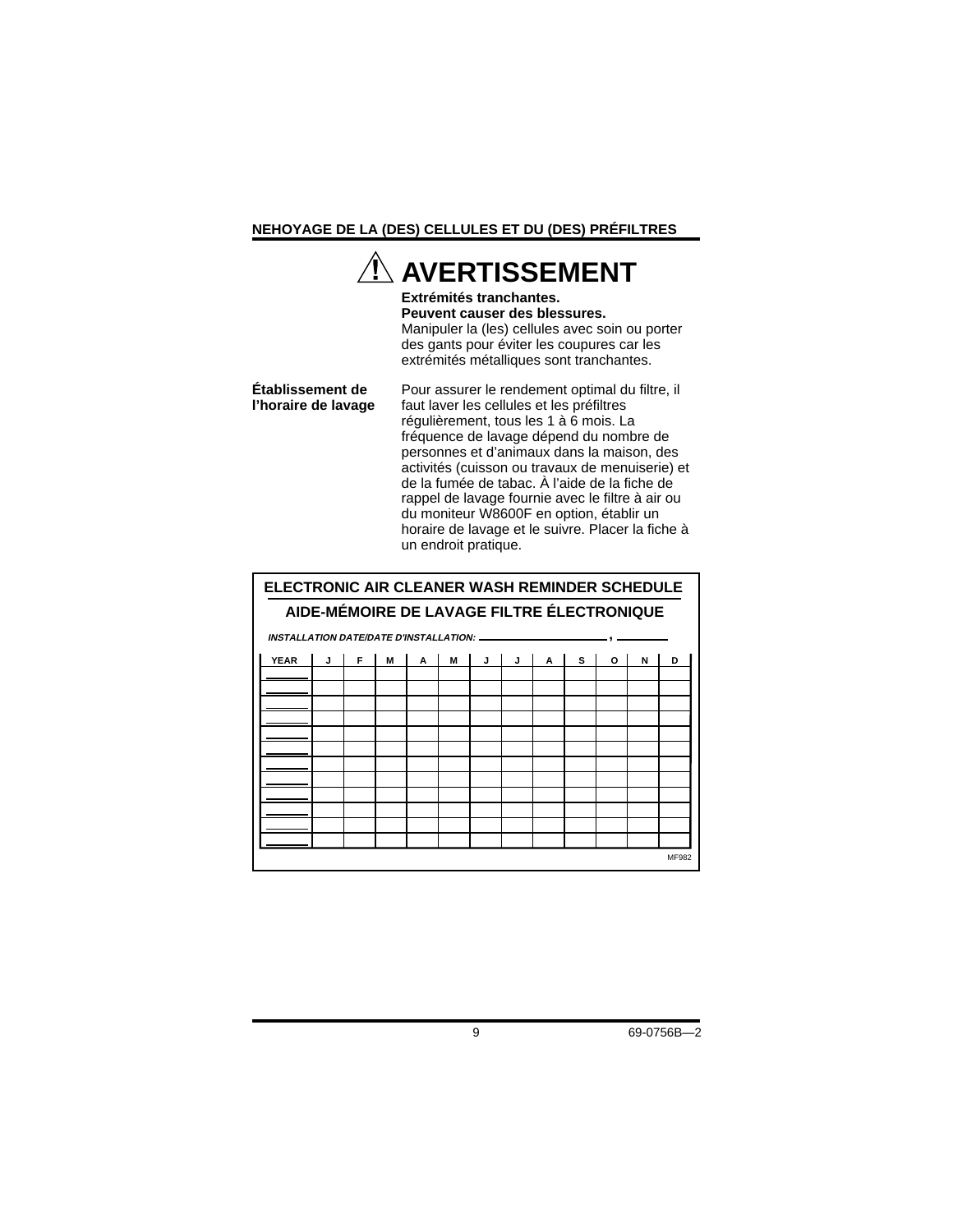## NEHOYAGE DE LA (DES) CELLULES ET DU (DES) PRÉFILTRES

### ⚠ AVERTISSEMENT

**Extrémités tranchantes.**
**Peuvent causer des blessures.**
Manipuler la (les) cellules avec soin ou porter des gants pour éviter les coupures car les extrémités métalliques sont tranchantes.

**Établissement de l'horaire de lavage**

Pour assurer le rendement optimal du filtre, il faut laver les cellules et les préfiltres régulièrement, tous les 1 à 6 mois. La fréquence de lavage dépend du nombre de personnes et d'animaux dans la maison, des activités (cuisson ou travaux de menuiserie) et de la fumée de tabac. À l'aide de la fiche de rappel de lavage fournie avec le filtre à air ou du moniteur W8600F en option, établir un horaire de lavage et le suivre. Placer la fiche à un endroit pratique.

**ELECTRONIC AIR CLEANER WASH REMINDER SCHEDULE**

**AIDE-MÉMOIRE DE LAVAGE FILTRE ÉLECTRONIQUE**

*INSTALLATION DATE/DATE D'INSTALLATION: ____________ , ______*

| YEAR | J | F | M | A | M | J | J | A | S | O | N | D |
|---|---|---|---|---|---|---|---|---|---|---|---|---|
| ______ | | | | | | | | | | | | |
| ______ | | | | | | | | | | | | |
| ______ | | | | | | | | | | | | |
| ______ | | | | | | | | | | | | |
| ______ | | | | | | | | | | | | |
| ______ | | | | | | | | | | | | |
| ______ | | | | | | | | | | | | |
| ______ | | | | | | | | | | | | |
| ______ | | | | | | | | | | | | |
| ______ | | | | | | | | | | | | |
| ______ | | | | | | | | | | | | |
| ______ | | | | | | | | | | | | |

MF982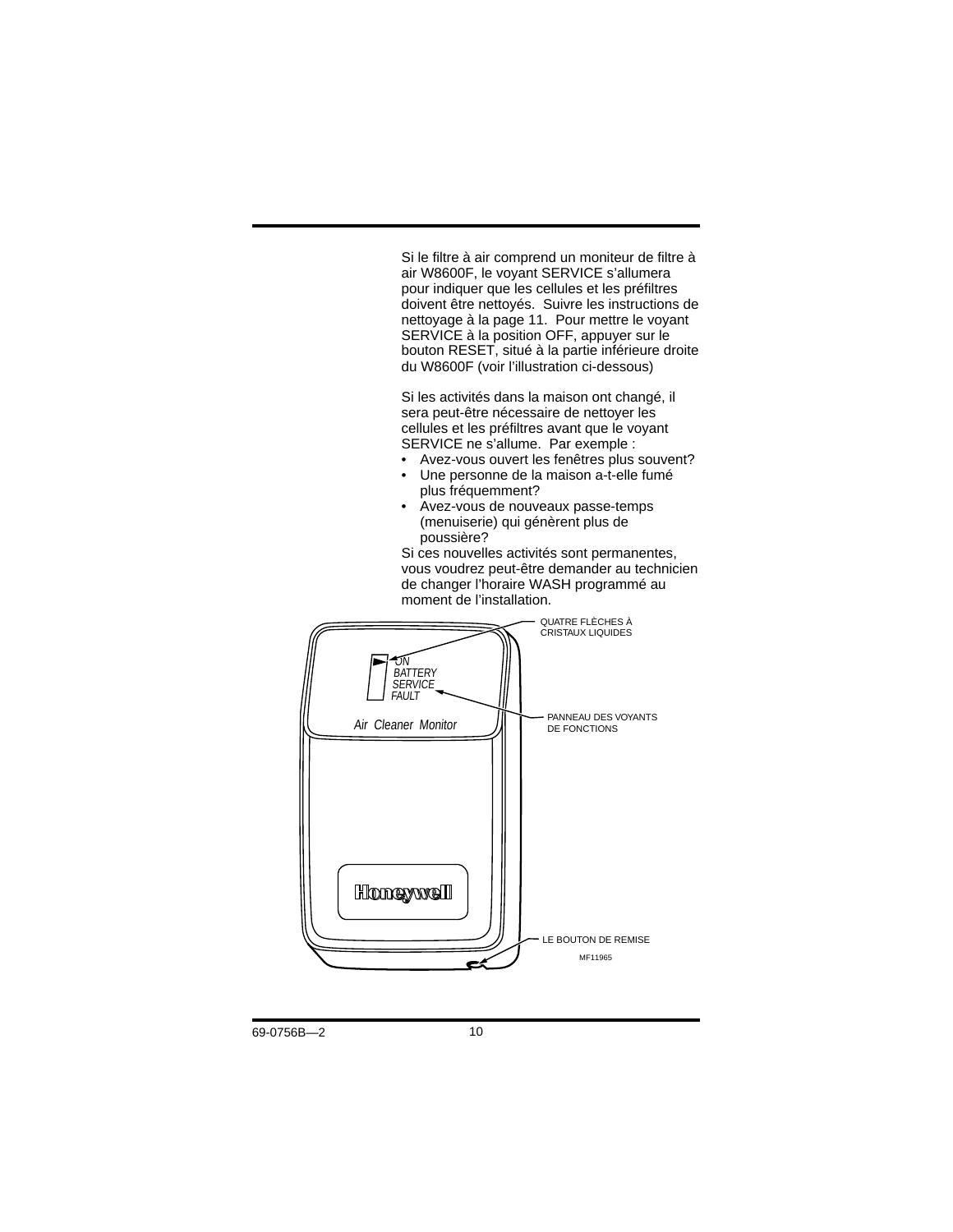Si le filtre à air comprend un moniteur de filtre à air W8600F, le voyant SERVICE s'allumera pour indiquer que les cellules et les préfiltres doivent être nettoyés. Suivre les instructions de nettoyage à la page 11. Pour mettre le voyant SERVICE à la position OFF, appuyer sur le bouton RESET, situé à la partie inférieure droite du W8600F (voir l'illustration ci-dessous)

Si les activités dans la maison ont changé, il sera peut-être nécessaire de nettoyer les cellules et les préfiltres avant que le voyant SERVICE ne s'allume. Par exemple :

- Avez-vous ouvert les fenêtres plus souvent?
- Une personne de la maison a-t-elle fumé plus fréquemment?
- Avez-vous de nouveaux passe-temps (menuiserie) qui génèrent plus de poussière?

Si ces nouvelles activités sont permanentes, vous voudrez peut-être demander au technicien de changer l'horaire WASH programmé au moment de l'installation.

QUATRE FLÈCHES À CRISTAUX LIQUIDES

ON
BATTERY
SERVICE
FAULT

Air Cleaner Monitor

PANNEAU DES VOYANTS DE FONCTIONS

Honeywell

LE BOUTON DE REMISE

MF11965

69-0756B—2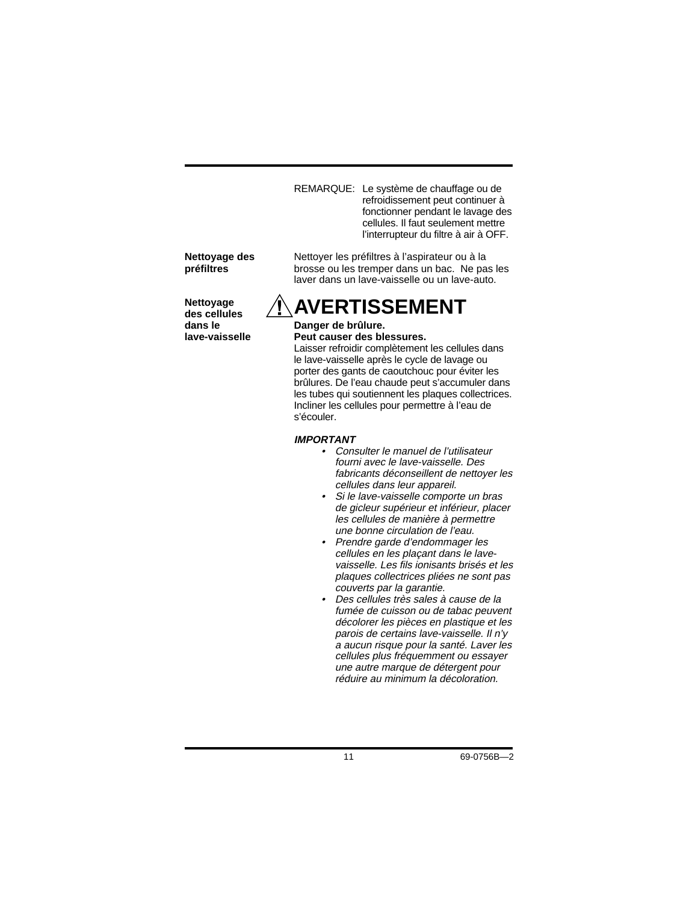REMARQUE: Le système de chauffage ou de refroidissement peut continuer à fonctionner pendant le lavage des cellules. Il faut seulement mettre l'interrupteur du filtre à air à OFF.

**Nettoyage des préfiltres**

Nettoyer les préfiltres à l'aspirateur ou à la brosse ou les tremper dans un bac. Ne pas les laver dans un lave-vaisselle ou un lave-auto.

**Nettoyage des cellules dans le lave-vaisselle**

## ⚠ AVERTISSEMENT

**Danger de brûlure.**
**Peut causer des blessures.**
Laisser refroidir complètement les cellules dans le lave-vaisselle après le cycle de lavage ou porter des gants de caoutchouc pour éviter les brûlures. De l'eau chaude peut s'accumuler dans les tubes qui soutiennent les plaques collectrices. Incliner les cellules pour permettre à l'eau de s'écouler.

***IMPORTANT***

- *Consulter le manuel de l'utilisateur fourni avec le lave-vaisselle. Des fabricants déconseillent de nettoyer les cellules dans leur appareil.*
- *Si le lave-vaisselle comporte un bras de gicleur supérieur et inférieur, placer les cellules de manière à permettre une bonne circulation de l'eau.*
- *Prendre garde d'endommager les cellules en les plaçant dans le lave-vaisselle. Les fils ionisants brisés et les plaques collectrices pliées ne sont pas couverts par la garantie.*
- *Des cellules très sales à cause de la fumée de cuisson ou de tabac peuvent décolorer les pièces en plastique et les parois de certains lave-vaisselle. Il n'y a aucun risque pour la santé. Laver les cellules plus fréquemment ou essayer une autre marque de détergent pour réduire au minimum la décoloration.*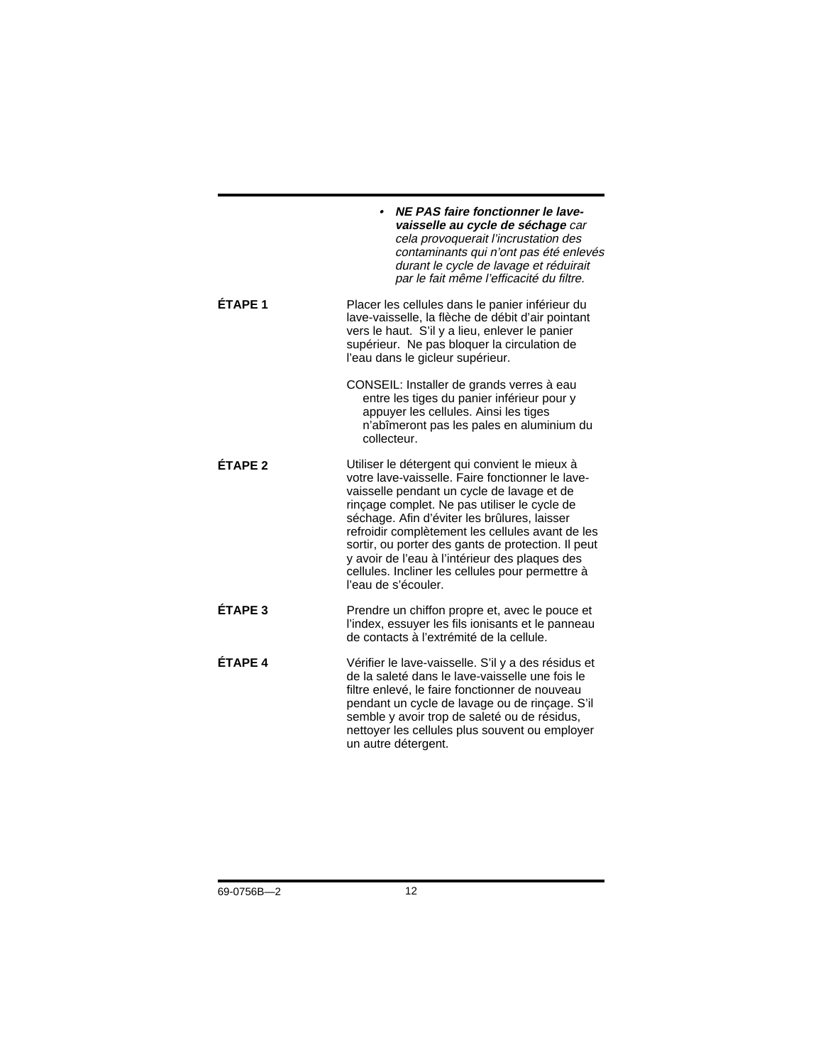- ***NE PAS faire fonctionner le lave-vaisselle au cycle de séchage** car cela provoquerait l'incrustation des contaminants qui n'ont pas été enlevés durant le cycle de lavage et réduirait par le fait même l'efficacité du filtre.*

**ÉTAPE 1**

Placer les cellules dans le panier inférieur du lave-vaisselle, la flèche de débit d'air pointant vers le haut. S'il y a lieu, enlever le panier supérieur. Ne pas bloquer la circulation de l'eau dans le gicleur supérieur.

CONSEIL: Installer de grands verres à eau entre les tiges du panier inférieur pour y appuyer les cellules. Ainsi les tiges n'abîmeront pas les pales en aluminium du collecteur.

**ÉTAPE 2**

Utiliser le détergent qui convient le mieux à votre lave-vaisselle. Faire fonctionner le lave-vaisselle pendant un cycle de lavage et de rinçage complet. Ne pas utiliser le cycle de séchage. Afin d'éviter les brûlures, laisser refroidir complètement les cellules avant de les sortir, ou porter des gants de protection. Il peut y avoir de l'eau à l'intérieur des plaques des cellules. Incliner les cellules pour permettre à l'eau de s'écouler.

**ÉTAPE 3**

Prendre un chiffon propre et, avec le pouce et l'index, essuyer les fils ionisants et le panneau de contacts à l'extrémité de la cellule.

**ÉTAPE 4**

Vérifier le lave-vaisselle. S'il y a des résidus et de la saleté dans le lave-vaisselle une fois le filtre enlevé, le faire fonctionner de nouveau pendant un cycle de lavage ou de rinçage. S'il semble y avoir trop de saleté ou de résidus, nettoyer les cellules plus souvent ou employer un autre détergent.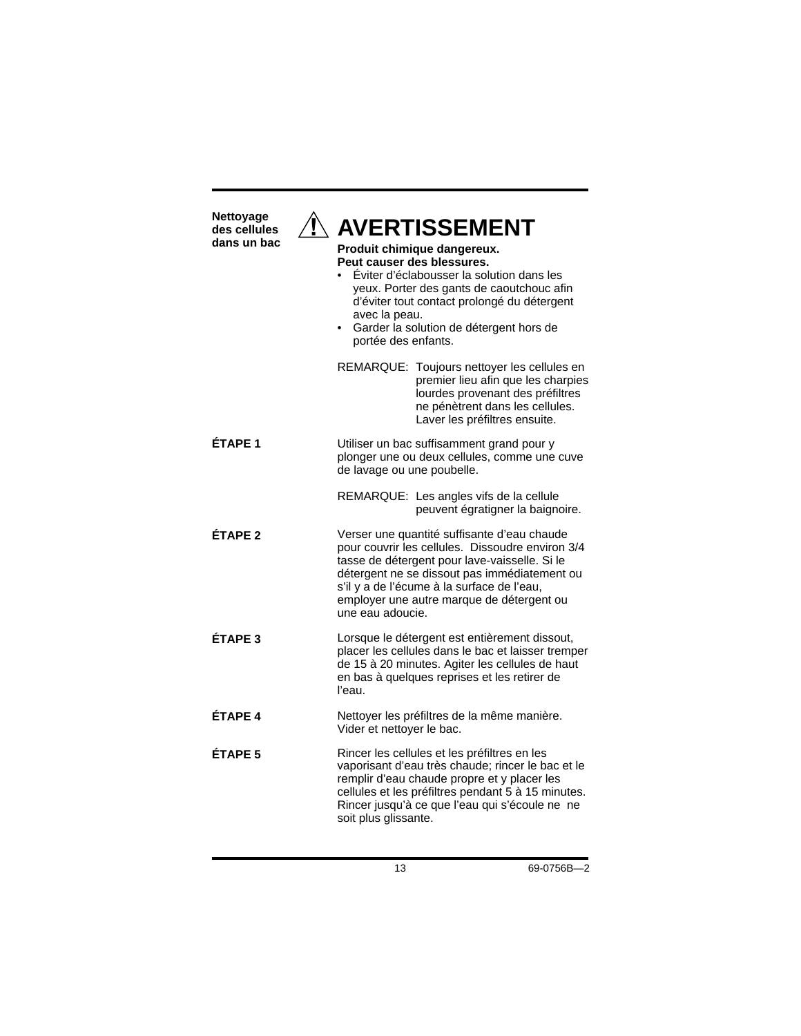**Nettoyage des cellules dans un bac**

## ⚠ AVERTISSEMENT

**Produit chimique dangereux.**
**Peut causer des blessures.**

- Éviter d'éclabousser la solution dans les yeux. Porter des gants de caoutchouc afin d'éviter tout contact prolongé du détergent avec la peau.
- Garder la solution de détergent hors de portée des enfants.

REMARQUE: Toujours nettoyer les cellules en premier lieu afin que les charpies lourdes provenant des préfiltres ne pénètrent dans les cellules. Laver les préfiltres ensuite.

**ÉTAPE 1**

Utiliser un bac suffisamment grand pour y plonger une ou deux cellules, comme une cuve de lavage ou une poubelle.

REMARQUE: Les angles vifs de la cellule peuvent égratigner la baignoire.

**ÉTAPE 2**

Verser une quantité suffisante d'eau chaude pour couvrir les cellules. Dissoudre environ 3/4 tasse de détergent pour lave-vaisselle. Si le détergent ne se dissout pas immédiatement ou s'il y a de l'écume à la surface de l'eau, employer une autre marque de détergent ou une eau adoucie.

**ÉTAPE 3**

Lorsque le détergent est entièrement dissout, placer les cellules dans le bac et laisser tremper de 15 à 20 minutes. Agiter les cellules de haut en bas à quelques reprises et les retirer de l'eau.

**ÉTAPE 4**

Nettoyer les préfiltres de la même manière. Vider et nettoyer le bac.

**ÉTAPE 5**

Rincer les cellules et les préfiltres en les vaporisant d'eau très chaude; rincer le bac et le remplir d'eau chaude propre et y placer les cellules et les préfiltres pendant 5 à 15 minutes. Rincer jusqu'à ce que l'eau qui s'écoule ne ne soit plus glissante.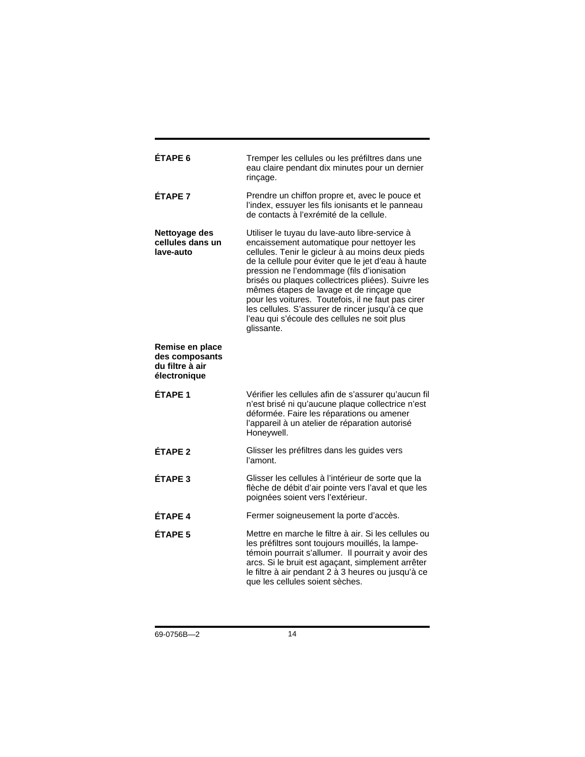**ÉTAPE 6** Tremper les cellules ou les préfiltres dans une eau claire pendant dix minutes pour un dernier rinçage.

**ÉTAPE 7** Prendre un chiffon propre et, avec le pouce et l’index, essuyer les fils ionisants et le panneau de contacts à l’exrémité de la cellule.

**Nettoyage des cellules dans un lave-auto**

Utiliser le tuyau du lave-auto libre-service à encaissement automatique pour nettoyer les cellules. Tenir le gicleur à au moins deux pieds de la cellule pour éviter que le jet d’eau à haute pression ne l’endommage (fils d’ionisation brisés ou plaques collectrices pliées). Suivre les mêmes étapes de lavage et de rinçage que pour les voitures. Toutefois, il ne faut pas cirer les cellules. S’assurer de rincer jusqu’à ce que l’eau qui s’écoule des cellules ne soit plus glissante.

**Remise en place des composants du filtre à air électronique**

**ÉTAPE 1** Vérifier les cellules afin de s’assurer qu’aucun fil n’est brisé ni qu’aucune plaque collectrice n’est déformée. Faire les réparations ou amener l’appareil à un atelier de réparation autorisé Honeywell.

**ÉTAPE 2** Glisser les préfiltres dans les guides vers l’amont.

**ÉTAPE 3** Glisser les cellules à l’intérieur de sorte que la flèche de débit d’air pointe vers l’aval et que les poignées soient vers l’extérieur.

**ÉTAPE 4** Fermer soigneusement la porte d’accès.

**ÉTAPE 5** Mettre en marche le filtre à air. Si les cellules ou les préfiltres sont toujours mouillés, la lampe-témoin pourrait s’allumer. Il pourrait y avoir des arcs. Si le bruit est agaçant, simplement arrêter le filtre à air pendant 2 à 3 heures ou jusqu’à ce que les cellules soient sèches.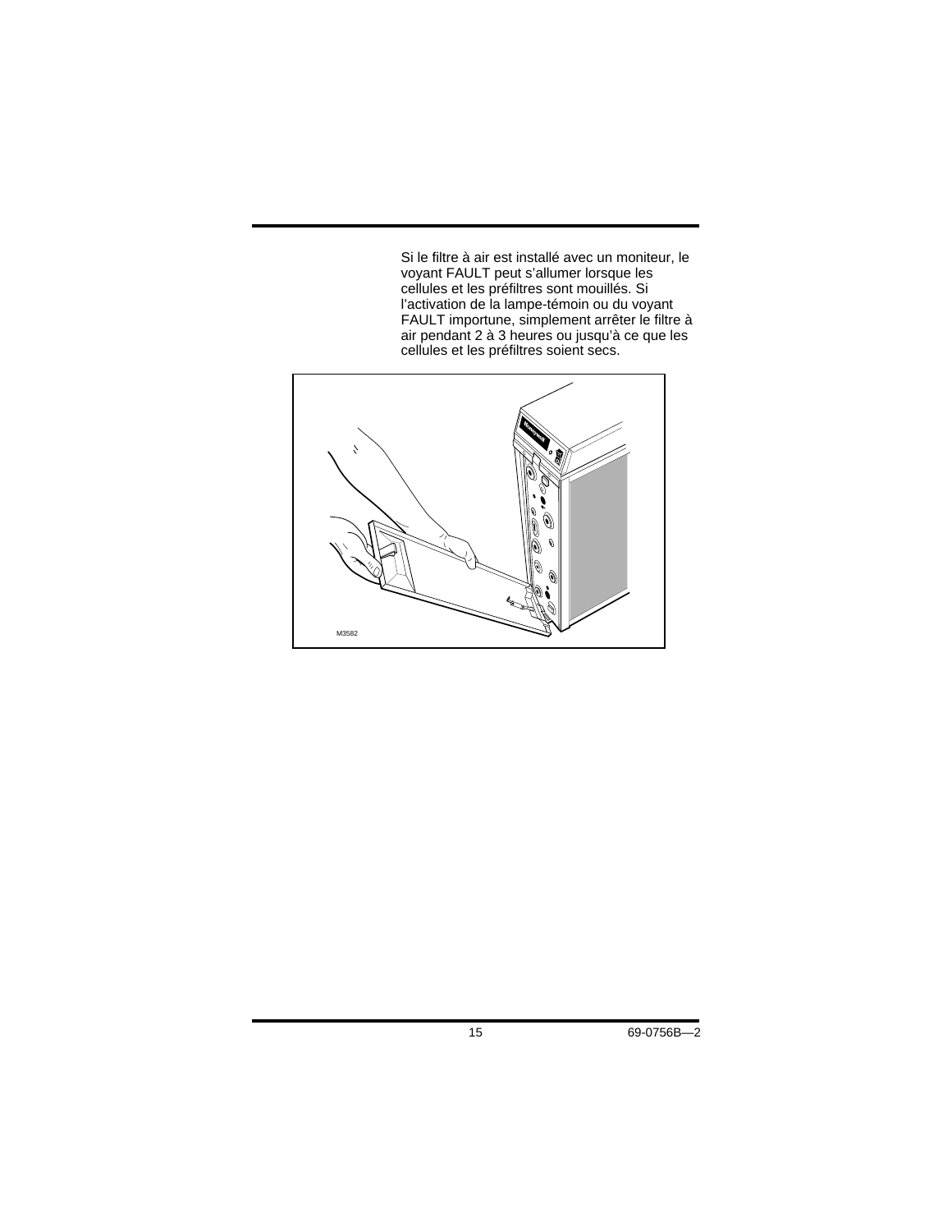Si le filtre à air est installé avec un moniteur, le voyant FAULT peut s'allumer lorsque les cellules et les préfiltres sont mouillés. Si l'activation de la lampe-témoin ou du voyant FAULT importune, simplement arrêter le filtre à air pendant 2 à 3 heures ou jusqu'à ce que les cellules et les préfiltres soient secs.

M3582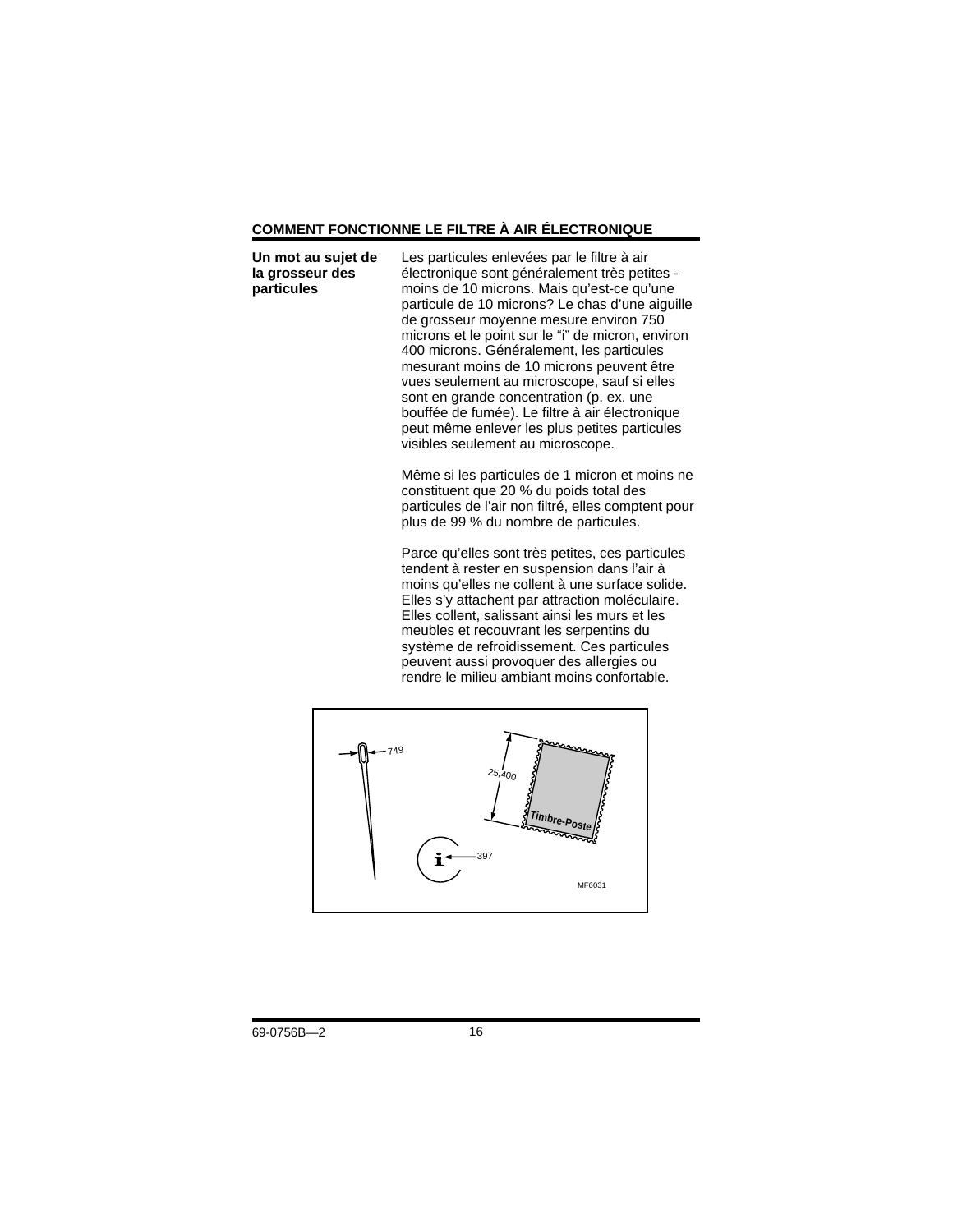## COMMENT FONCTIONNE LE FILTRE À AIR ÉLECTRONIQUE

**Un mot au sujet de la grosseur des particules**

Les particules enlevées par le filtre à air électronique sont généralement très petites - moins de 10 microns. Mais qu’est-ce qu’une particule de 10 microns? Le chas d’une aiguille de grosseur moyenne mesure environ 750 microns et le point sur le “i” de micron, environ 400 microns. Généralement, les particules mesurant moins de 10 microns peuvent être vues seulement au microscope, sauf si elles sont en grande concentration (p. ex. une bouffée de fumée). Le filtre à air électronique peut même enlever les plus petites particules visibles seulement au microscope.

Même si les particules de 1 micron et moins ne constituent que 20 % du poids total des particules de l’air non filtré, elles comptent pour plus de 99 % du nombre de particules.

Parce qu’elles sont très petites, ces particules tendent à rester en suspension dans l’air à moins qu’elles ne collent à une surface solide. Elles s’y attachent par attraction moléculaire. Elles collent, salissant ainsi les murs et les meubles et recouvrant les serpentins du système de refroidissement. Ces particules peuvent aussi provoquer des allergies ou rendre le milieu ambiant moins confortable.

749

25,400

Timbre-Poste

397

MF6031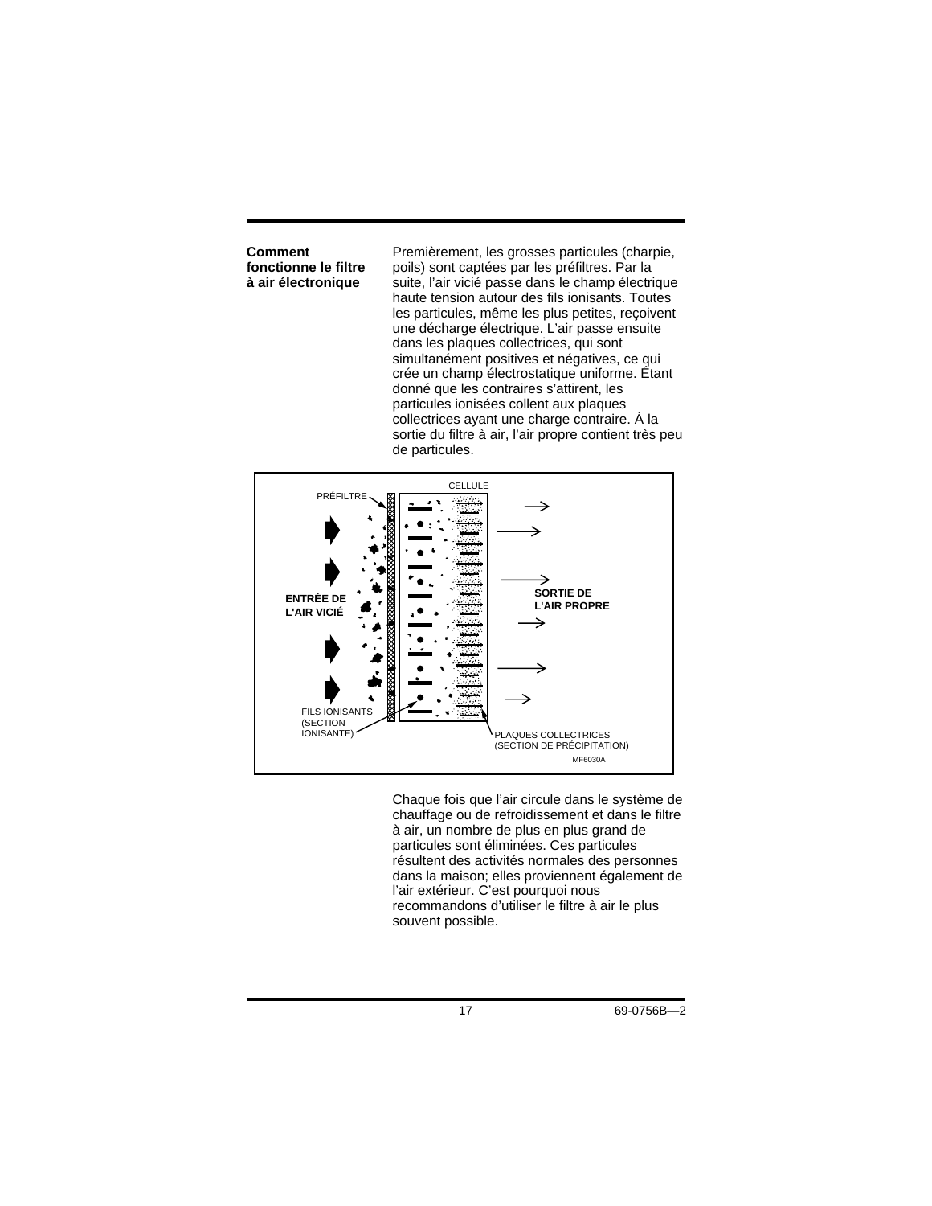## Comment fonctionne le filtre à air électronique

Premièrement, les grosses particules (charpie, poils) sont captées par les préfiltres. Par la suite, l'air vicié passe dans le champ électrique haute tension autour des fils ionisants. Toutes les particules, même les plus petites, reçoivent une décharge électrique. L'air passe ensuite dans les plaques collectrices, qui sont simultanément positives et négatives, ce qui crée un champ électrostatique uniforme. Étant donné que les contraires s'attirent, les particules ionisées collent aux plaques collectrices ayant une charge contraire. À la sortie du filtre à air, l'air propre contient très peu de particules.

PRÉFILTRE

CELLULE

ENTRÉE DE L'AIR VICIÉ

SORTIE DE L'AIR PROPRE

FILS IONISANTS (SECTION IONISANTE)

PLAQUES COLLECTRICES (SECTION DE PRÉCIPITATION)

MF6030A

Chaque fois que l'air circule dans le système de chauffage ou de refroidissement et dans le filtre à air, un nombre de plus en plus grand de particules sont éliminées. Ces particules résultent des activités normales des personnes dans la maison; elles proviennent également de l'air extérieur. C'est pourquoi nous recommandons d'utiliser le filtre à air le plus souvent possible.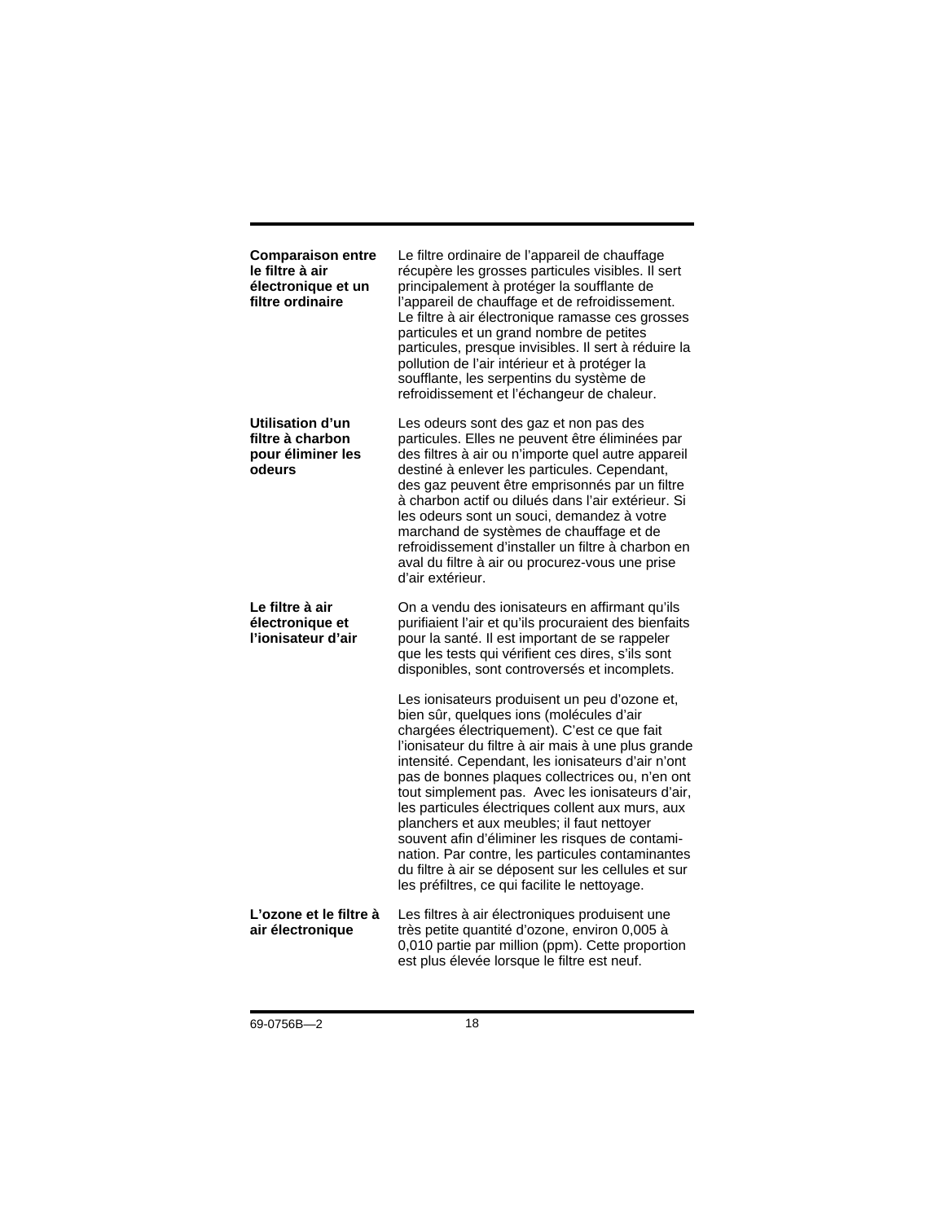**Comparaison entre le filtre à air électronique et un filtre ordinaire**

Le filtre ordinaire de l’appareil de chauffage récupère les grosses particules visibles. Il sert principalement à protéger la soufflante de l’appareil de chauffage et de refroidissement. Le filtre à air électronique ramasse ces grosses particules et un grand nombre de petites particules, presque invisibles. Il sert à réduire la pollution de l’air intérieur et à protéger la soufflante, les serpentins du système de refroidissement et l’échangeur de chaleur.

**Utilisation d’un filtre à charbon pour éliminer les odeurs**

Les odeurs sont des gaz et non pas des particules. Elles ne peuvent être éliminées par des filtres à air ou n’importe quel autre appareil destiné à enlever les particules. Cependant, des gaz peuvent être emprisonnés par un filtre à charbon actif ou dilués dans l’air extérieur. Si les odeurs sont un souci, demandez à votre marchand de systèmes de chauffage et de refroidissement d’installer un filtre à charbon en aval du filtre à air ou procurez-vous une prise d’air extérieur.

**Le filtre à air électronique et l’ionisateur d’air**

On a vendu des ionisateurs en affirmant qu’ils purifiaient l’air et qu’ils procuraient des bienfaits pour la santé. Il est important de se rappeler que les tests qui vérifient ces dires, s’ils sont disponibles, sont controversés et incomplets.

Les ionisateurs produisent un peu d’ozone et, bien sûr, quelques ions (molécules d’air chargées électriquement). C’est ce que fait l’ionisateur du filtre à air mais à une plus grande intensité. Cependant, les ionisateurs d’air n’ont pas de bonnes plaques collectrices ou, n’en ont tout simplement pas. Avec les ionisateurs d’air, les particules électriques collent aux murs, aux planchers et aux meubles; il faut nettoyer souvent afin d’éliminer les risques de contamination. Par contre, les particules contaminantes du filtre à air se déposent sur les cellules et sur les préfiltres, ce qui facilite le nettoyage.

**L’ozone et le filtre à air électronique**

Les filtres à air électroniques produisent une très petite quantité d’ozone, environ 0,005 à 0,010 partie par million (ppm). Cette proportion est plus élevée lorsque le filtre est neuf.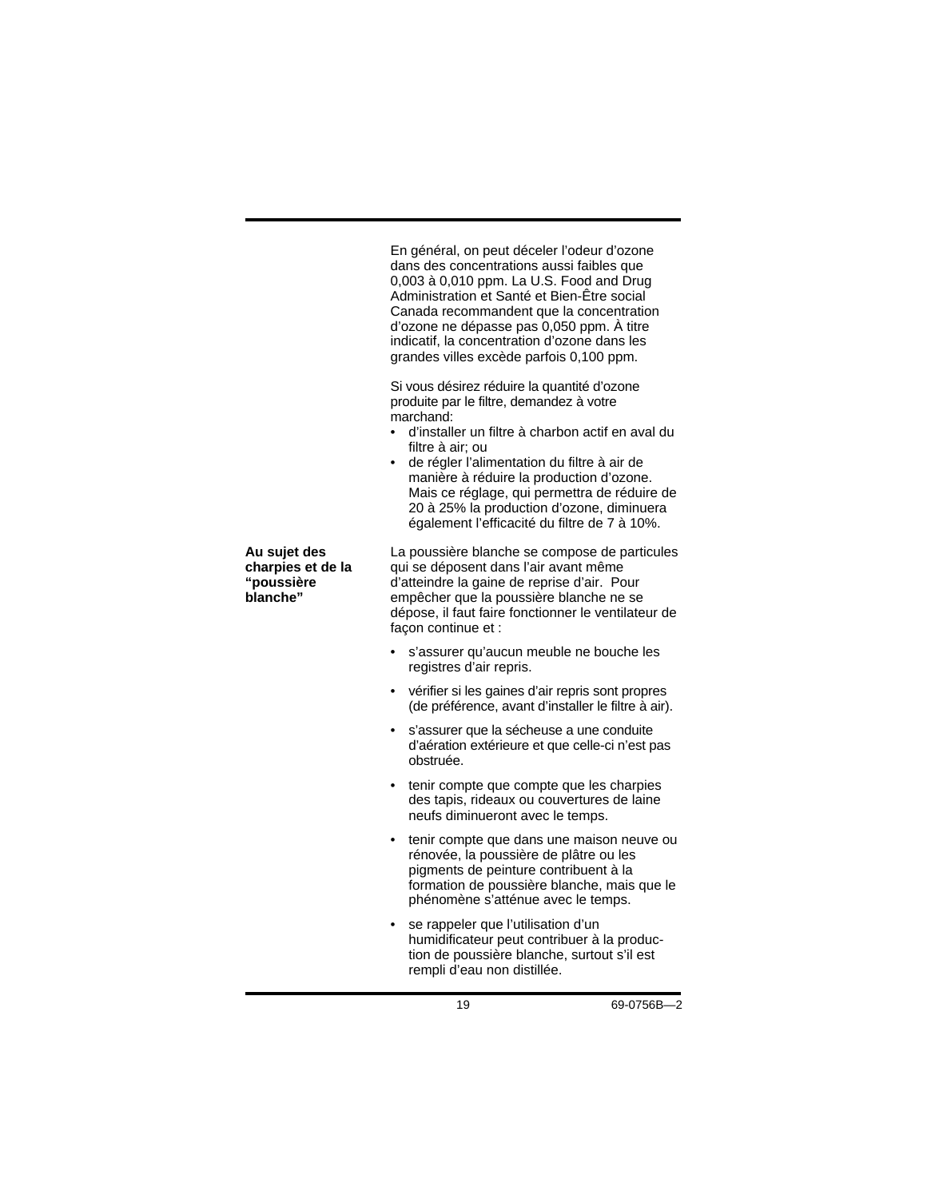En général, on peut déceler l’odeur d’ozone dans des concentrations aussi faibles que 0,003 à 0,010 ppm. La U.S. Food and Drug Administration et Santé et Bien-Être social Canada recommandent que la concentration d’ozone ne dépasse pas 0,050 ppm. À titre indicatif, la concentration d’ozone dans les grandes villes excède parfois 0,100 ppm.

Si vous désirez réduire la quantité d’ozone produite par le filtre, demandez à votre marchand:

- d’installer un filtre à charbon actif en aval du filtre à air; ou
- de régler l’alimentation du filtre à air de manière à réduire la production d’ozone. Mais ce réglage, qui permettra de réduire de 20 à 25% la production d’ozone, diminuera également l’efficacité du filtre de 7 à 10%.

**Au sujet des charpies et de la “poussière blanche”**

La poussière blanche se compose de particules qui se déposent dans l’air avant même d’atteindre la gaine de reprise d’air. Pour empêcher que la poussière blanche ne se dépose, il faut faire fonctionner le ventilateur de façon continue et :

- s’assurer qu’aucun meuble ne bouche les registres d’air repris.
- vérifier si les gaines d’air repris sont propres (de préférence, avant d’installer le filtre à air).
- s’assurer que la sécheuse a une conduite d’aération extérieure et que celle-ci n’est pas obstruée.
- tenir compte que compte que les charpies des tapis, rideaux ou couvertures de laine neufs diminueront avec le temps.
- tenir compte que dans une maison neuve ou rénovée, la poussière de plâtre ou les pigments de peinture contribuent à la formation de poussière blanche, mais que le phénomène s’atténue avec le temps.
- se rappeler que l’utilisation d’un humidificateur peut contribuer à la production de poussière blanche, surtout s’il est rempli d’eau non distillée.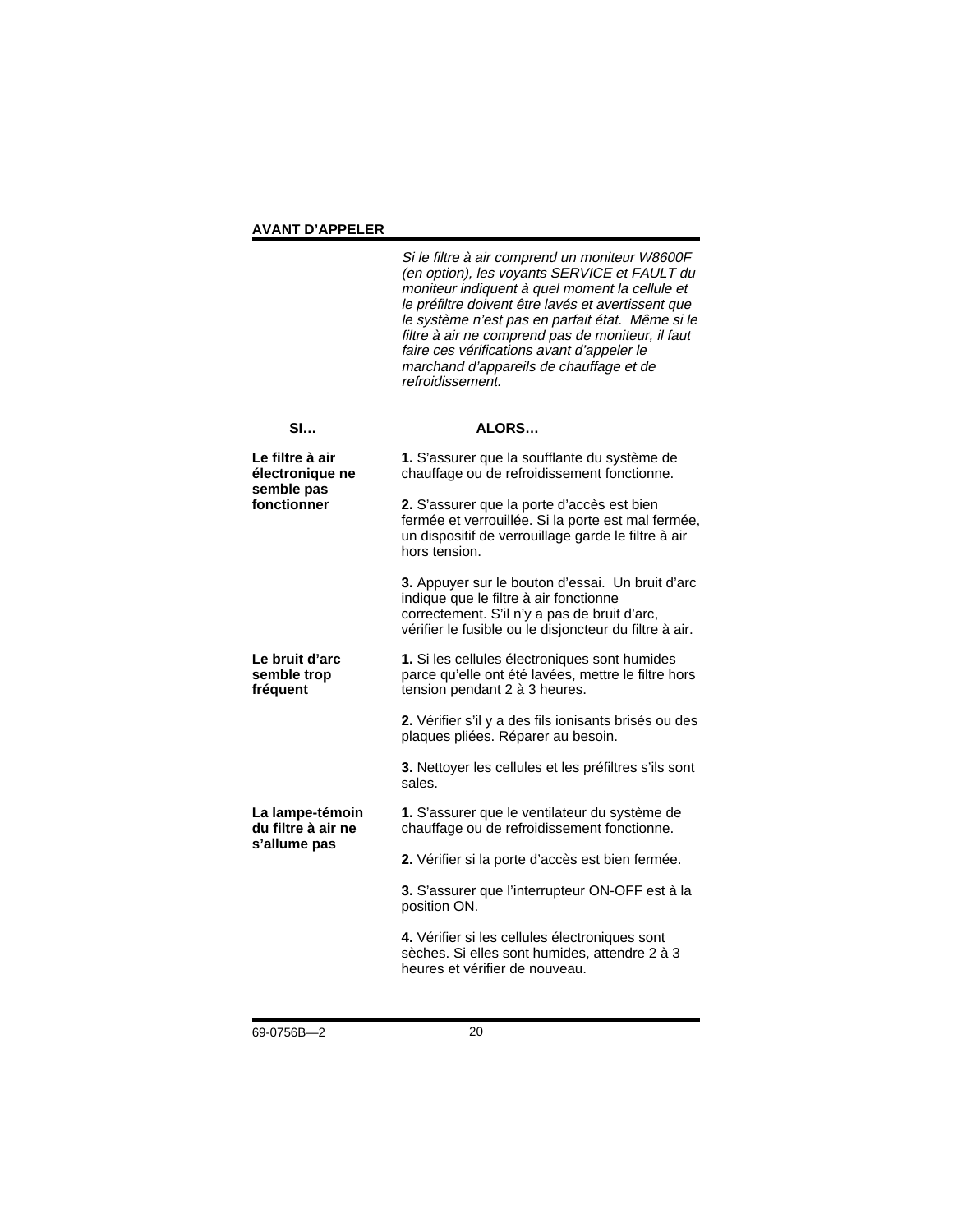## AVANT D'APPELER

*Si le filtre à air comprend un moniteur W8600F (en option), les voyants SERVICE et FAULT du moniteur indiquent à quel moment la cellule et le préfiltre doivent être lavés et avertissent que le système n'est pas en parfait état. Même si le filtre à air ne comprend pas de moniteur, il faut faire ces vérifications avant d'appeler le marchand d'appareils de chauffage et de refroidissement.*

| SI… | ALORS… |
|---|---|
| **Le filtre à air électronique ne semble pas fonctionner** | **1.** S'assurer que la soufflante du système de chauffage ou de refroidissement fonctionne.<br><br>**2.** S'assurer que la porte d'accès est bien fermée et verrouillée. Si la porte est mal fermée, un dispositif de verrouillage garde le filtre à air hors tension.<br><br>**3.** Appuyer sur le bouton d'essai. Un bruit d'arc indique que le filtre à air fonctionne correctement. S'il n'y a pas de bruit d'arc, vérifier le fusible ou le disjoncteur du filtre à air. |
| **Le bruit d'arc semble trop fréquent** | **1.** Si les cellules électroniques sont humides parce qu'elle ont été lavées, mettre le filtre hors tension pendant 2 à 3 heures.<br><br>**2.** Vérifier s'il y a des fils ionisants brisés ou des plaques pliées. Réparer au besoin.<br><br>**3.** Nettoyer les cellules et les préfiltres s'ils sont sales. |
| **La lampe-témoin du filtre à air ne s'allume pas** | **1.** S'assurer que le ventilateur du système de chauffage ou de refroidissement fonctionne.<br><br>**2.** Vérifier si la porte d'accès est bien fermée.<br><br>**3.** S'assurer que l'interrupteur ON-OFF est à la position ON.<br><br>**4.** Vérifier si les cellules électroniques sont sèches. Si elles sont humides, attendre 2 à 3 heures et vérifier de nouveau. |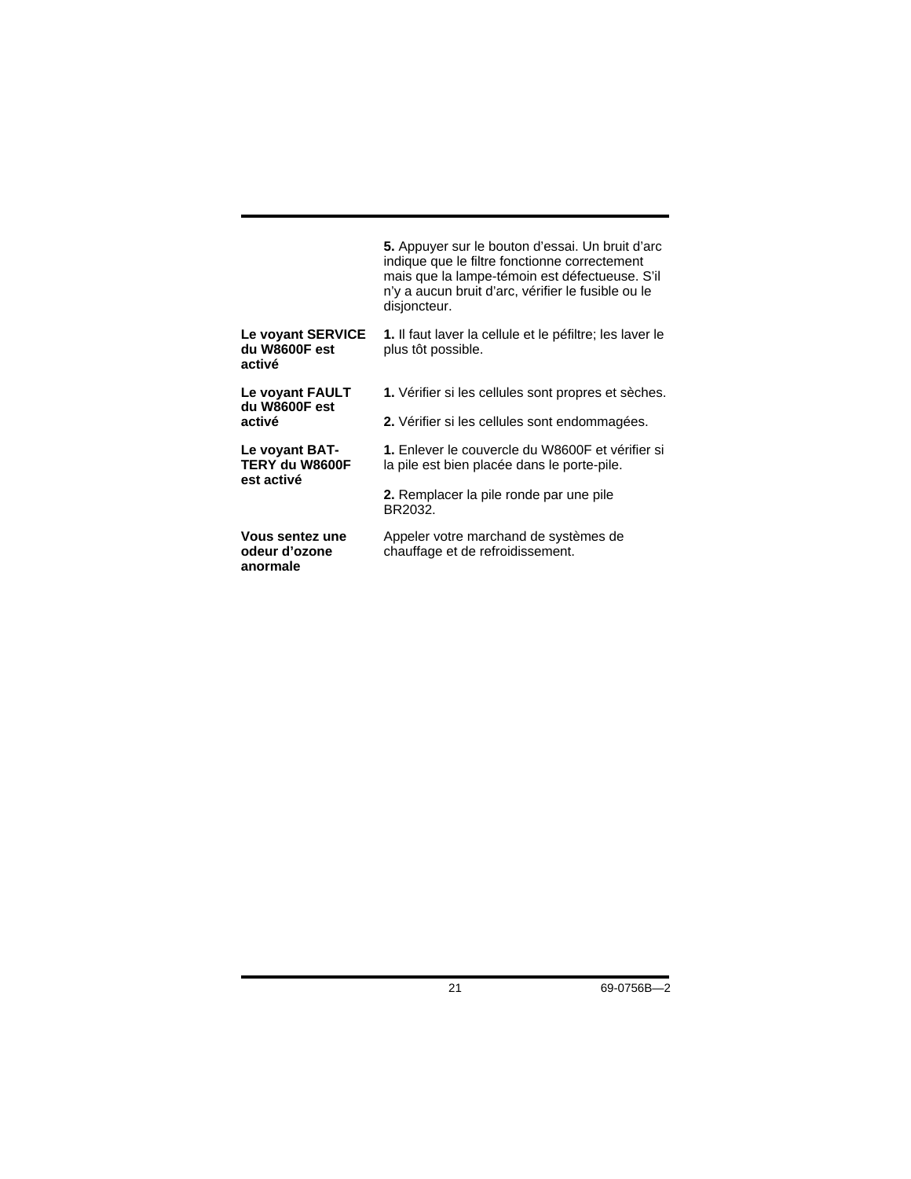| | |
|---|---|
| | **5.** Appuyer sur le bouton d'essai. Un bruit d'arc indique que le filtre fonctionne correctement mais que la lampe-témoin est défectueuse. S'il n'y a aucun bruit d'arc, vérifier le fusible ou le disjoncteur. |
| **Le voyant SERVICE du W8600F est activé** | **1.** Il faut laver la cellule et le péfiltre; les laver le plus tôt possible. |
| **Le voyant FAULT du W8600F est activé** | **1.** Vérifier si les cellules sont propres et sèches.<br><br>**2.** Vérifier si les cellules sont endommagées. |
| **Le voyant BAT-TERY du W8600F est activé** | **1.** Enlever le couvercle du W8600F et vérifier si la pile est bien placée dans le porte-pile.<br><br>**2.** Remplacer la pile ronde par une pile BR2032. |
| **Vous sentez une odeur d'ozone anormale** | Appeler votre marchand de systèmes de chauffage et de refroidissement. |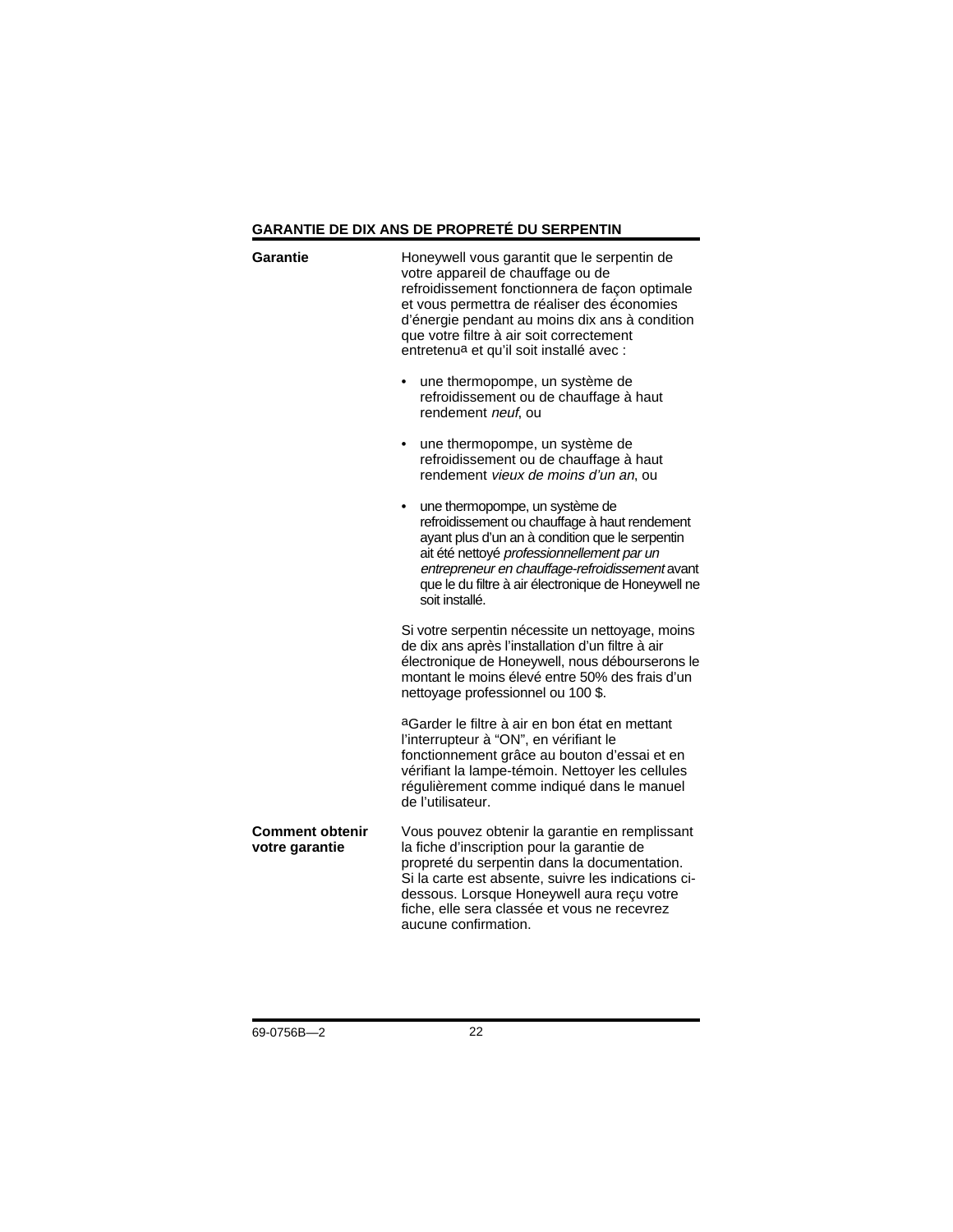## GARANTIE DE DIX ANS DE PROPRETÉ DU SERPENTIN

**Garantie**

Honeywell vous garantit que le serpentin de votre appareil de chauffage ou de refroidissement fonctionnera de façon optimale et vous permettra de réaliser des économies d'énergie pendant au moins dix ans à condition que votre filtre à air soit correctement entretenu[a] et qu'il soit installé avec :

- une thermopompe, un système de refroidissement ou de chauffage à haut rendement *neuf*, ou
- une thermopompe, un système de refroidissement ou de chauffage à haut rendement *vieux de moins d'un an*, ou
- une thermopompe, un système de refroidissement ou chauffage à haut rendement ayant plus d'un an à condition que le serpentin ait été nettoyé *professionnellement par un entrepreneur en chauffage-refroidissement* avant que le du filtre à air électronique de Honeywell ne soit installé.

Si votre serpentin nécessite un nettoyage, moins de dix ans après l'installation d'un filtre à air électronique de Honeywell, nous débourserons le montant le moins élevé entre 50% des frais d'un nettoyage professionnel ou 100 $.

[a]Garder le filtre à air en bon état en mettant l'interrupteur à "ON", en vérifiant le fonctionnement grâce au bouton d'essai et en vérifiant la lampe-témoin. Nettoyer les cellules régulièrement comme indiqué dans le manuel de l'utilisateur.

**Comment obtenir votre garantie**

Vous pouvez obtenir la garantie en remplissant la fiche d'inscription pour la garantie de propreté du serpentin dans la documentation. Si la carte est absente, suivre les indications ci-dessous. Lorsque Honeywell aura reçu votre fiche, elle sera classée et vous ne recevrez aucune confirmation.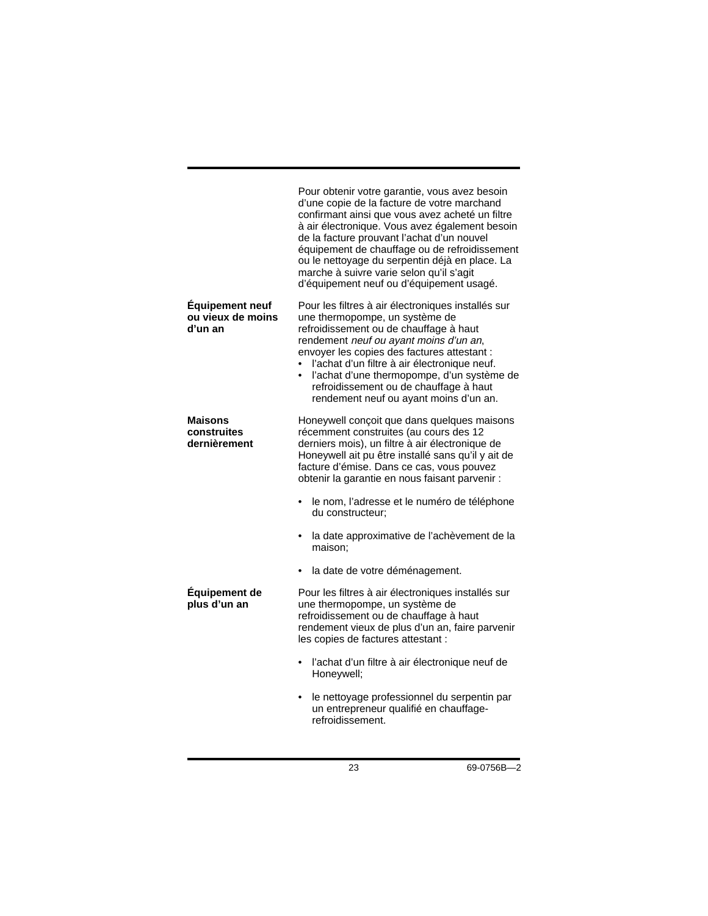Pour obtenir votre garantie, vous avez besoin d'une copie de la facture de votre marchand confirmant ainsi que vous avez acheté un filtre à air électronique. Vous avez également besoin de la facture prouvant l'achat d'un nouvel équipement de chauffage ou de refroidissement ou le nettoyage du serpentin déjà en place. La marche à suivre varie selon qu'il s'agit d'équipement neuf ou d'équipement usagé.

**Équipement neuf ou vieux de moins d'un an**

Pour les filtres à air électroniques installés sur une thermopompe, un système de refroidissement ou de chauffage à haut rendement *neuf ou ayant moins d'un an*, envoyer les copies des factures attestant :

- l'achat d'un filtre à air électronique neuf.
- l'achat d'une thermopompe, d'un système de refroidissement ou de chauffage à haut rendement neuf ou ayant moins d'un an.

**Maisons construites dernièrement**

Honeywell conçoit que dans quelques maisons récemment construites (au cours des 12 derniers mois), un filtre à air électronique de Honeywell ait pu être installé sans qu'il y ait de facture d'émise. Dans ce cas, vous pouvez obtenir la garantie en nous faisant parvenir :

- le nom, l'adresse et le numéro de téléphone du constructeur;
- la date approximative de l'achèvement de la maison;
- la date de votre déménagement.

**Équipement de plus d'un an**

Pour les filtres à air électroniques installés sur une thermopompe, un système de refroidissement ou de chauffage à haut rendement vieux de plus d'un an, faire parvenir les copies de factures attestant :

- l'achat d'un filtre à air électronique neuf de Honeywell;
- le nettoyage professionnel du serpentin par un entrepreneur qualifié en chauffage-refroidissement.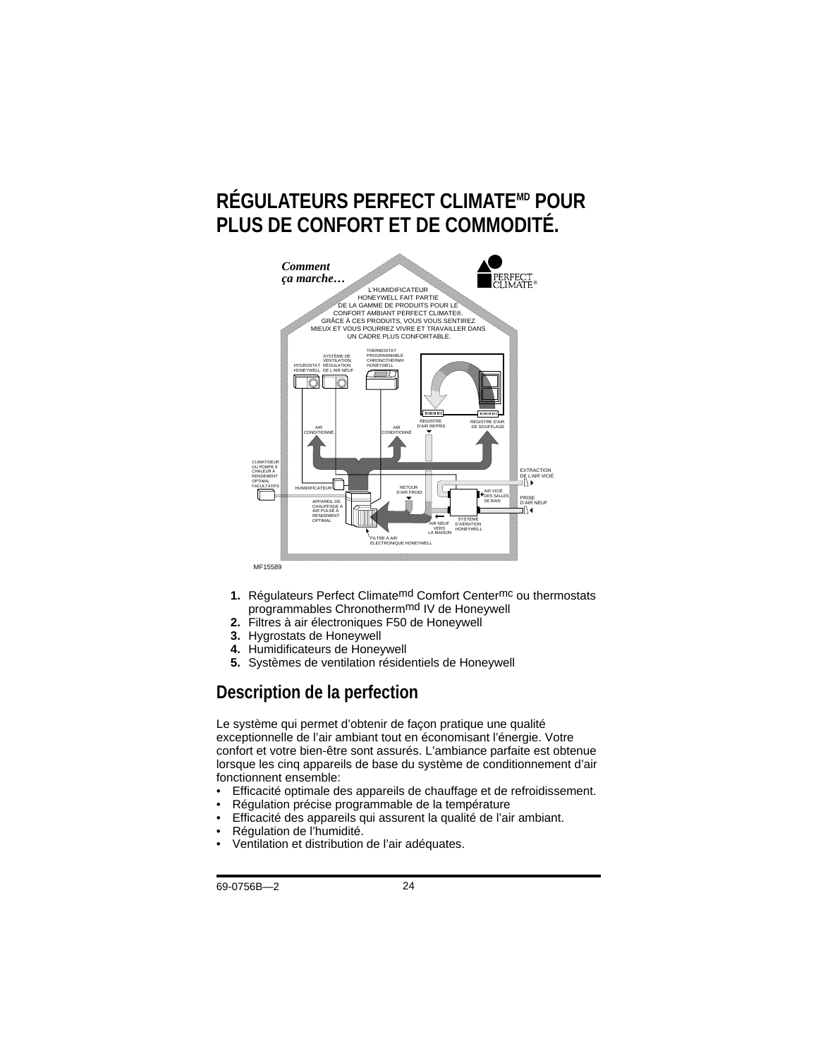# RÉGULATEURS PERFECT CLIMATE[MD] POUR PLUS DE CONFORT ET DE COMMODITÉ.

*Comment ça marche…*

L'HUMIDIFICATEUR HONEYWELL FAIT PARTIE DE LA GAMME DE PRODUITS POUR LE CONFORT AMBIANT PERFECT CLIMATE®. GRÂCE À CES PRODUITS, VOUS VOUS SENTIREZ MIEUX ET VOUS POURREZ VIVRE ET TRAVAILLER DANS UN CADRE PLUS CONFORTABLE.

HYGROSTAT HONEYWELL — SYSTÈME DE VENTILATION, RÉGULATION DE L'AIR NEUF — THERMOSTAT PROGRAMMABLE CHRONOTHERM® HONEYWELL — REGISTRE D'AIR REPRIS — REGISTRE D'AIR DE SOUFFLAGE — AIR CONDITIONNÉ — AIR CONDITIONNÉ — CLIMATISEUR OU POMPE À CHALEUR À RENDEMENT OPTIMAL FACULTATIFS — HUMIDIFICATEUR — RETOUR D'AIR FROID — APPAREIL DE CHAUFFAGE À AIR PULSÉ À RENDEMENT OPTIMAL — EXTRACTION DE L'AIR VICIÉ — AIR VICIÉ DES SALLES DE BAIN — PRISE D'AIR NEUF — AIR NEUF VERS LA MAISON — SYSTÈME D'AÉRATION HONEYWELL — FILTRE À AIR ÉLECTRONIQUE HONEYWELL

MF15589

1. Régulateurs Perfect Climate[md] Comfort Center[mc] ou thermostats programmables Chronotherm[md] IV de Honeywell
2. Filtres à air électroniques F50 de Honeywell
3. Hygrostats de Honeywell
4. Humidificateurs de Honeywell
5. Systèmes de ventilation résidentiels de Honeywell

## Description de la perfection

Le système qui permet d'obtenir de façon pratique une qualité exceptionnelle de l'air ambiant tout en économisant l'énergie. Votre confort et votre bien-être sont assurés. L'ambiance parfaite est obtenue lorsque les cinq appareils de base du système de conditionnement d'air fonctionnent ensemble:

- Efficacité optimale des appareils de chauffage et de refroidissement.
- Régulation précise programmable de la température
- Efficacité des appareils qui assurent la qualité de l'air ambiant.
- Régulation de l'humidité.
- Ventilation et distribution de l'air adéquates.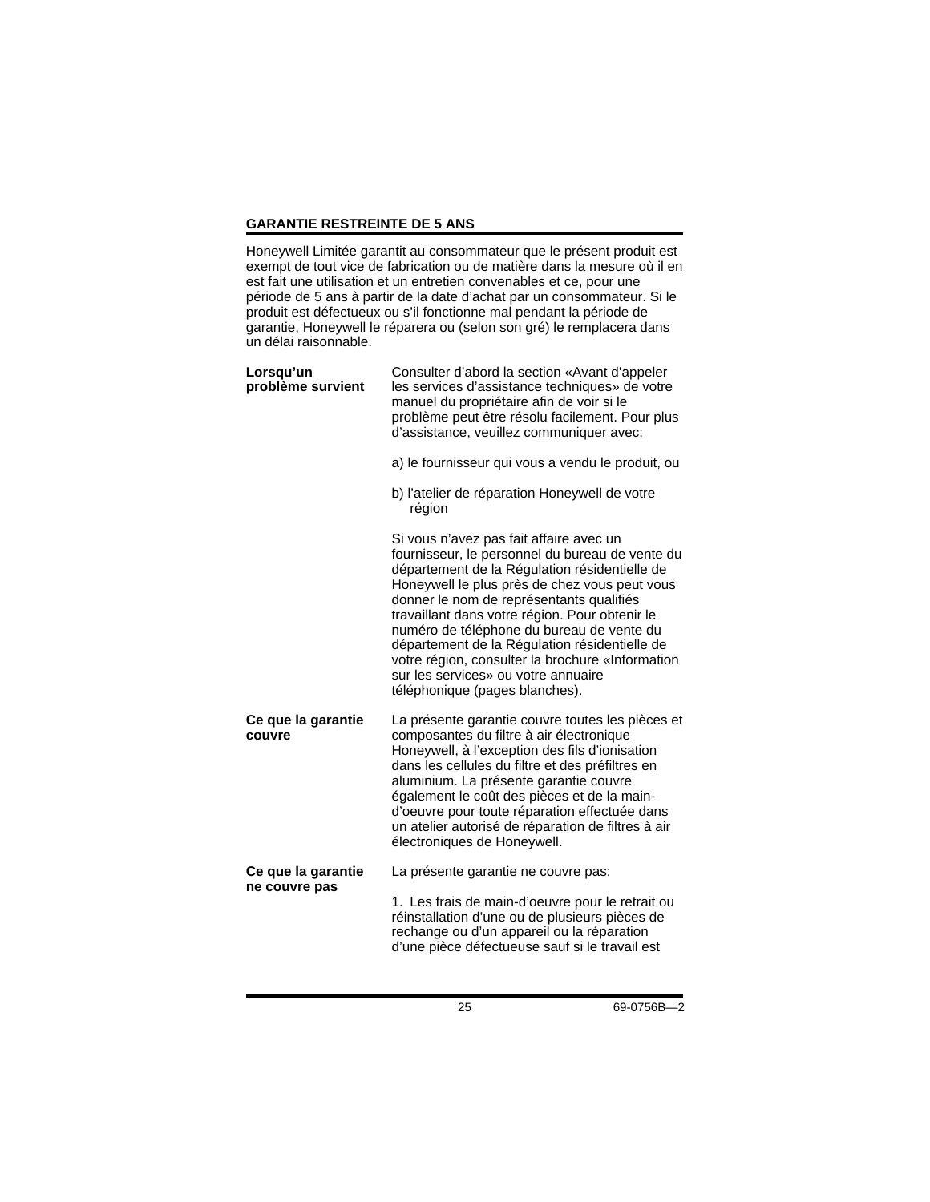## GARANTIE RESTREINTE DE 5 ANS

Honeywell Limitée garantit au consommateur que le présent produit est exempt de tout vice de fabrication ou de matière dans la mesure où il en est fait une utilisation et un entretien convenables et ce, pour une période de 5 ans à partir de la date d'achat par un consommateur. Si le produit est défectueux ou s'il fonctionne mal pendant la période de garantie, Honeywell le réparera ou (selon son gré) le remplacera dans un délai raisonnable.

**Lorsqu'un problème survient**

Consulter d'abord la section «Avant d'appeler les services d'assistance techniques» de votre manuel du propriétaire afin de voir si le problème peut être résolu facilement. Pour plus d'assistance, veuillez communiquer avec:

a) le fournisseur qui vous a vendu le produit, ou

b) l'atelier de réparation Honeywell de votre région

Si vous n'avez pas fait affaire avec un fournisseur, le personnel du bureau de vente du département de la Régulation résidentielle de Honeywell le plus près de chez vous peut vous donner le nom de représentants qualifiés travaillant dans votre région. Pour obtenir le numéro de téléphone du bureau de vente du département de la Régulation résidentielle de votre région, consulter la brochure «Information sur les services» ou votre annuaire téléphonique (pages blanches).

**Ce que la garantie couvre**

La présente garantie couvre toutes les pièces et composantes du filtre à air électronique Honeywell, à l'exception des fils d'ionisation dans les cellules du filtre et des préfiltres en aluminium. La présente garantie couvre également le coût des pièces et de la main-d'oeuvre pour toute réparation effectuée dans un atelier autorisé de réparation de filtres à air électroniques de Honeywell.

**Ce que la garantie ne couvre pas**

La présente garantie ne couvre pas:

1. Les frais de main-d'oeuvre pour le retrait ou réinstallation d'une ou de plusieurs pièces de rechange ou d'un appareil ou la réparation d'une pièce défectueuse sauf si le travail est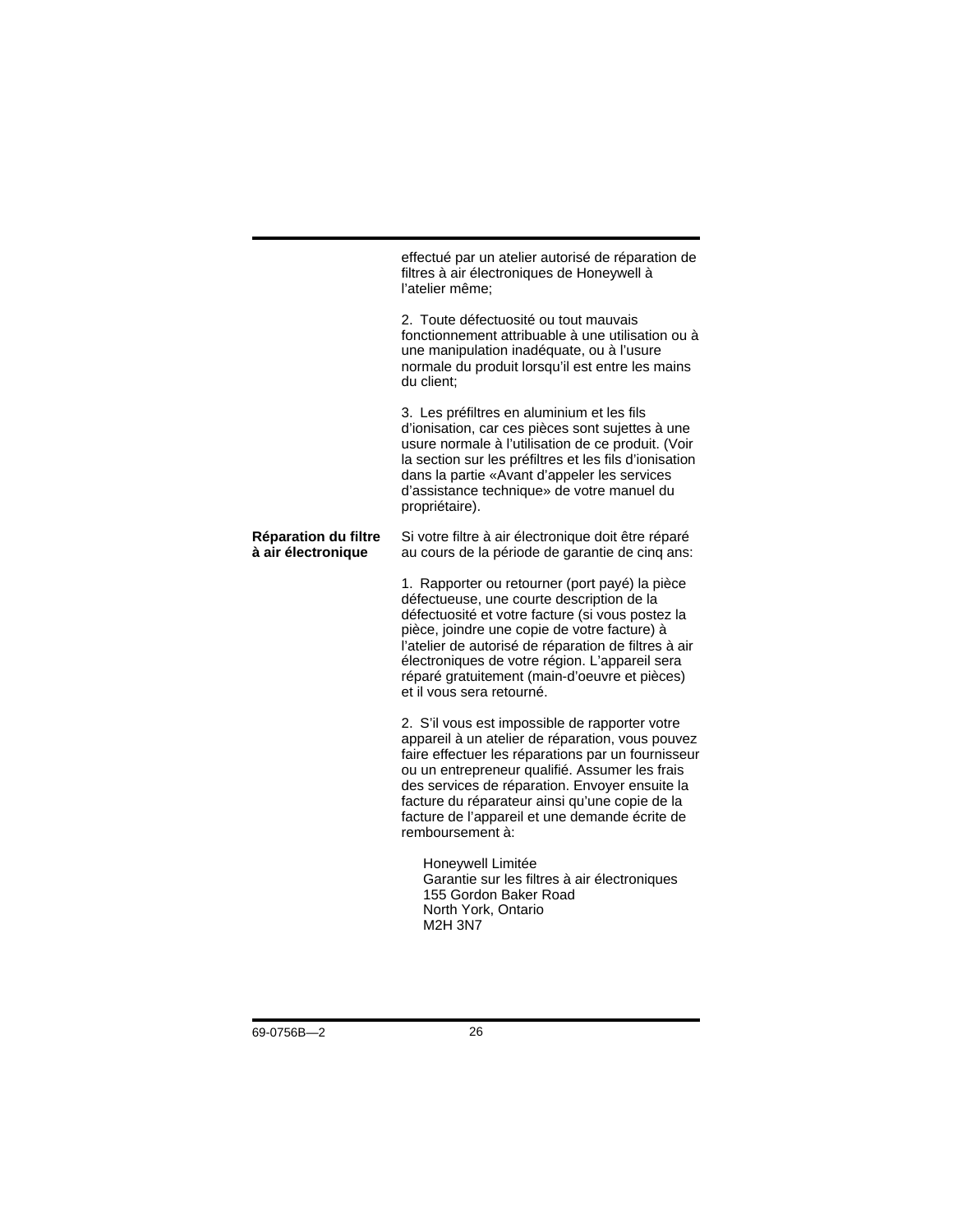effectué par un atelier autorisé de réparation de filtres à air électroniques de Honeywell à l’atelier même;

2. Toute défectuosité ou tout mauvais fonctionnement attribuable à une utilisation ou à une manipulation inadéquate, ou à l’usure normale du produit lorsqu’il est entre les mains du client;

3. Les préfiltres en aluminium et les fils d’ionisation, car ces pièces sont sujettes à une usure normale à l’utilisation de ce produit. (Voir la section sur les préfiltres et les fils d’ionisation dans la partie «Avant d’appeler les services d’assistance technique» de votre manuel du propriétaire).

**Réparation du filtre à air électronique**

Si votre filtre à air électronique doit être réparé au cours de la période de garantie de cinq ans:

1. Rapporter ou retourner (port payé) la pièce défectueuse, une courte description de la défectuosité et votre facture (si vous postez la pièce, joindre une copie de votre facture) à l’atelier de autorisé de réparation de filtres à air électroniques de votre région. L’appareil sera réparé gratuitement (main-d’oeuvre et pièces) et il vous sera retourné.

2. S’il vous est impossible de rapporter votre appareil à un atelier de réparation, vous pouvez faire effectuer les réparations par un fournisseur ou un entrepreneur qualifié. Assumer les frais des services de réparation. Envoyer ensuite la facture du réparateur ainsi qu’une copie de la facture de l’appareil et une demande écrite de remboursement à:

Honeywell Limitée
Garantie sur les filtres à air électroniques
155 Gordon Baker Road
North York, Ontario
M2H 3N7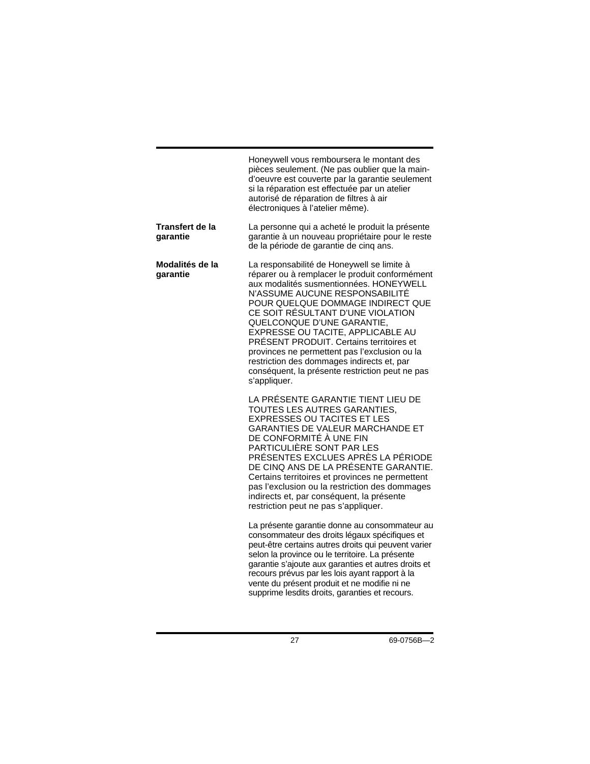Honeywell vous remboursera le montant des pièces seulement. (Ne pas oublier que la main-d'oeuvre est couverte par la garantie seulement si la réparation est effectuée par un atelier autorisé de réparation de filtres à air électroniques à l'atelier même).

**Transfert de la garantie**

La personne qui a acheté le produit la présente garantie à un nouveau propriétaire pour le reste de la période de garantie de cinq ans.

**Modalités de la garantie**

La responsabilité de Honeywell se limite à réparer ou à remplacer le produit conformément aux modalités susmentionnées. HONEYWELL N'ASSUME AUCUNE RESPONSABILITÉ POUR QUELQUE DOMMAGE INDIRECT QUE CE SOIT RÉSULTANT D'UNE VIOLATION QUELCONQUE D'UNE GARANTIE, EXPRESSE OU TACITE, APPLICABLE AU PRÉSENT PRODUIT. Certains territoires et provinces ne permettent pas l'exclusion ou la restriction des dommages indirects et, par conséquent, la présente restriction peut ne pas s'appliquer.

LA PRÉSENTE GARANTIE TIENT LIEU DE TOUTES LES AUTRES GARANTIES, EXPRESSES OU TACITES ET LES GARANTIES DE VALEUR MARCHANDE ET DE CONFORMITÉ À UNE FIN PARTICULIÈRE SONT PAR LES PRÉSENTES EXCLUES APRÈS LA PÉRIODE DE CINQ ANS DE LA PRÉSENTE GARANTIE. Certains territoires et provinces ne permettent pas l'exclusion ou la restriction des dommages indirects et, par conséquent, la présente restriction peut ne pas s'appliquer.

La présente garantie donne au consommateur au consommateur des droits légaux spécifiques et peut-être certains autres droits qui peuvent varier selon la province ou le territoire. La présente garantie s'ajoute aux garanties et autres droits et recours prévus par les lois ayant rapport à la vente du présent produit et ne modifie ni ne supprime lesdits droits, garanties et recours.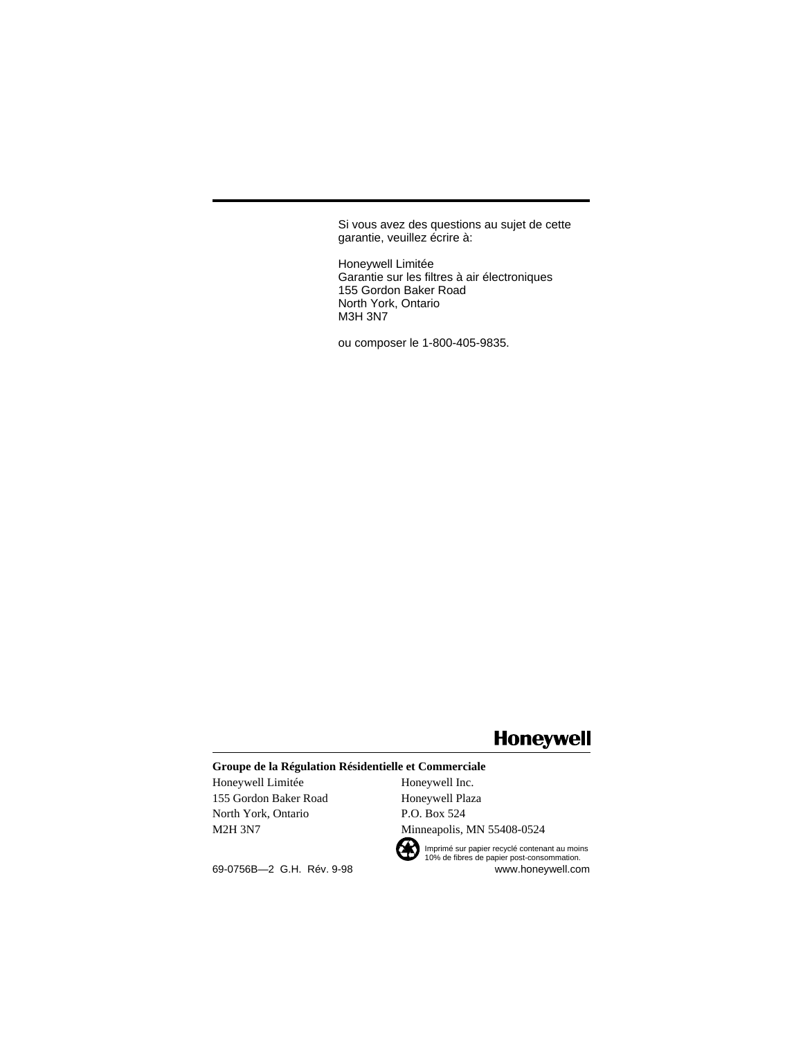Si vous avez des questions au sujet de cette garantie, veuillez écrire à:

Honeywell Limitée
Garantie sur les filtres à air électroniques
155 Gordon Baker Road
North York, Ontario
M3H 3N7

ou composer le 1-800-405-9835.

Honeywell

**Groupe de la Régulation Résidentielle et Commerciale**

Honeywell Limitée
155 Gordon Baker Road
North York, Ontario
M2H 3N7

Honeywell Inc.
Honeywell Plaza
P.O. Box 524
Minneapolis, MN 55408-0524

Imprimé sur papier recyclé contenant au moins 10% de fibres de papier post-consommation.

69-0756B—2 G.H. Rév. 9-98

www.honeywell.com